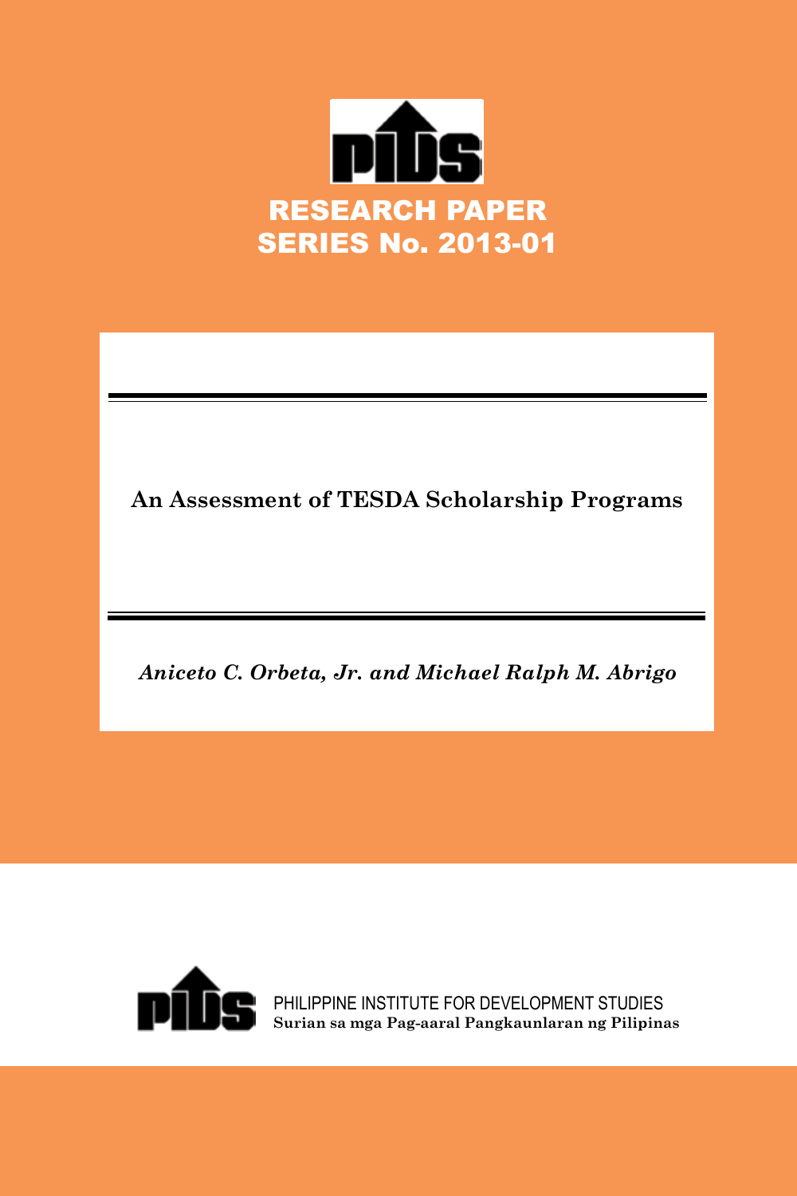PIDS

RESEARCH PAPER
SERIES No. 2013-01

# An Assessment of TESDA Scholarship Programs

*Aniceto C. Orbeta, Jr. and Michael Ralph M. Abrigo*

PHILIPPINE INSTITUTE FOR DEVELOPMENT STUDIES
**Surian sa mga Pag-aaral Pangkaunlaran ng Pilipinas**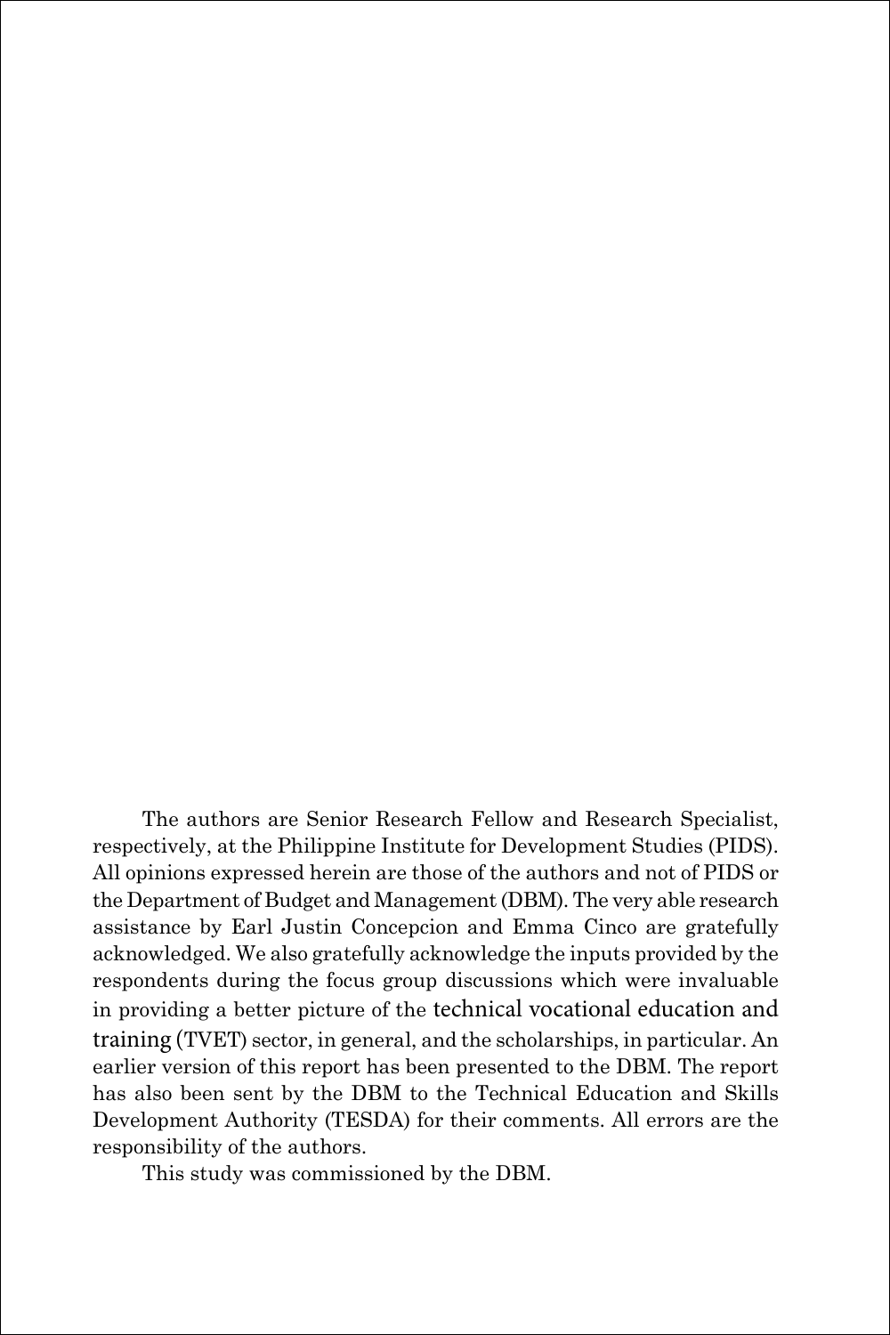The authors are Senior Research Fellow and Research Specialist, respectively, at the Philippine Institute for Development Studies (PIDS). All opinions expressed herein are those of the authors and not of PIDS or the Department of Budget and Management (DBM). The very able research assistance by Earl Justin Concepcion and Emma Cinco are gratefully acknowledged. We also gratefully acknowledge the inputs provided by the respondents during the focus group discussions which were invaluable in providing a better picture of the technical vocational education and training (TVET) sector, in general, and the scholarships, in particular. An earlier version of this report has been presented to the DBM. The report has also been sent by the DBM to the Technical Education and Skills Development Authority (TESDA) for their comments. All errors are the responsibility of the authors.

This study was commissioned by the DBM.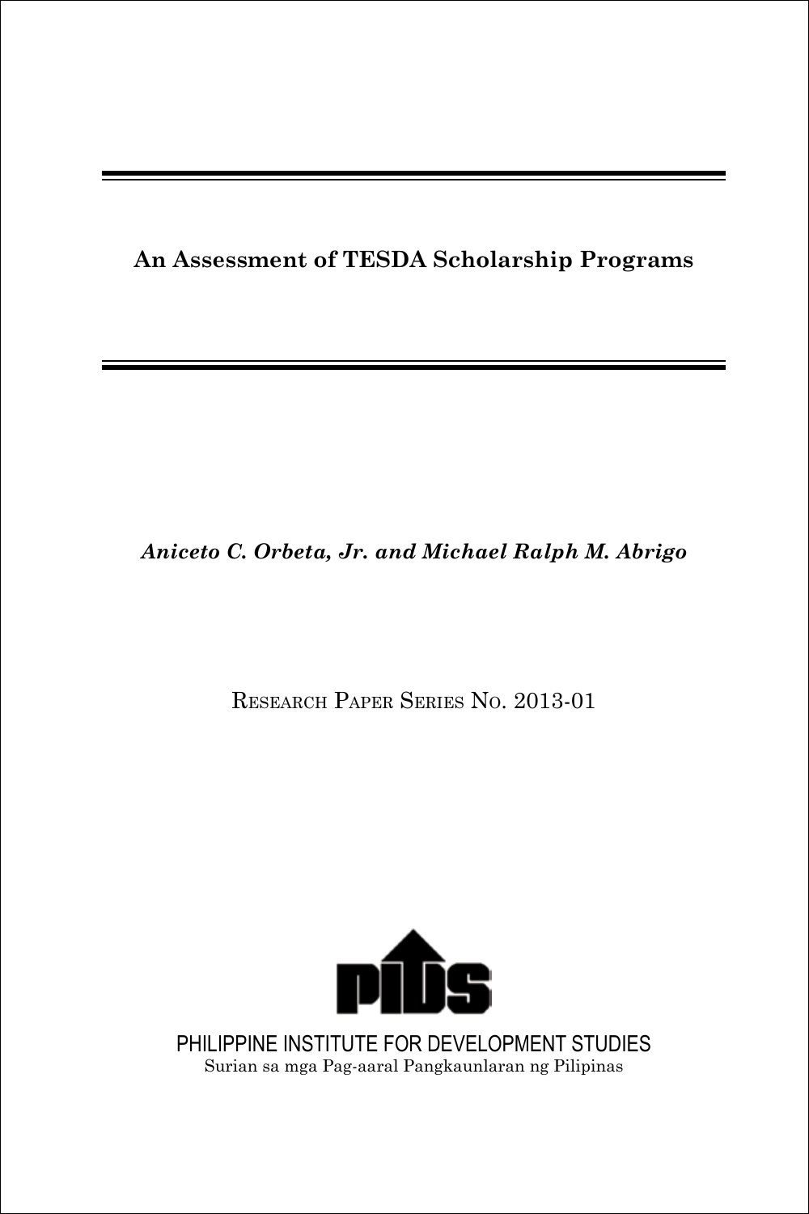# An Assessment of TESDA Scholarship Programs

***Aniceto C. Orbeta, Jr. and Michael Ralph M. Abrigo***

RESEARCH PAPER SERIES NO. 2013-01

PHILIPPINE INSTITUTE FOR DEVELOPMENT STUDIES

Surian sa mga Pag-aaral Pangkaunlaran ng Pilipinas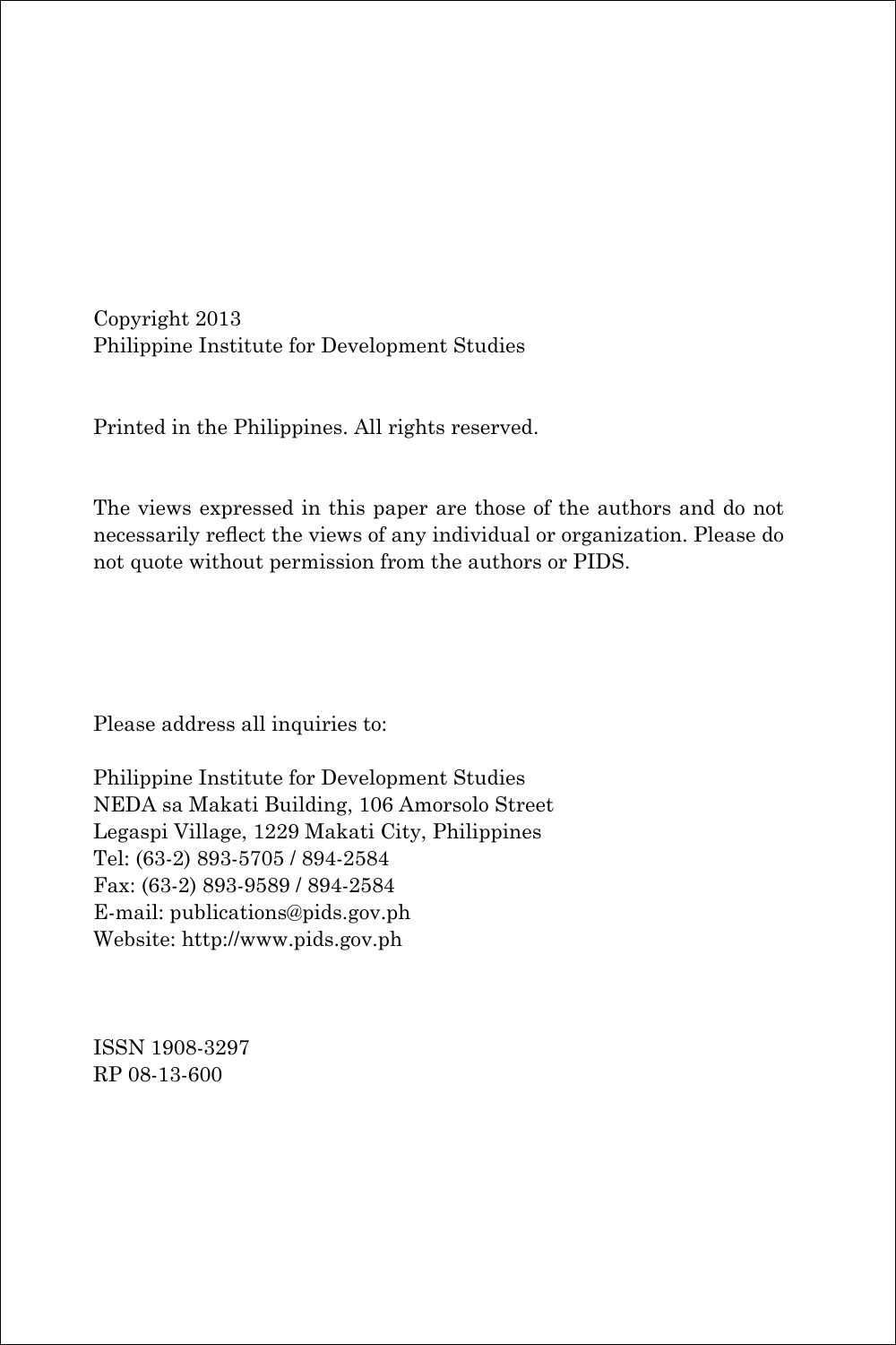Copyright 2013
Philippine Institute for Development Studies

Printed in the Philippines. All rights reserved.

The views expressed in this paper are those of the authors and do not necessarily reflect the views of any individual or organization. Please do not quote without permission from the authors or PIDS.

Please address all inquiries to:

Philippine Institute for Development Studies
NEDA sa Makati Building, 106 Amorsolo Street
Legaspi Village, 1229 Makati City, Philippines
Tel: (63-2) 893-5705 / 894-2584
Fax: (63-2) 893-9589 / 894-2584
E-mail: publications@pids.gov.ph
Website: http://www.pids.gov.ph

ISSN 1908-3297
RP 08-13-600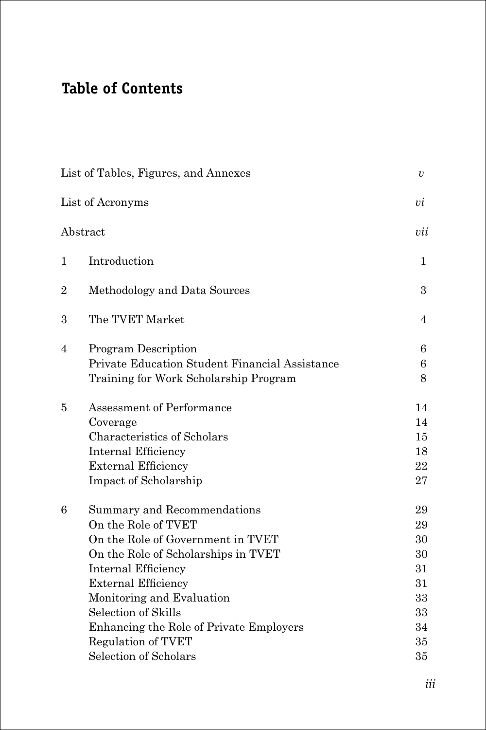# Table of Contents

| | | |
|---|---|---|
| List of Tables, Figures, and Annexes | | *v* |
| List of Acronyms | | *vi* |
| Abstract | | *vii* |
| 1 | Introduction | 1 |
| 2 | Methodology and Data Sources | 3 |
| 3 | The TVET Market | 4 |
| 4 | Program Description | 6 |
| | Private Education Student Financial Assistance | 6 |
| | Training for Work Scholarship Program | 8 |
| 5 | Assessment of Performance | 14 |
| | Coverage | 14 |
| | Characteristics of Scholars | 15 |
| | Internal Efficiency | 18 |
| | External Efficiency | 22 |
| | Impact of Scholarship | 27 |
| 6 | Summary and Recommendations | 29 |
| | On the Role of TVET | 29 |
| | On the Role of Government in TVET | 30 |
| | On the Role of Scholarships in TVET | 30 |
| | Internal Efficiency | 31 |
| | External Efficiency | 31 |
| | Monitoring and Evaluation | 33 |
| | Selection of Skills | 33 |
| | Enhancing the Role of Private Employers | 34 |
| | Regulation of TVET | 35 |
| | Selection of Scholars | 35 |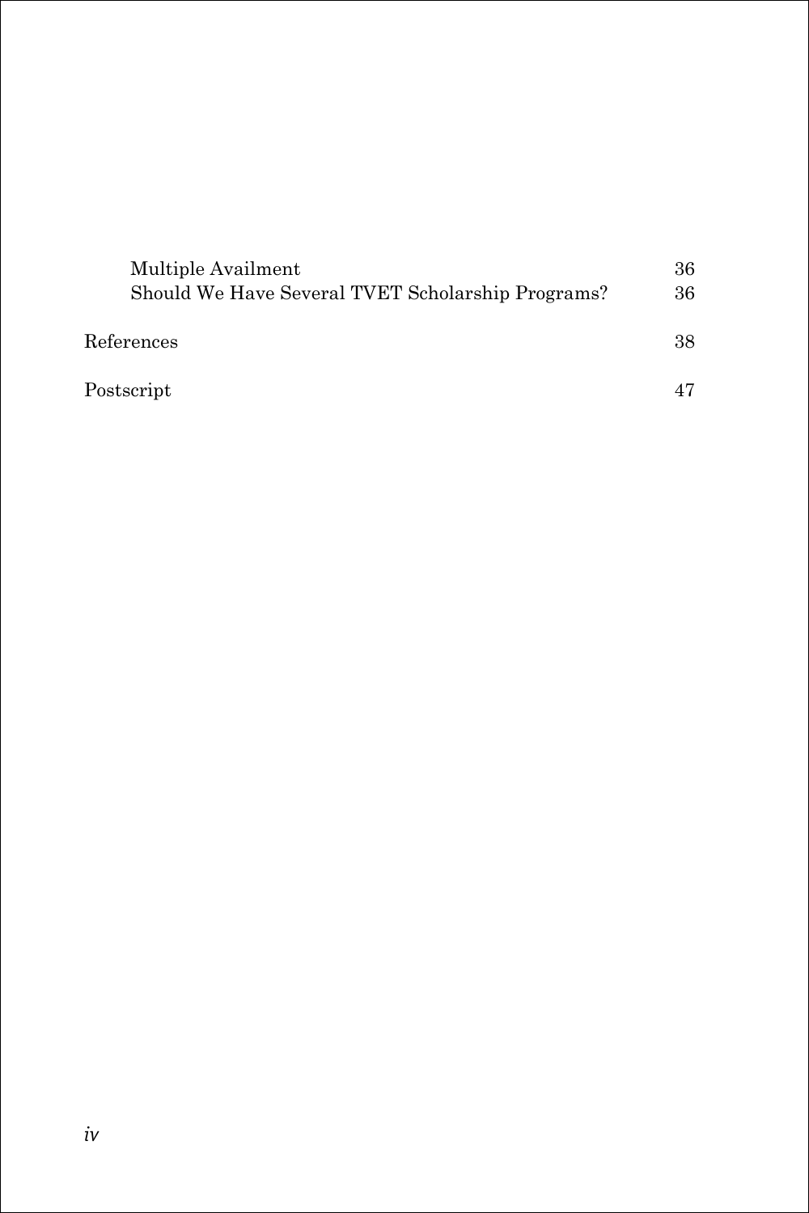Multiple Availment 36

Should We Have Several TVET Scholarship Programs? 36

References 38

Postscript 47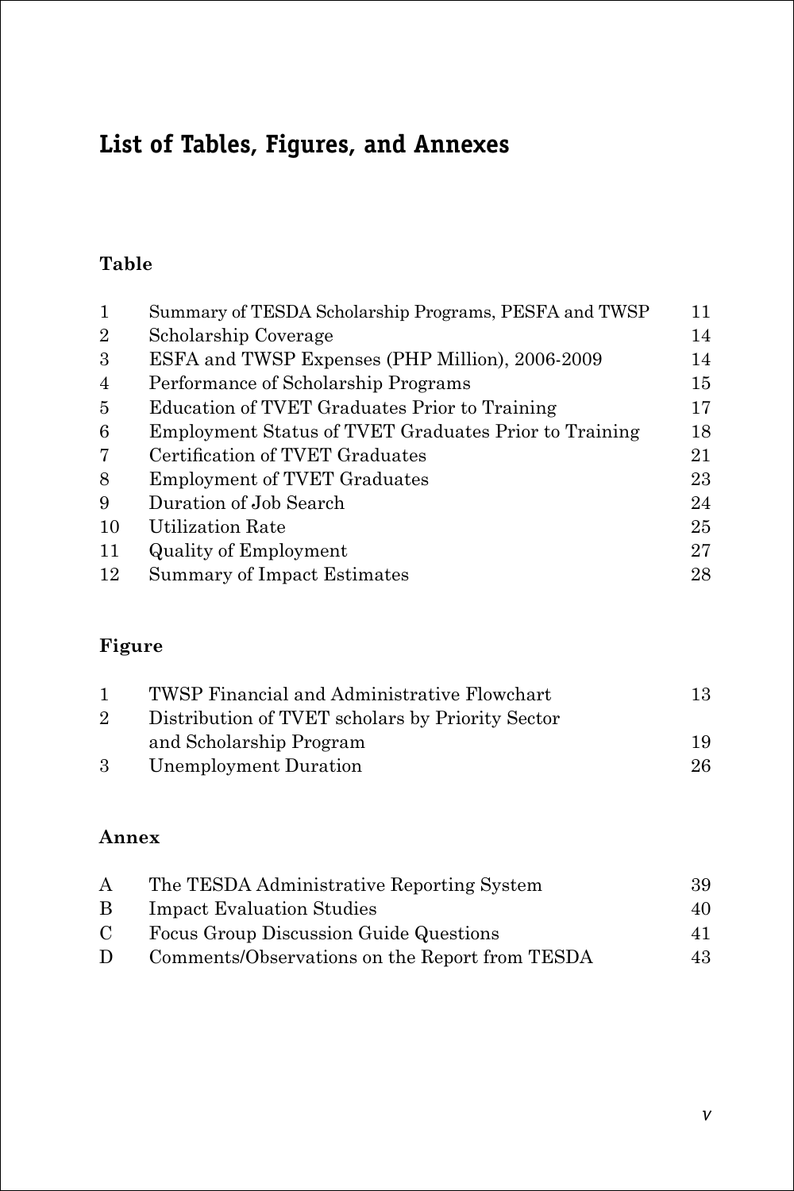# List of Tables, Figures, and Annexes

## Table

| | | |
|---|---|---|
| 1 | Summary of TESDA Scholarship Programs, PESFA and TWSP | 11 |
| 2 | Scholarship Coverage | 14 |
| 3 | ESFA and TWSP Expenses (PHP Million), 2006-2009 | 14 |
| 4 | Performance of Scholarship Programs | 15 |
| 5 | Education of TVET Graduates Prior to Training | 17 |
| 6 | Employment Status of TVET Graduates Prior to Training | 18 |
| 7 | Certification of TVET Graduates | 21 |
| 8 | Employment of TVET Graduates | 23 |
| 9 | Duration of Job Search | 24 |
| 10 | Utilization Rate | 25 |
| 11 | Quality of Employment | 27 |
| 12 | Summary of Impact Estimates | 28 |

## Figure

| | | |
|---|---|---|
| 1 | TWSP Financial and Administrative Flowchart | 13 |
| 2 | Distribution of TVET scholars by Priority Sector and Scholarship Program | 19 |
| 3 | Unemployment Duration | 26 |

## Annex

| | | |
|---|---|---|
| A | The TESDA Administrative Reporting System | 39 |
| B | Impact Evaluation Studies | 40 |
| C | Focus Group Discussion Guide Questions | 41 |
| D | Comments/Observations on the Report from TESDA | 43 |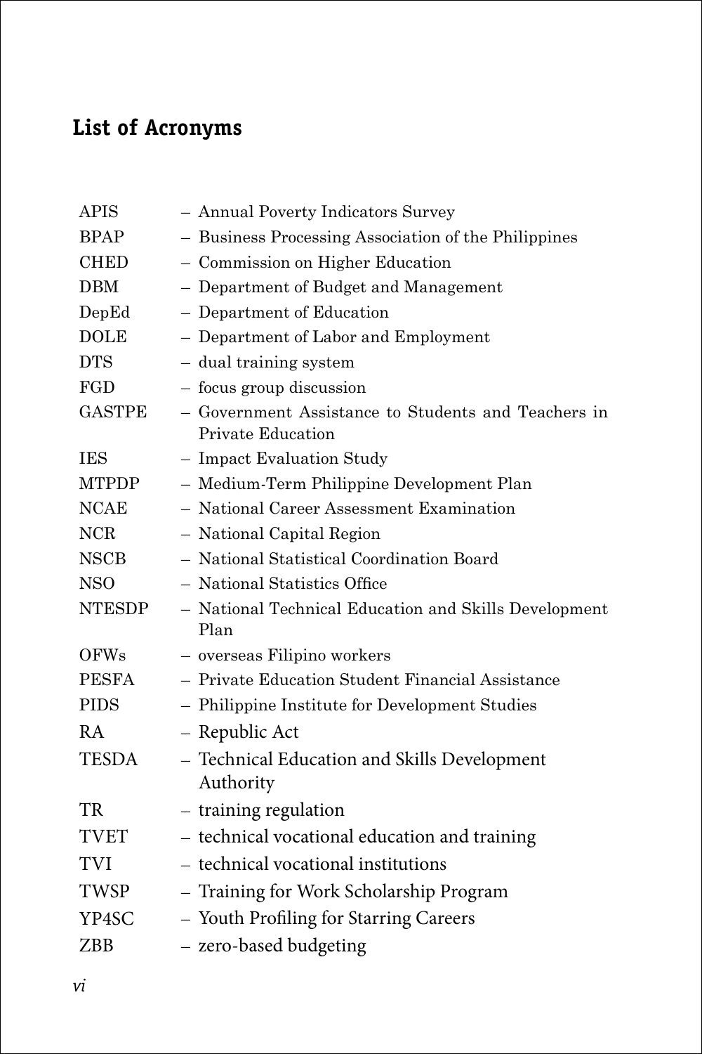## List of Acronyms

| | |
|---|---|
| APIS | – Annual Poverty Indicators Survey |
| BPAP | – Business Processing Association of the Philippines |
| CHED | – Commission on Higher Education |
| DBM | – Department of Budget and Management |
| DepEd | – Department of Education |
| DOLE | – Department of Labor and Employment |
| DTS | – dual training system |
| FGD | – focus group discussion |
| GASTPE | – Government Assistance to Students and Teachers in Private Education |
| IES | – Impact Evaluation Study |
| MTPDP | – Medium-Term Philippine Development Plan |
| NCAE | – National Career Assessment Examination |
| NCR | – National Capital Region |
| NSCB | – National Statistical Coordination Board |
| NSO | – National Statistics Office |
| NTESDP | – National Technical Education and Skills Development Plan |
| OFWs | – overseas Filipino workers |
| PESFA | – Private Education Student Financial Assistance |
| PIDS | – Philippine Institute for Development Studies |
| RA | – Republic Act |
| TESDA | – Technical Education and Skills Development Authority |
| TR | – training regulation |
| TVET | – technical vocational education and training |
| TVI | – technical vocational institutions |
| TWSP | – Training for Work Scholarship Program |
| YP4SC | – Youth Profiling for Starring Careers |
| ZBB | – zero-based budgeting |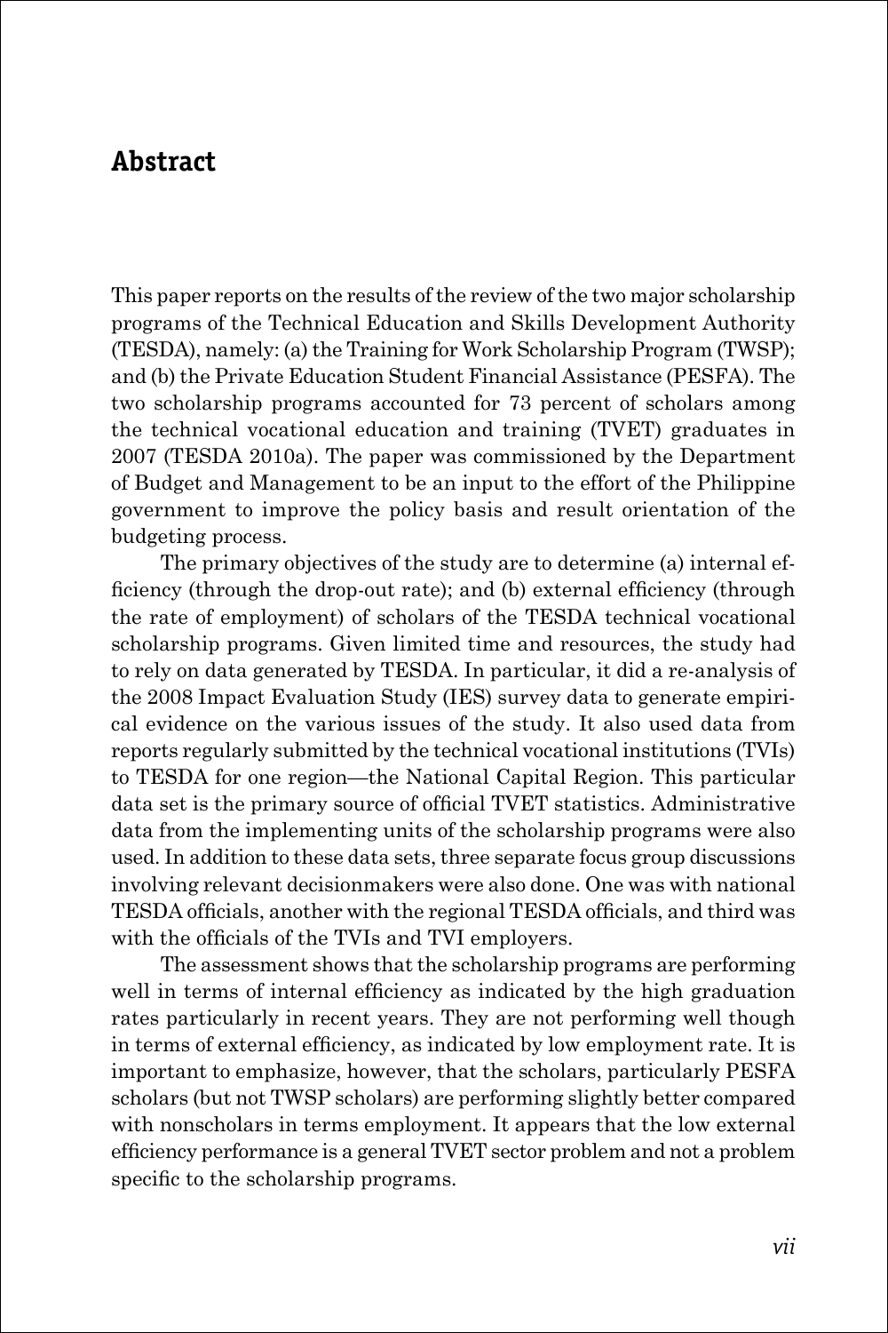## Abstract

This paper reports on the results of the review of the two major scholarship programs of the Technical Education and Skills Development Authority (TESDA), namely: (a) the Training for Work Scholarship Program (TWSP); and (b) the Private Education Student Financial Assistance (PESFA). The two scholarship programs accounted for 73 percent of scholars among the technical vocational education and training (TVET) graduates in 2007 (TESDA 2010a). The paper was commissioned by the Department of Budget and Management to be an input to the effort of the Philippine government to improve the policy basis and result orientation of the budgeting process.

The primary objectives of the study are to determine (a) internal efficiency (through the drop-out rate); and (b) external efficiency (through the rate of employment) of scholars of the TESDA technical vocational scholarship programs. Given limited time and resources, the study had to rely on data generated by TESDA. In particular, it did a re-analysis of the 2008 Impact Evaluation Study (IES) survey data to generate empirical evidence on the various issues of the study. It also used data from reports regularly submitted by the technical vocational institutions (TVIs) to TESDA for one region—the National Capital Region. This particular data set is the primary source of official TVET statistics. Administrative data from the implementing units of the scholarship programs were also used. In addition to these data sets, three separate focus group discussions involving relevant decisionmakers were also done. One was with national TESDA officials, another with the regional TESDA officials, and third was with the officials of the TVIs and TVI employers.

The assessment shows that the scholarship programs are performing well in terms of internal efficiency as indicated by the high graduation rates particularly in recent years. They are not performing well though in terms of external efficiency, as indicated by low employment rate. It is important to emphasize, however, that the scholars, particularly PESFA scholars (but not TWSP scholars) are performing slightly better compared with nonscholars in terms employment. It appears that the low external efficiency performance is a general TVET sector problem and not a problem specific to the scholarship programs.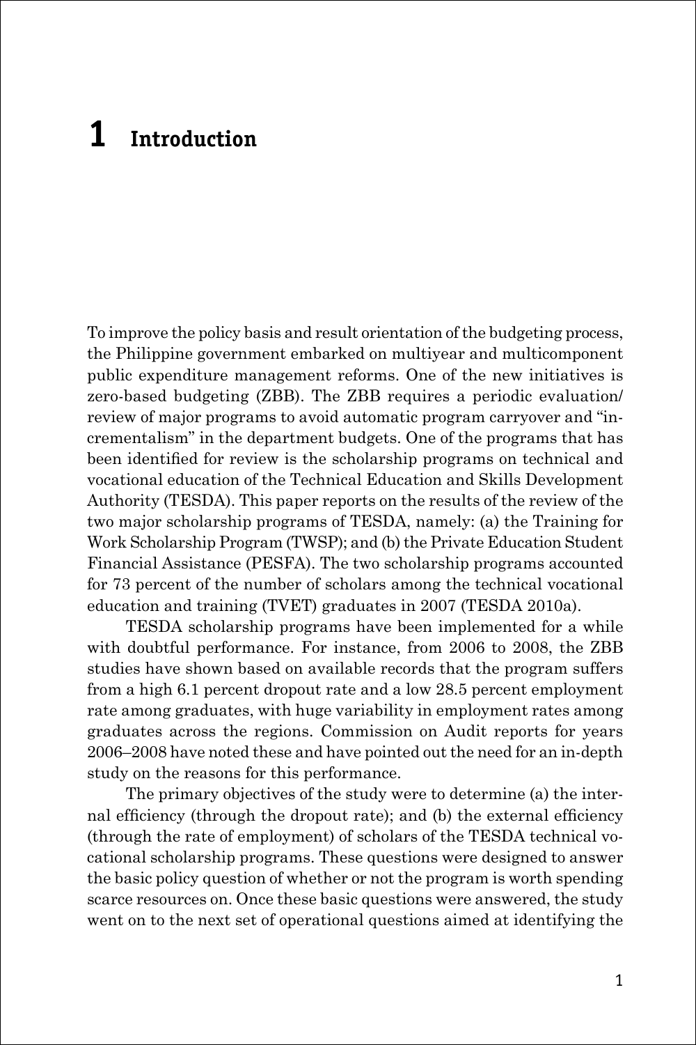# 1 Introduction

To improve the policy basis and result orientation of the budgeting process, the Philippine government embarked on multiyear and multicomponent public expenditure management reforms. One of the new initiatives is zero-based budgeting (ZBB). The ZBB requires a periodic evaluation/ review of major programs to avoid automatic program carryover and "incrementalism" in the department budgets. One of the programs that has been identified for review is the scholarship programs on technical and vocational education of the Technical Education and Skills Development Authority (TESDA). This paper reports on the results of the review of the two major scholarship programs of TESDA, namely: (a) the Training for Work Scholarship Program (TWSP); and (b) the Private Education Student Financial Assistance (PESFA). The two scholarship programs accounted for 73 percent of the number of scholars among the technical vocational education and training (TVET) graduates in 2007 (TESDA 2010a).

TESDA scholarship programs have been implemented for a while with doubtful performance. For instance, from 2006 to 2008, the ZBB studies have shown based on available records that the program suffers from a high 6.1 percent dropout rate and a low 28.5 percent employment rate among graduates, with huge variability in employment rates among graduates across the regions. Commission on Audit reports for years 2006–2008 have noted these and have pointed out the need for an in-depth study on the reasons for this performance.

The primary objectives of the study were to determine (a) the internal efficiency (through the dropout rate); and (b) the external efficiency (through the rate of employment) of scholars of the TESDA technical vocational scholarship programs. These questions were designed to answer the basic policy question of whether or not the program is worth spending scarce resources on. Once these basic questions were answered, the study went on to the next set of operational questions aimed at identifying the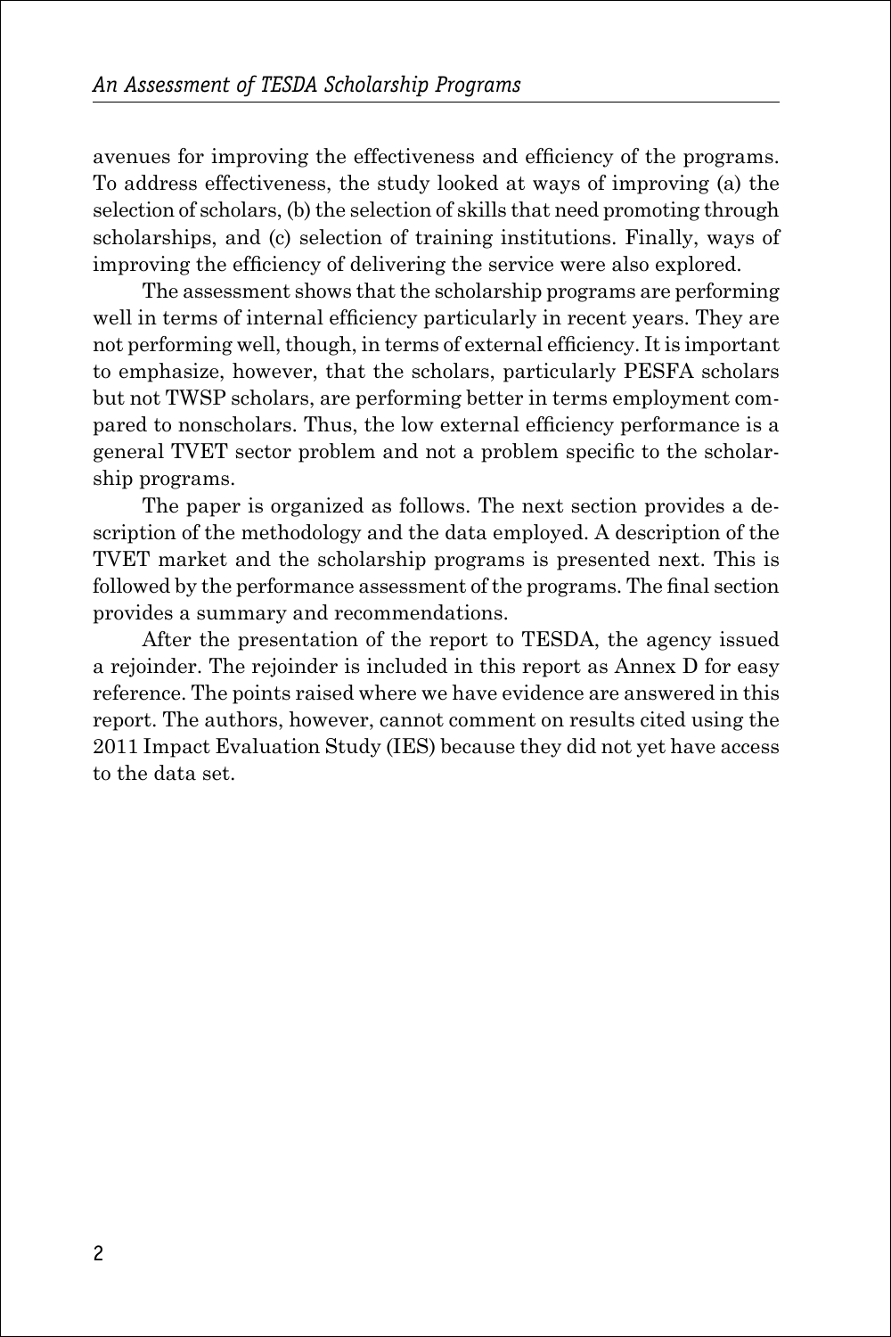avenues for improving the effectiveness and efficiency of the programs. To address effectiveness, the study looked at ways of improving (a) the selection of scholars, (b) the selection of skills that need promoting through scholarships, and (c) selection of training institutions. Finally, ways of improving the efficiency of delivering the service were also explored.

The assessment shows that the scholarship programs are performing well in terms of internal efficiency particularly in recent years. They are not performing well, though, in terms of external efficiency. It is important to emphasize, however, that the scholars, particularly PESFA scholars but not TWSP scholars, are performing better in terms employment compared to nonscholars. Thus, the low external efficiency performance is a general TVET sector problem and not a problem specific to the scholarship programs.

The paper is organized as follows. The next section provides a description of the methodology and the data employed. A description of the TVET market and the scholarship programs is presented next. This is followed by the performance assessment of the programs. The final section provides a summary and recommendations.

After the presentation of the report to TESDA, the agency issued a rejoinder. The rejoinder is included in this report as Annex D for easy reference. The points raised where we have evidence are answered in this report. The authors, however, cannot comment on results cited using the 2011 Impact Evaluation Study (IES) because they did not yet have access to the data set.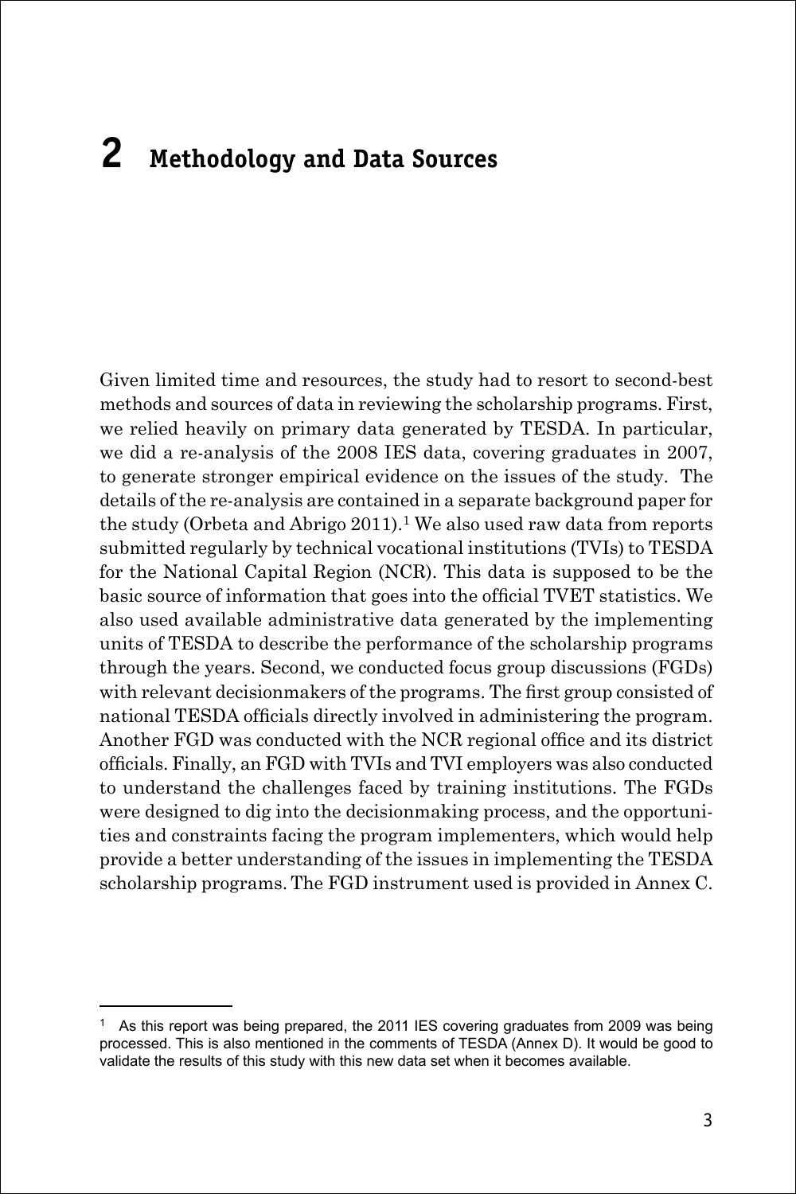# 2 Methodology and Data Sources

Given limited time and resources, the study had to resort to second-best methods and sources of data in reviewing the scholarship programs. First, we relied heavily on primary data generated by TESDA. In particular, we did a re-analysis of the 2008 IES data, covering graduates in 2007, to generate stronger empirical evidence on the issues of the study. The details of the re-analysis are contained in a separate background paper for the study (Orbeta and Abrigo 2011).[1] We also used raw data from reports submitted regularly by technical vocational institutions (TVIs) to TESDA for the National Capital Region (NCR). This data is supposed to be the basic source of information that goes into the official TVET statistics. We also used available administrative data generated by the implementing units of TESDA to describe the performance of the scholarship programs through the years. Second, we conducted focus group discussions (FGDs) with relevant decisionmakers of the programs. The first group consisted of national TESDA officials directly involved in administering the program. Another FGD was conducted with the NCR regional office and its district officials. Finally, an FGD with TVIs and TVI employers was also conducted to understand the challenges faced by training institutions. The FGDs were designed to dig into the decisionmaking process, and the opportunities and constraints facing the program implementers, which would help provide a better understanding of the issues in implementing the TESDA scholarship programs. The FGD instrument used is provided in Annex C.

---

[1] As this report was being prepared, the 2011 IES covering graduates from 2009 was being processed. This is also mentioned in the comments of TESDA (Annex D). It would be good to validate the results of this study with this new data set when it becomes available.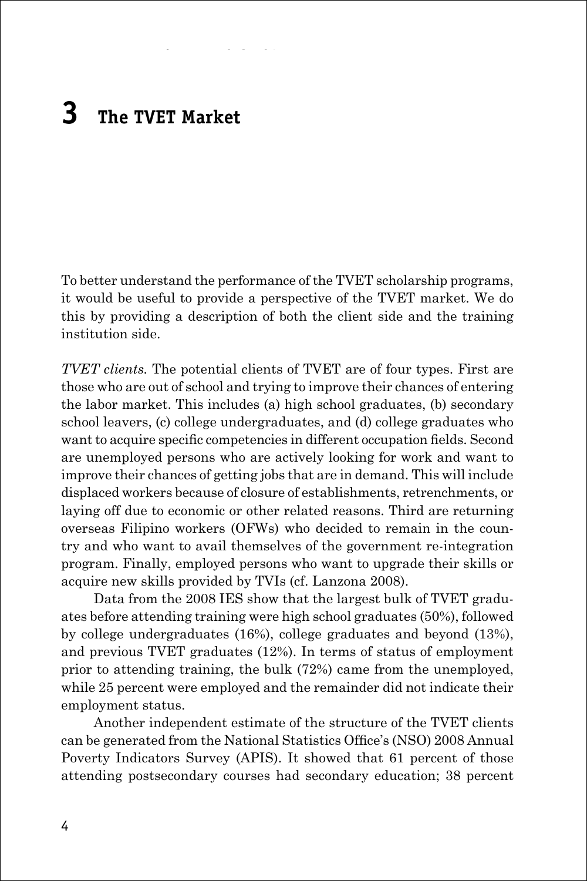# 3 The TVET Market

To better understand the performance of the TVET scholarship programs, it would be useful to provide a perspective of the TVET market. We do this by providing a description of both the client side and the training institution side.

*TVET clients.* The potential clients of TVET are of four types. First are those who are out of school and trying to improve their chances of entering the labor market. This includes (a) high school graduates, (b) secondary school leavers, (c) college undergraduates, and (d) college graduates who want to acquire specific competencies in different occupation fields. Second are unemployed persons who are actively looking for work and want to improve their chances of getting jobs that are in demand. This will include displaced workers because of closure of establishments, retrenchments, or laying off due to economic or other related reasons. Third are returning overseas Filipino workers (OFWs) who decided to remain in the country and who want to avail themselves of the government re-integration program. Finally, employed persons who want to upgrade their skills or acquire new skills provided by TVIs (cf. Lanzona 2008).

Data from the 2008 IES show that the largest bulk of TVET graduates before attending training were high school graduates (50%), followed by college undergraduates (16%), college graduates and beyond (13%), and previous TVET graduates (12%). In terms of status of employment prior to attending training, the bulk (72%) came from the unemployed, while 25 percent were employed and the remainder did not indicate their employment status.

Another independent estimate of the structure of the TVET clients can be generated from the National Statistics Office's (NSO) 2008 Annual Poverty Indicators Survey (APIS). It showed that 61 percent of those attending postsecondary courses had secondary education; 38 percent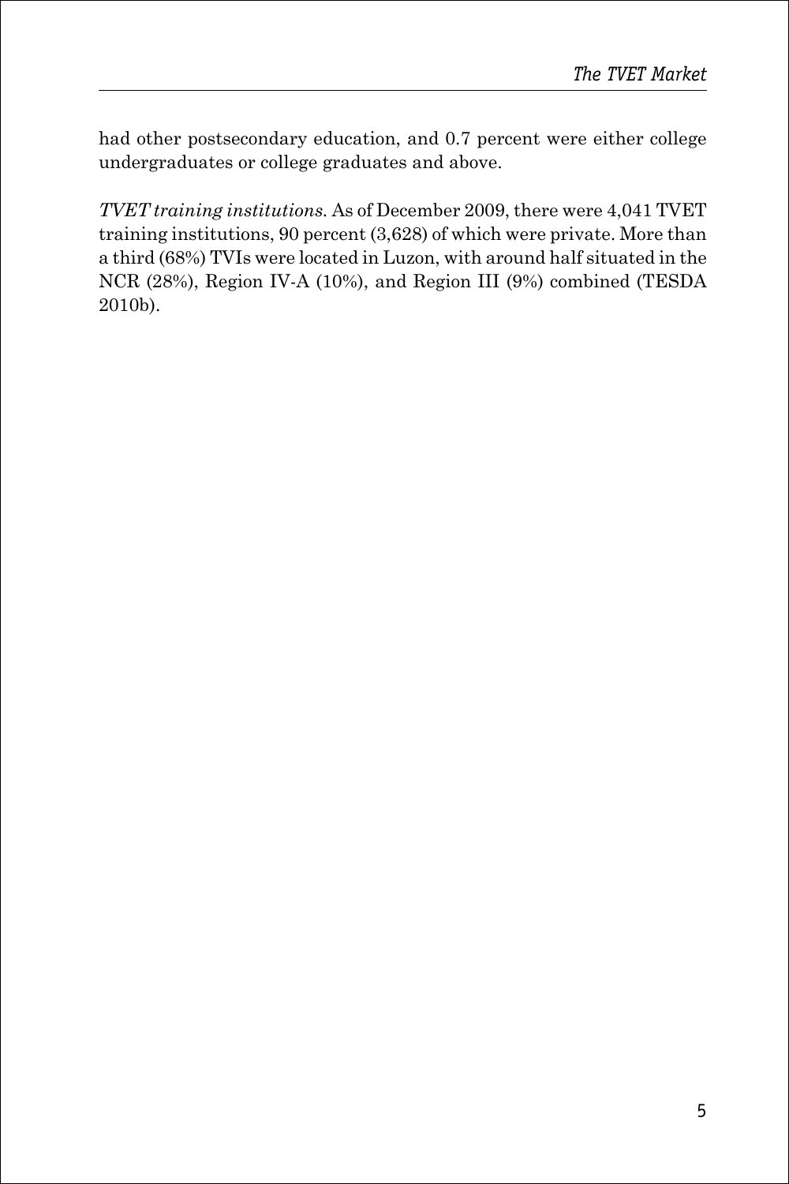had other postsecondary education, and 0.7 percent were either college undergraduates or college graduates and above.

*TVET training institutions.* As of December 2009, there were 4,041 TVET training institutions, 90 percent (3,628) of which were private. More than a third (68%) TVIs were located in Luzon, with around half situated in the NCR (28%), Region IV-A (10%), and Region III (9%) combined (TESDA 2010b).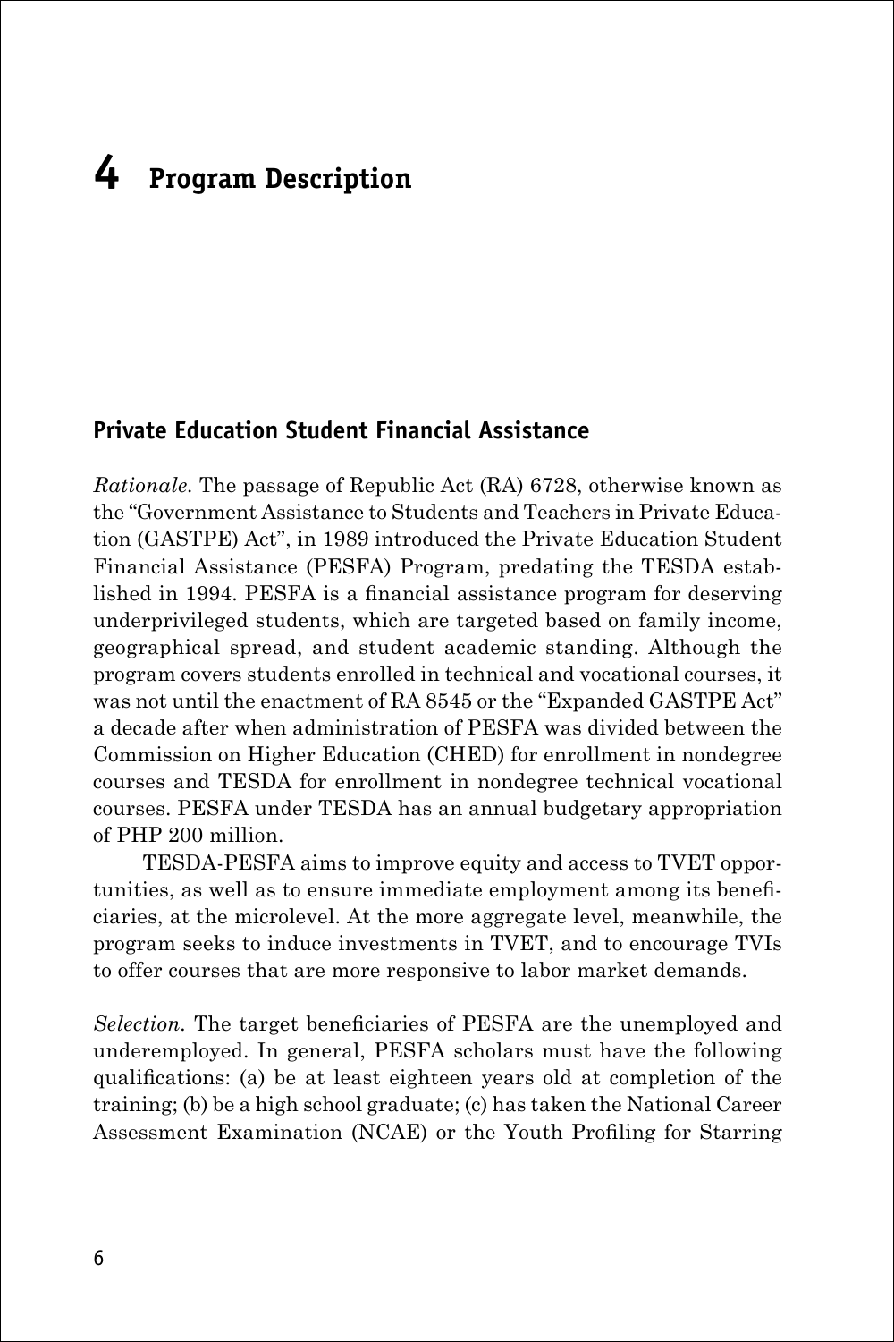# 4 Program Description

## Private Education Student Financial Assistance

*Rationale.* The passage of Republic Act (RA) 6728, otherwise known as the "Government Assistance to Students and Teachers in Private Education (GASTPE) Act", in 1989 introduced the Private Education Student Financial Assistance (PESFA) Program, predating the TESDA established in 1994. PESFA is a financial assistance program for deserving underprivileged students, which are targeted based on family income, geographical spread, and student academic standing. Although the program covers students enrolled in technical and vocational courses, it was not until the enactment of RA 8545 or the "Expanded GASTPE Act" a decade after when administration of PESFA was divided between the Commission on Higher Education (CHED) for enrollment in nondegree courses and TESDA for enrollment in nondegree technical vocational courses. PESFA under TESDA has an annual budgetary appropriation of PHP 200 million.

TESDA-PESFA aims to improve equity and access to TVET opportunities, as well as to ensure immediate employment among its beneficiaries, at the microlevel. At the more aggregate level, meanwhile, the program seeks to induce investments in TVET, and to encourage TVIs to offer courses that are more responsive to labor market demands.

*Selection.* The target beneficiaries of PESFA are the unemployed and underemployed. In general, PESFA scholars must have the following qualifications: (a) be at least eighteen years old at completion of the training; (b) be a high school graduate; (c) has taken the National Career Assessment Examination (NCAE) or the Youth Profiling for Starring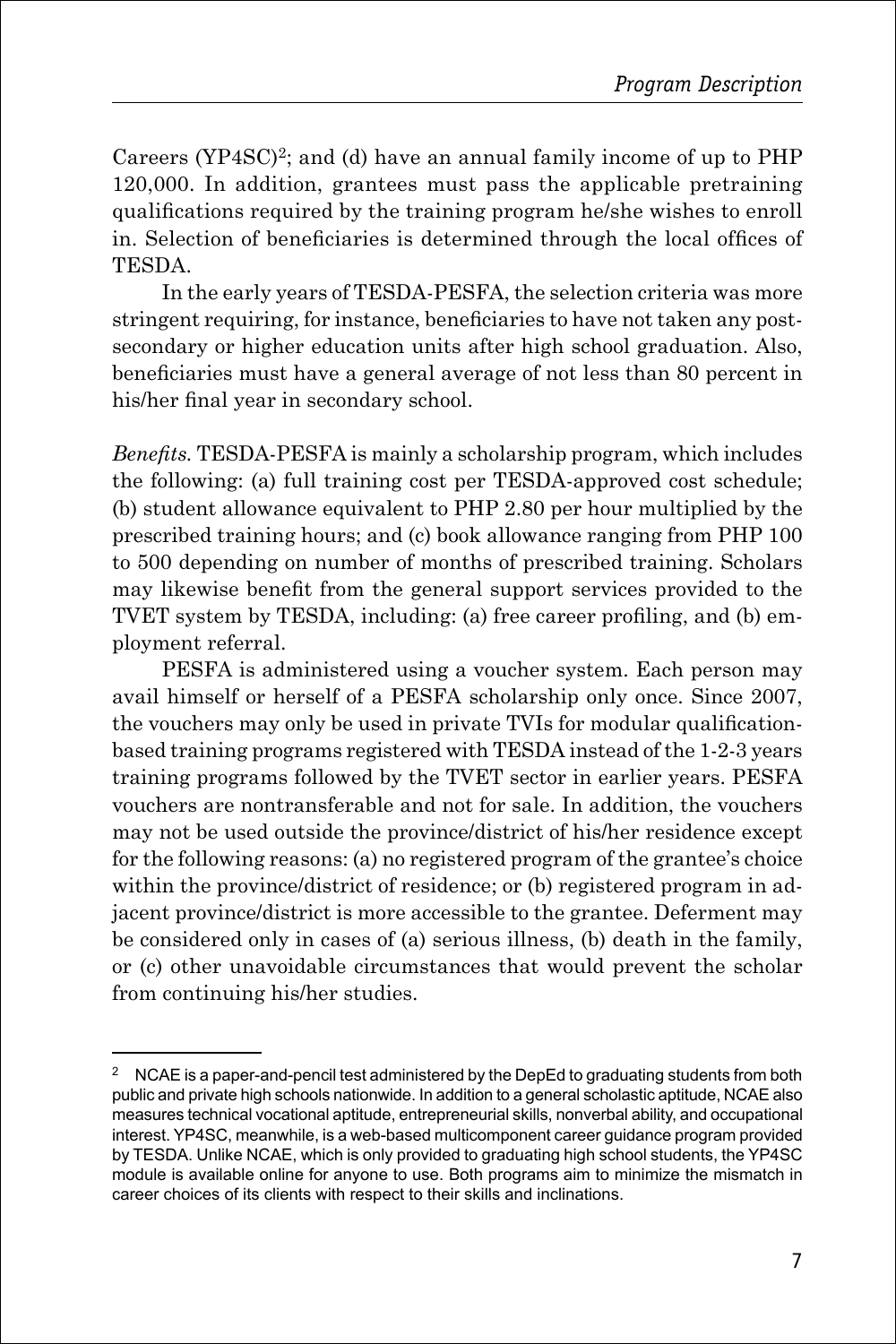Careers (YP4SC)[2]; and (d) have an annual family income of up to PHP 120,000. In addition, grantees must pass the applicable pretraining qualifications required by the training program he/she wishes to enroll in. Selection of beneficiaries is determined through the local offices of TESDA.

In the early years of TESDA-PESFA, the selection criteria was more stringent requiring, for instance, beneficiaries to have not taken any post-secondary or higher education units after high school graduation. Also, beneficiaries must have a general average of not less than 80 percent in his/her final year in secondary school.

*Benefits.* TESDA-PESFA is mainly a scholarship program, which includes the following: (a) full training cost per TESDA-approved cost schedule; (b) student allowance equivalent to PHP 2.80 per hour multiplied by the prescribed training hours; and (c) book allowance ranging from PHP 100 to 500 depending on number of months of prescribed training. Scholars may likewise benefit from the general support services provided to the TVET system by TESDA, including: (a) free career profiling, and (b) employment referral.

PESFA is administered using a voucher system. Each person may avail himself or herself of a PESFA scholarship only once. Since 2007, the vouchers may only be used in private TVIs for modular qualification-based training programs registered with TESDA instead of the 1-2-3 years training programs followed by the TVET sector in earlier years. PESFA vouchers are nontransferable and not for sale. In addition, the vouchers may not be used outside the province/district of his/her residence except for the following reasons: (a) no registered program of the grantee's choice within the province/district of residence; or (b) registered program in adjacent province/district is more accessible to the grantee. Deferment may be considered only in cases of (a) serious illness, (b) death in the family, or (c) other unavoidable circumstances that would prevent the scholar from continuing his/her studies.

---

[2] NCAE is a paper-and-pencil test administered by the DepEd to graduating students from both public and private high schools nationwide. In addition to a general scholastic aptitude, NCAE also measures technical vocational aptitude, entrepreneurial skills, nonverbal ability, and occupational interest. YP4SC, meanwhile, is a web-based multicomponent career guidance program provided by TESDA. Unlike NCAE, which is only provided to graduating high school students, the YP4SC module is available online for anyone to use. Both programs aim to minimize the mismatch in career choices of its clients with respect to their skills and inclinations.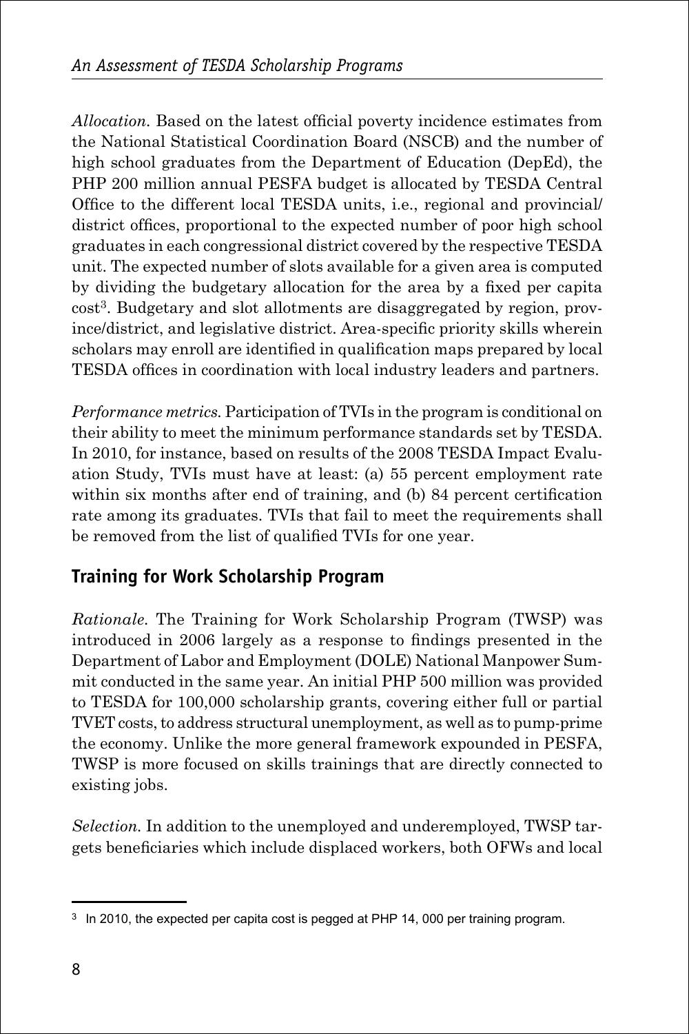*Allocation.* Based on the latest official poverty incidence estimates from the National Statistical Coordination Board (NSCB) and the number of high school graduates from the Department of Education (DepEd), the PHP 200 million annual PESFA budget is allocated by TESDA Central Office to the different local TESDA units, i.e., regional and provincial/ district offices, proportional to the expected number of poor high school graduates in each congressional district covered by the respective TESDA unit. The expected number of slots available for a given area is computed by dividing the budgetary allocation for the area by a fixed per capita cost[3]. Budgetary and slot allotments are disaggregated by region, province/district, and legislative district. Area-specific priority skills wherein scholars may enroll are identified in qualification maps prepared by local TESDA offices in coordination with local industry leaders and partners.

*Performance metrics.* Participation of TVIs in the program is conditional on their ability to meet the minimum performance standards set by TESDA. In 2010, for instance, based on results of the 2008 TESDA Impact Evaluation Study, TVIs must have at least: (a) 55 percent employment rate within six months after end of training, and (b) 84 percent certification rate among its graduates. TVIs that fail to meet the requirements shall be removed from the list of qualified TVIs for one year.

## Training for Work Scholarship Program

*Rationale.* The Training for Work Scholarship Program (TWSP) was introduced in 2006 largely as a response to findings presented in the Department of Labor and Employment (DOLE) National Manpower Summit conducted in the same year. An initial PHP 500 million was provided to TESDA for 100,000 scholarship grants, covering either full or partial TVET costs, to address structural unemployment, as well as to pump-prime the economy. Unlike the more general framework expounded in PESFA, TWSP is more focused on skills trainings that are directly connected to existing jobs.

*Selection.* In addition to the unemployed and underemployed, TWSP targets beneficiaries which include displaced workers, both OFWs and local

---

[3] In 2010, the expected per capita cost is pegged at PHP 14, 000 per training program.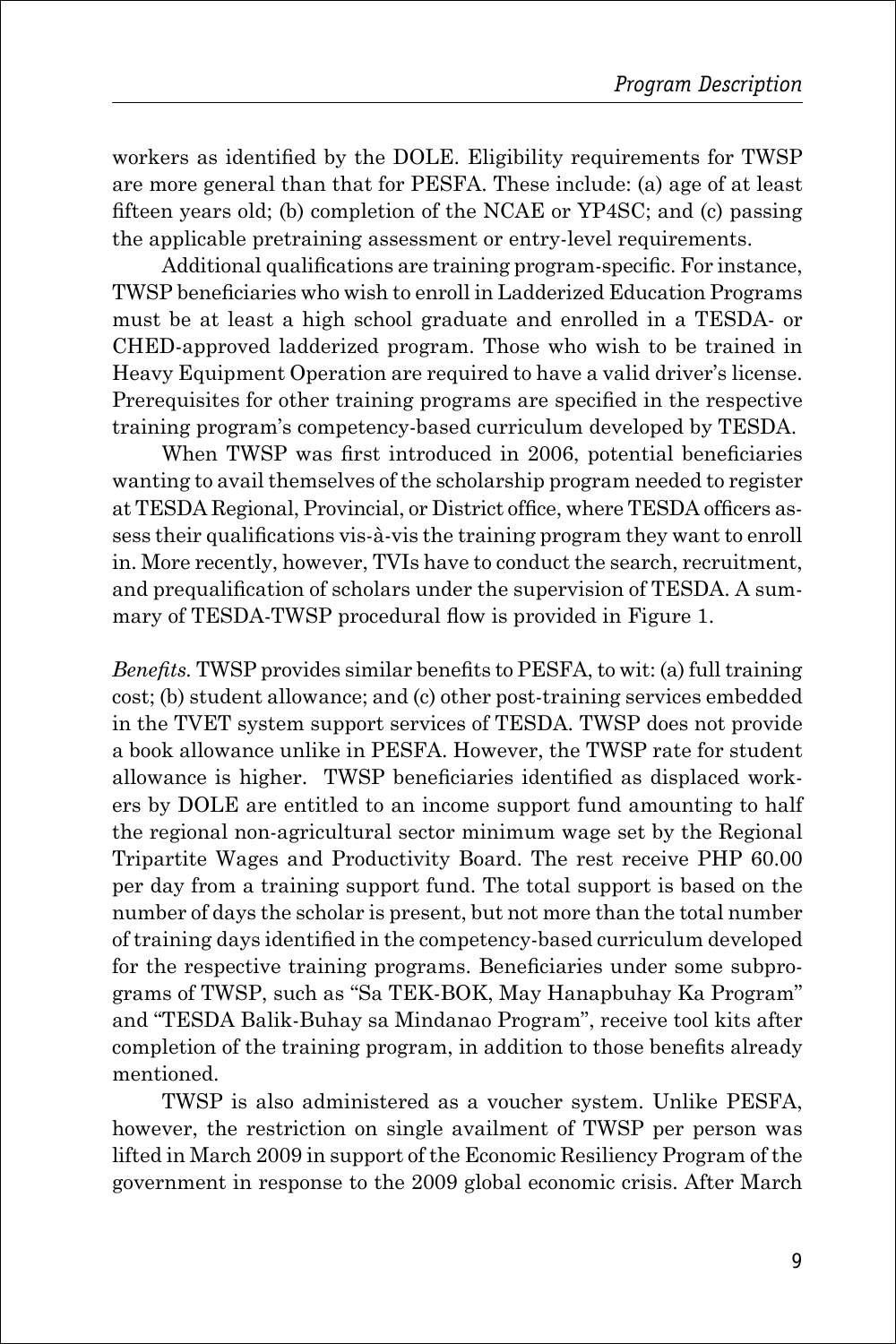workers as identified by the DOLE. Eligibility requirements for TWSP are more general than that for PESFA. These include: (a) age of at least fifteen years old; (b) completion of the NCAE or YP4SC; and (c) passing the applicable pretraining assessment or entry-level requirements.

Additional qualifications are training program-specific. For instance, TWSP beneficiaries who wish to enroll in Ladderized Education Programs must be at least a high school graduate and enrolled in a TESDA- or CHED-approved ladderized program. Those who wish to be trained in Heavy Equipment Operation are required to have a valid driver's license. Prerequisites for other training programs are specified in the respective training program's competency-based curriculum developed by TESDA.

When TWSP was first introduced in 2006, potential beneficiaries wanting to avail themselves of the scholarship program needed to register at TESDA Regional, Provincial, or District office, where TESDA officers assess their qualifications vis-à-vis the training program they want to enroll in. More recently, however, TVIs have to conduct the search, recruitment, and prequalification of scholars under the supervision of TESDA. A summary of TESDA-TWSP procedural flow is provided in Figure 1.

*Benefits.* TWSP provides similar benefits to PESFA, to wit: (a) full training cost; (b) student allowance; and (c) other post-training services embedded in the TVET system support services of TESDA. TWSP does not provide a book allowance unlike in PESFA. However, the TWSP rate for student allowance is higher. TWSP beneficiaries identified as displaced workers by DOLE are entitled to an income support fund amounting to half the regional non-agricultural sector minimum wage set by the Regional Tripartite Wages and Productivity Board. The rest receive PHP 60.00 per day from a training support fund. The total support is based on the number of days the scholar is present, but not more than the total number of training days identified in the competency-based curriculum developed for the respective training programs. Beneficiaries under some subprograms of TWSP, such as "Sa TEK-BOK, May Hanapbuhay Ka Program" and "TESDA Balik-Buhay sa Mindanao Program", receive tool kits after completion of the training program, in addition to those benefits already mentioned.

TWSP is also administered as a voucher system. Unlike PESFA, however, the restriction on single availment of TWSP per person was lifted in March 2009 in support of the Economic Resiliency Program of the government in response to the 2009 global economic crisis. After March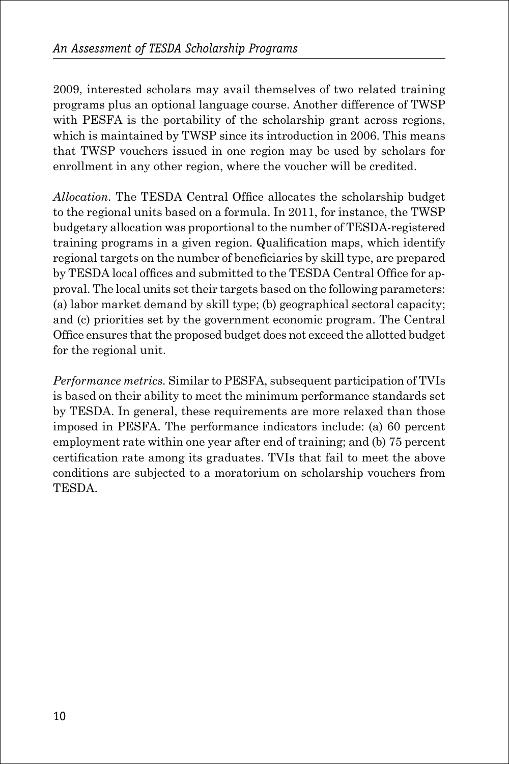2009, interested scholars may avail themselves of two related training programs plus an optional language course. Another difference of TWSP with PESFA is the portability of the scholarship grant across regions, which is maintained by TWSP since its introduction in 2006. This means that TWSP vouchers issued in one region may be used by scholars for enrollment in any other region, where the voucher will be credited.

*Allocation.* The TESDA Central Office allocates the scholarship budget to the regional units based on a formula. In 2011, for instance, the TWSP budgetary allocation was proportional to the number of TESDA-registered training programs in a given region. Qualification maps, which identify regional targets on the number of beneficiaries by skill type, are prepared by TESDA local offices and submitted to the TESDA Central Office for approval. The local units set their targets based on the following parameters: (a) labor market demand by skill type; (b) geographical sectoral capacity; and (c) priorities set by the government economic program. The Central Office ensures that the proposed budget does not exceed the allotted budget for the regional unit.

*Performance metrics.* Similar to PESFA, subsequent participation of TVIs is based on their ability to meet the minimum performance standards set by TESDA. In general, these requirements are more relaxed than those imposed in PESFA. The performance indicators include: (a) 60 percent employment rate within one year after end of training; and (b) 75 percent certification rate among its graduates. TVIs that fail to meet the above conditions are subjected to a moratorium on scholarship vouchers from TESDA.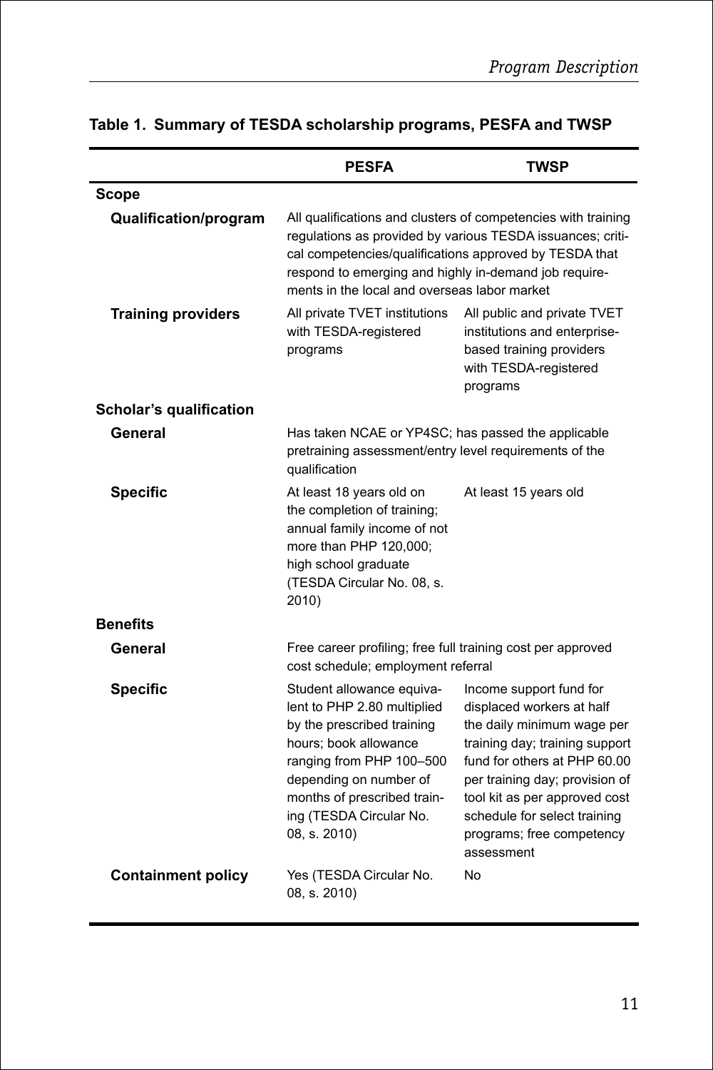**Table 1. Summary of TESDA scholarship programs, PESFA and TWSP**

| | PESFA | TWSP |
|---|---|---|
| **Scope** | | |
| **Qualification/program** | All qualifications and clusters of competencies with training regulations as provided by various TESDA issuances; critical competencies/qualifications approved by TESDA that respond to emerging and highly in-demand job requirements in the local and overseas labor market | |
| **Training providers** | All private TVET institutions with TESDA-registered programs | All public and private TVET institutions and enterprise-based training providers with TESDA-registered programs |
| **Scholar's qualification** | | |
| **General** | Has taken NCAE or YP4SC; has passed the applicable pretraining assessment/entry level requirements of the qualification | |
| **Specific** | At least 18 years old on the completion of training; annual family income of not more than PHP 120,000; high school graduate (TESDA Circular No. 08, s. 2010) | At least 15 years old |
| **Benefits** | | |
| **General** | Free career profiling; free full training cost per approved cost schedule; employment referral | |
| **Specific** | Student allowance equivalent to PHP 2.80 multiplied by the prescribed training hours; book allowance ranging from PHP 100–500 depending on number of months of prescribed training (TESDA Circular No. 08, s. 2010) | Income support fund for displaced workers at half the daily minimum wage per training day; training support fund for others at PHP 60.00 per training day; provision of tool kit as per approved cost schedule for select training programs; free competency assessment |
| **Containment policy** | Yes (TESDA Circular No. 08, s. 2010) | No |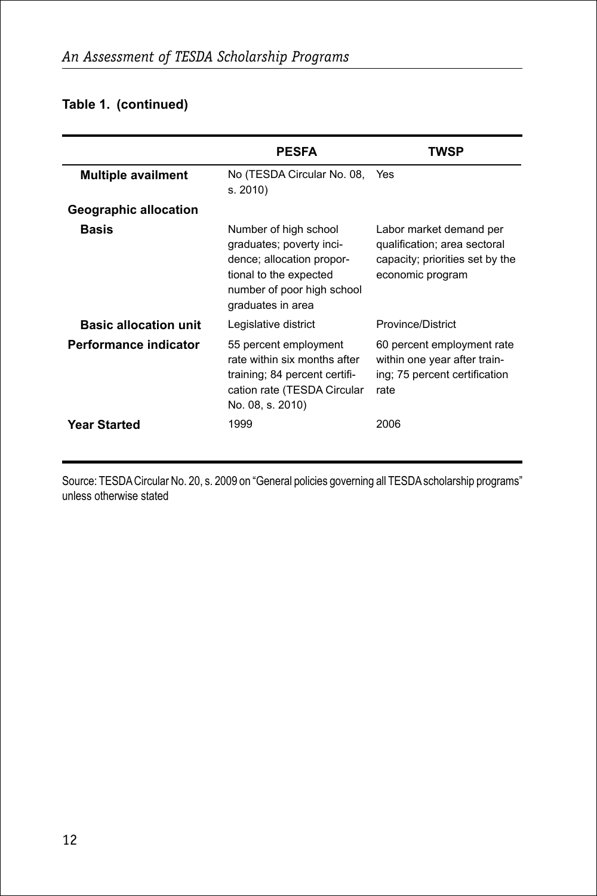**Table 1. (continued)**

| | PESFA | TWSP |
|---|---|---|
| **Multiple availment** | No (TESDA Circular No. 08, s. 2010) | Yes |
| **Geographic allocation** | | |
| **Basis** | Number of high school graduates; poverty incidence; allocation proportional to the expected number of poor high school graduates in area | Labor market demand per qualification; area sectoral capacity; priorities set by the economic program |
| **Basic allocation unit** | Legislative district | Province/District |
| **Performance indicator** | 55 percent employment rate within six months after training; 84 percent certification rate (TESDA Circular No. 08, s. 2010) | 60 percent employment rate within one year after training; 75 percent certification rate |
| **Year Started** | 1999 | 2006 |

Source: TESDA Circular No. 20, s. 2009 on "General policies governing all TESDA scholarship programs" unless otherwise stated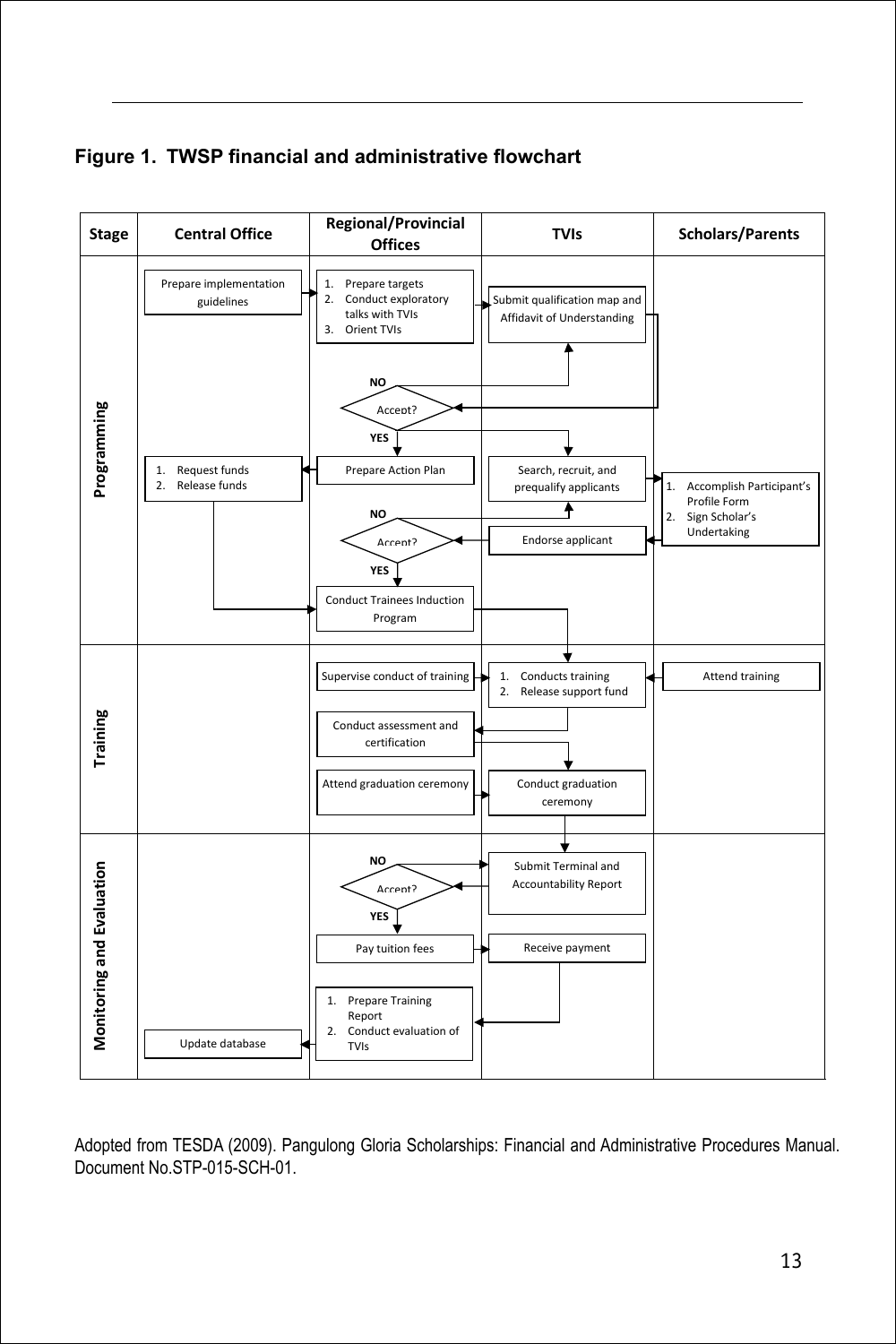**Figure 1. TWSP financial and administrative flowchart**

| Stage | Central Office | Regional/Provincial Offices | TVIs | Scholars/Parents |
|---|---|---|---|---|
| Programming | Prepare implementation guidelines | 1. Prepare targets<br>2. Conduct exploratory talks with TVIs<br>3. Orient TVIs | Submit qualification map and Affidavit of Understanding | |
| | | Accept? (NO / YES) | | |
| | 1. Request funds<br>2. Release funds | Prepare Action Plan | Search, recruit, and prequalify applicants | 1. Accomplish Participant's Profile Form<br>2. Sign Scholar's Undertaking |
| | | Accept? (NO / YES) | Endorse applicant | |
| | | Conduct Trainees Induction Program | | |
| Training | | Supervise conduct of training | 1. Conducts training<br>2. Release support fund | Attend training |
| | | Conduct assessment and certification | | |
| | | Attend graduation ceremony | Conduct graduation ceremony | |
| Monitoring and Evaluation | | Accept? (NO / YES) | Submit Terminal and Accountability Report | |
| | | Pay tuition fees | Receive payment | |
| | Update database | 1. Prepare Training Report<br>2. Conduct evaluation of TVIs | | |

Adopted from TESDA (2009). Pangulong Gloria Scholarships: Financial and Administrative Procedures Manual. Document No.STP-015-SCH-01.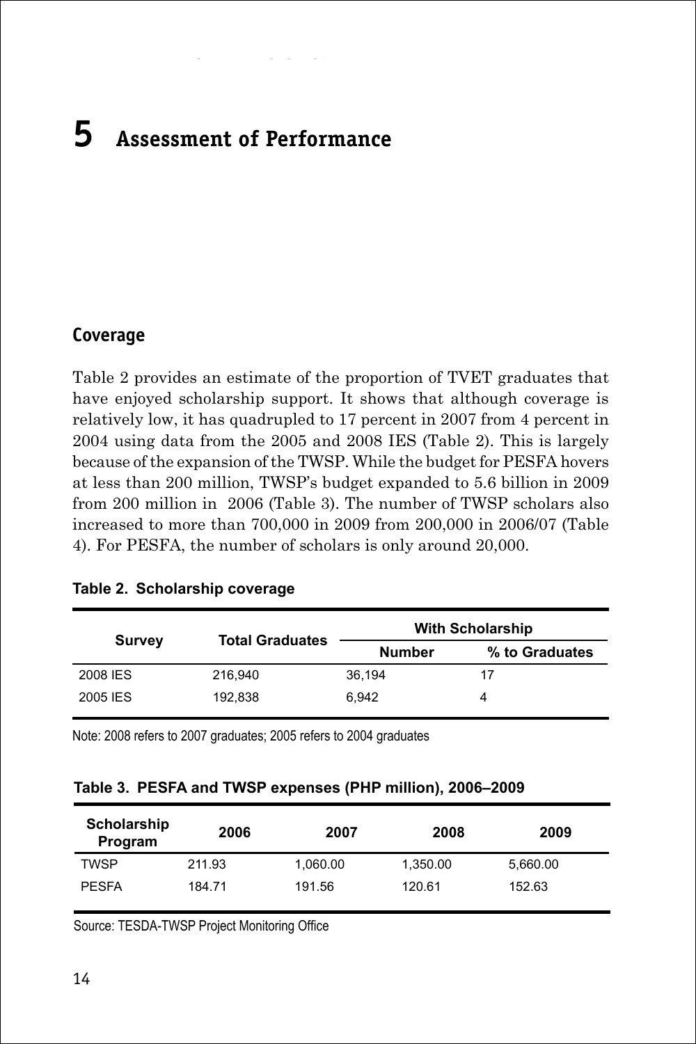# 5 Assessment of Performance

## Coverage

Table 2 provides an estimate of the proportion of TVET graduates that have enjoyed scholarship support. It shows that although coverage is relatively low, it has quadrupled to 17 percent in 2007 from 4 percent in 2004 using data from the 2005 and 2008 IES (Table 2). This is largely because of the expansion of the TWSP. While the budget for PESFA hovers at less than 200 million, TWSP's budget expanded to 5.6 billion in 2009 from 200 million in 2006 (Table 3). The number of TWSP scholars also increased to more than 700,000 in 2009 from 200,000 in 2006/07 (Table 4). For PESFA, the number of scholars is only around 20,000.

**Table 2. Scholarship coverage**

| Survey | Total Graduates | With Scholarship | |
|---|---|---|---|
| | | Number | % to Graduates |
| 2008 IES | 216,940 | 36,194 | 17 |
| 2005 IES | 192,838 | 6,942 | 4 |

Note: 2008 refers to 2007 graduates; 2005 refers to 2004 graduates

**Table 3. PESFA and TWSP expenses (PHP million), 2006–2009**

| Scholarship Program | 2006 | 2007 | 2008 | 2009 |
|---|---|---|---|---|
| TWSP | 211.93 | 1,060.00 | 1,350.00 | 5,660.00 |
| PESFA | 184.71 | 191.56 | 120.61 | 152.63 |

Source: TESDA-TWSP Project Monitoring Office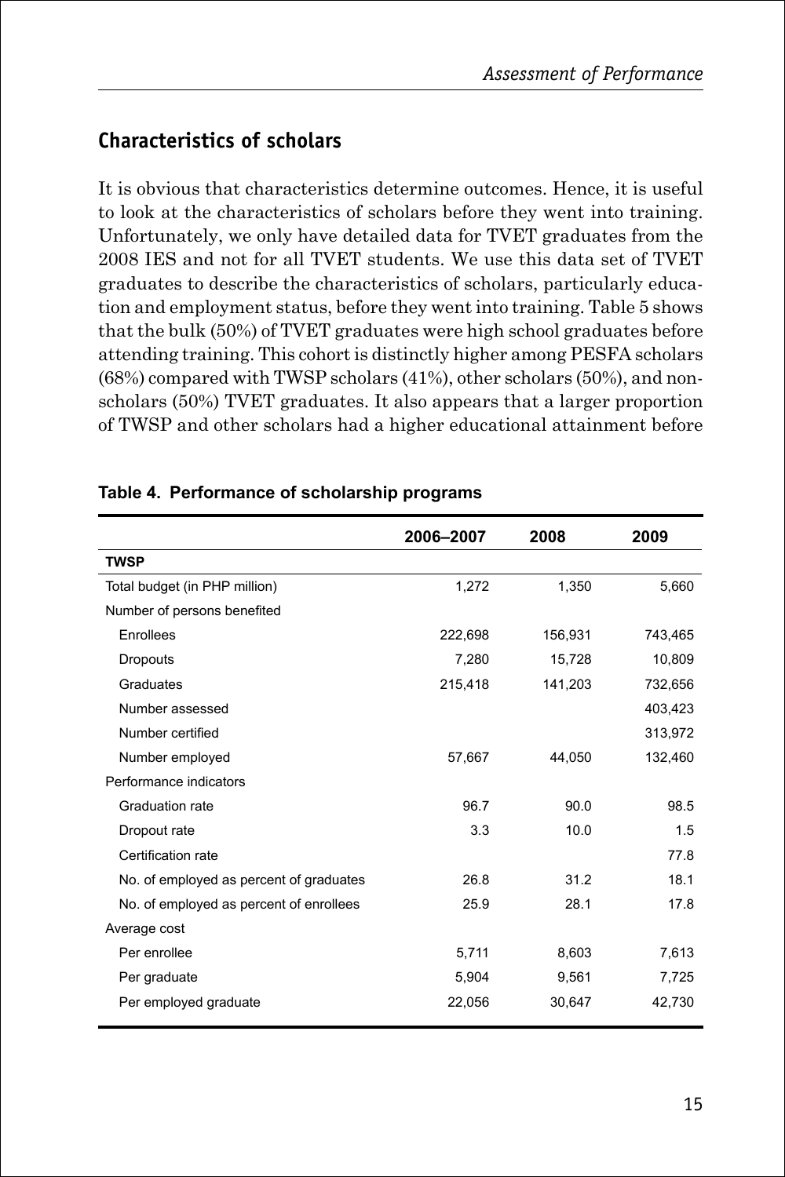## Characteristics of scholars

It is obvious that characteristics determine outcomes. Hence, it is useful to look at the characteristics of scholars before they went into training. Unfortunately, we only have detailed data for TVET graduates from the 2008 IES and not for all TVET students. We use this data set of TVET graduates to describe the characteristics of scholars, particularly education and employment status, before they went into training. Table 5 shows that the bulk (50%) of TVET graduates were high school graduates before attending training. This cohort is distinctly higher among PESFA scholars (68%) compared with TWSP scholars (41%), other scholars (50%), and non-scholars (50%) TVET graduates. It also appears that a larger proportion of TWSP and other scholars had a higher educational attainment before

**Table 4. Performance of scholarship programs**

| | 2006–2007 | 2008 | 2009 |
|---|---|---|---|
| **TWSP** | | | |
| Total budget (in PHP million) | 1,272 | 1,350 | 5,660 |
| Number of persons benefited | | | |
| Enrollees | 222,698 | 156,931 | 743,465 |
| Dropouts | 7,280 | 15,728 | 10,809 |
| Graduates | 215,418 | 141,203 | 732,656 |
| Number assessed | | | 403,423 |
| Number certified | | | 313,972 |
| Number employed | 57,667 | 44,050 | 132,460 |
| Performance indicators | | | |
| Graduation rate | 96.7 | 90.0 | 98.5 |
| Dropout rate | 3.3 | 10.0 | 1.5 |
| Certification rate | | | 77.8 |
| No. of employed as percent of graduates | 26.8 | 31.2 | 18.1 |
| No. of employed as percent of enrollees | 25.9 | 28.1 | 17.8 |
| Average cost | | | |
| Per enrollee | 5,711 | 8,603 | 7,613 |
| Per graduate | 5,904 | 9,561 | 7,725 |
| Per employed graduate | 22,056 | 30,647 | 42,730 |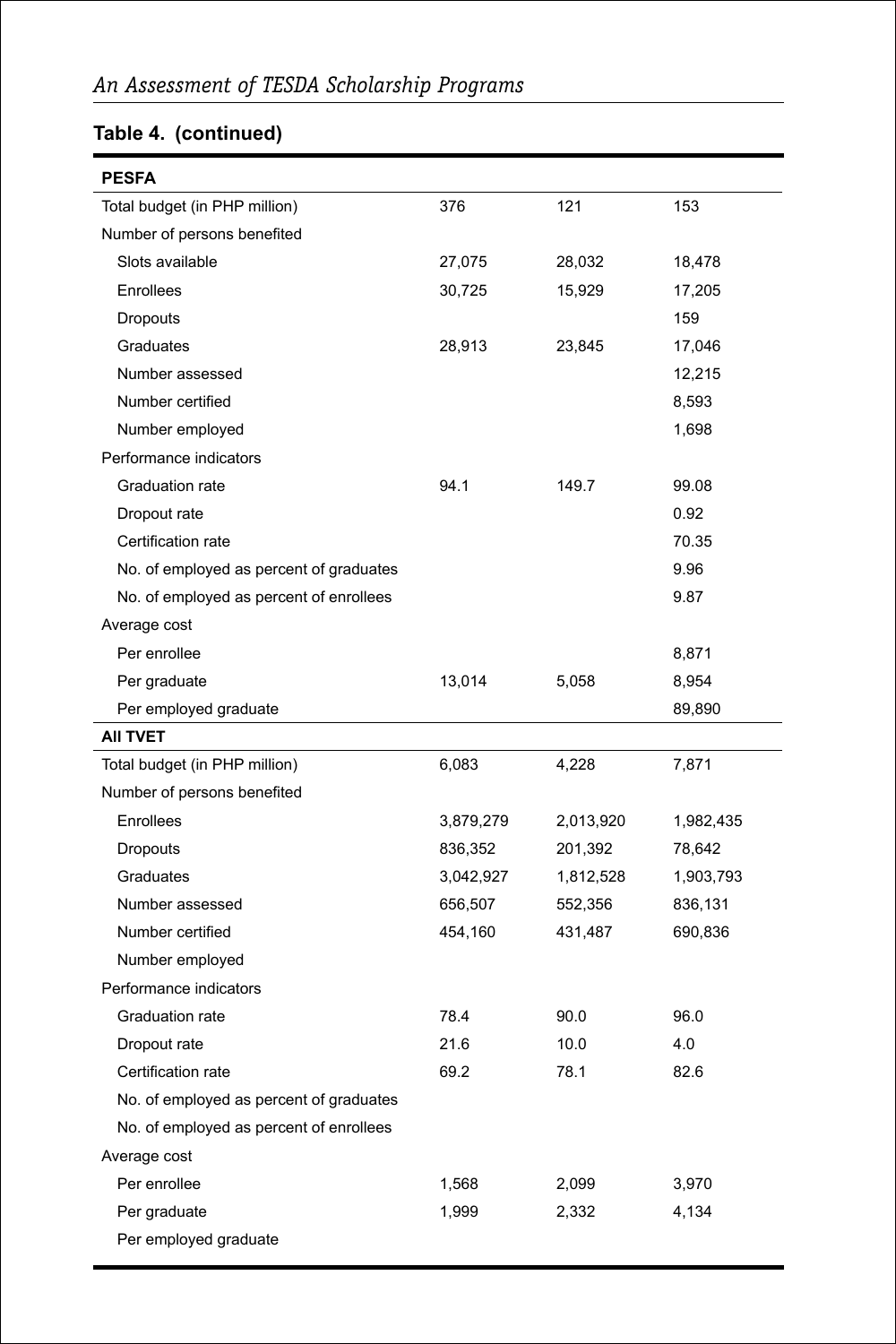## Table 4. (continued)

| | | | |
|---|---|---|---|
| **PESFA** | | | |
| Total budget (in PHP million) | 376 | 121 | 153 |
| Number of persons benefited | | | |
| Slots available | 27,075 | 28,032 | 18,478 |
| Enrollees | 30,725 | 15,929 | 17,205 |
| Dropouts | | | 159 |
| Graduates | 28,913 | 23,845 | 17,046 |
| Number assessed | | | 12,215 |
| Number certified | | | 8,593 |
| Number employed | | | 1,698 |
| Performance indicators | | | |
| Graduation rate | 94.1 | 149.7 | 99.08 |
| Dropout rate | | | 0.92 |
| Certification rate | | | 70.35 |
| No. of employed as percent of graduates | | | 9.96 |
| No. of employed as percent of enrollees | | | 9.87 |
| Average cost | | | |
| Per enrollee | | | 8,871 |
| Per graduate | 13,014 | 5,058 | 8,954 |
| Per employed graduate | | | 89,890 |
| **All TVET** | | | |
| Total budget (in PHP million) | 6,083 | 4,228 | 7,871 |
| Number of persons benefited | | | |
| Enrollees | 3,879,279 | 2,013,920 | 1,982,435 |
| Dropouts | 836,352 | 201,392 | 78,642 |
| Graduates | 3,042,927 | 1,812,528 | 1,903,793 |
| Number assessed | 656,507 | 552,356 | 836,131 |
| Number certified | 454,160 | 431,487 | 690,836 |
| Number employed | | | |
| Performance indicators | | | |
| Graduation rate | 78.4 | 90.0 | 96.0 |
| Dropout rate | 21.6 | 10.0 | 4.0 |
| Certification rate | 69.2 | 78.1 | 82.6 |
| No. of employed as percent of graduates | | | |
| No. of employed as percent of enrollees | | | |
| Average cost | | | |
| Per enrollee | 1,568 | 2,099 | 3,970 |
| Per graduate | 1,999 | 2,332 | 4,134 |
| Per employed graduate | | | |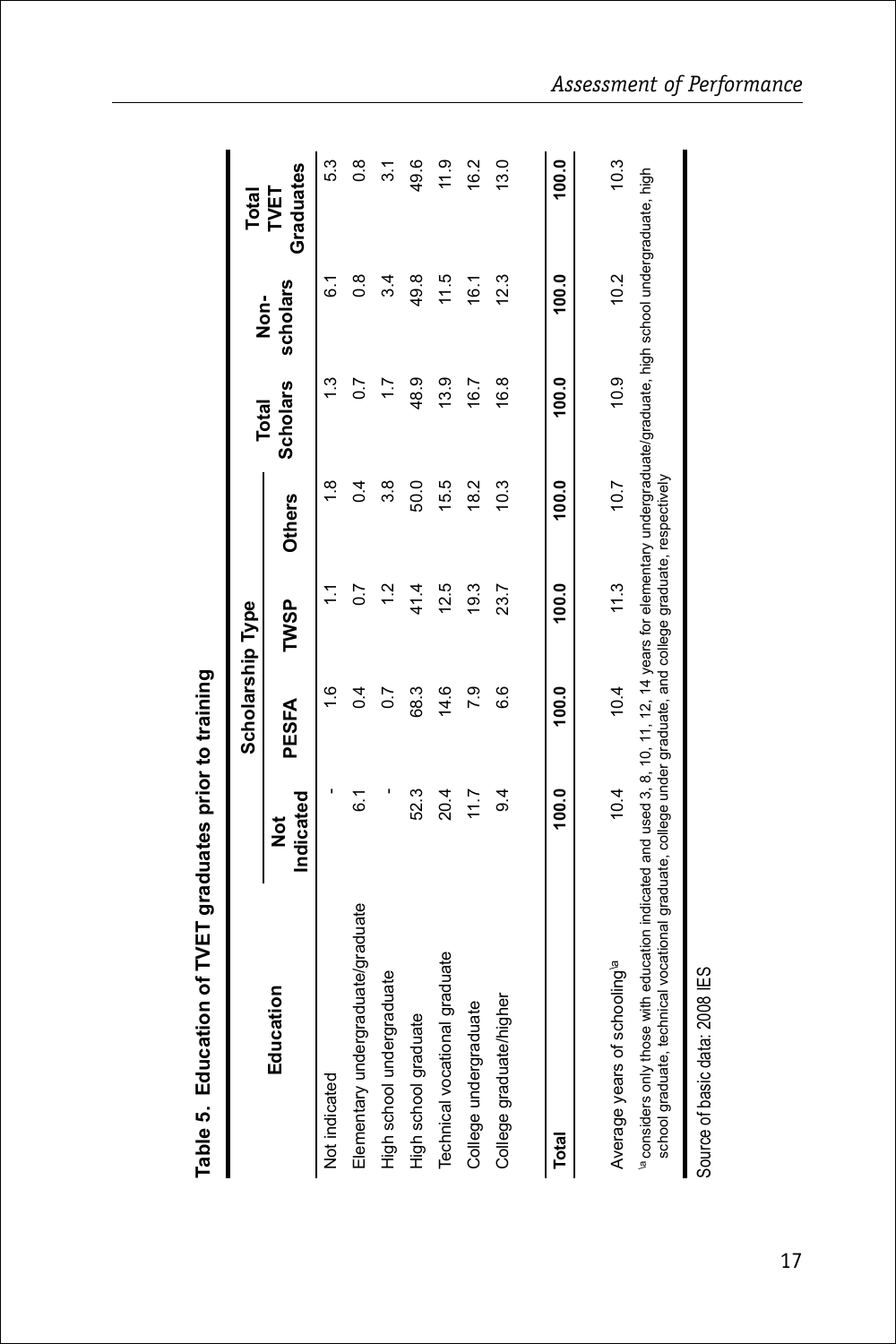**Table 5. Education of TVET graduates prior to training**

| Education | Scholarship Type | | | | Total Scholars | Non-scholars | Total TVET Graduates |
|---|---|---|---|---|---|---|---|
| | Not Indicated | PESFA | TWSP | Others | | | |
| Not indicated | - | 1.6 | 1.1 | 1.8 | 1.3 | 6.1 | 5.3 |
| Elementary undergraduate/graduate | 6.1 | 0.4 | 0.7 | 0.4 | 0.7 | 0.8 | 0.8 |
| High school undergraduate | - | 0.7 | 1.2 | 3.8 | 1.7 | 3.4 | 3.1 |
| High school graduate | 52.3 | 68.3 | 41.4 | 50.0 | 48.9 | 49.8 | 49.6 |
| Technical vocational graduate | 20.4 | 14.6 | 12.5 | 15.5 | 13.9 | 11.5 | 11.9 |
| College undergraduate | 11.7 | 7.9 | 19.3 | 18.2 | 16.7 | 16.1 | 16.2 |
| College graduate/higher | 9.4 | 6.6 | 23.7 | 10.3 | 16.8 | 12.3 | 13.0 |
| **Total** | **100.0** | **100.0** | **100.0** | **100.0** | **100.0** | **100.0** | **100.0** |
| Average years of schooling[a] | 10.4 | 10.4 | 11.3 | 10.7 | 10.9 | 10.2 | 10.3 |

[a] considers only those with education indicated and used 3, 8, 10, 11, 12, 14 years for elementary undergraduate/graduate, high school undergraduate, high school graduate, technical vocational graduate, college under graduate, and college graduate, respectively

Source of basic data: 2008 IES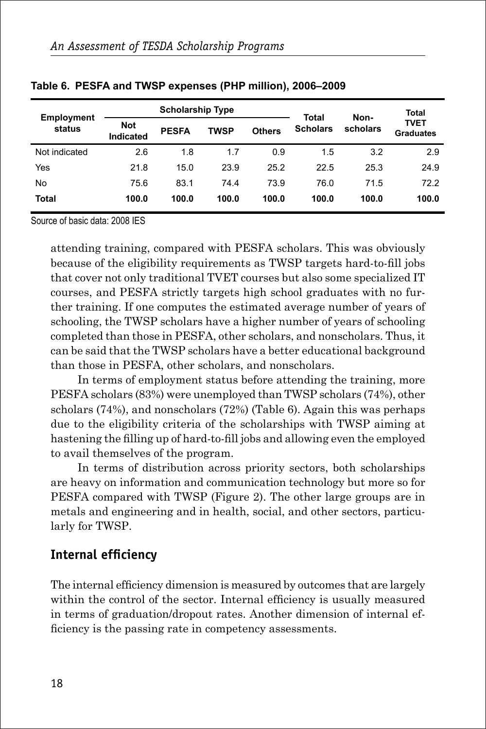**Table 6. PESFA and TWSP expenses (PHP million), 2006–2009**

| Employment status | Scholarship Type | | | | Total Scholars | Non-scholars | Total TVET Graduates |
|---|---|---|---|---|---|---|---|
| | Not Indicated | PESFA | TWSP | Others | | | |
| Not indicated | 2.6 | 1.8 | 1.7 | 0.9 | 1.5 | 3.2 | 2.9 |
| Yes | 21.8 | 15.0 | 23.9 | 25.2 | 22.5 | 25.3 | 24.9 |
| No | 75.6 | 83.1 | 74.4 | 73.9 | 76.0 | 71.5 | 72.2 |
| **Total** | **100.0** | **100.0** | **100.0** | **100.0** | **100.0** | **100.0** | **100.0** |

Source of basic data: 2008 IES

attending training, compared with PESFA scholars. This was obviously because of the eligibility requirements as TWSP targets hard-to-fill jobs that cover not only traditional TVET courses but also some specialized IT courses, and PESFA strictly targets high school graduates with no further training. If one computes the estimated average number of years of schooling, the TWSP scholars have a higher number of years of schooling completed than those in PESFA, other scholars, and nonscholars. Thus, it can be said that the TWSP scholars have a better educational background than those in PESFA, other scholars, and nonscholars.

In terms of employment status before attending the training, more PESFA scholars (83%) were unemployed than TWSP scholars (74%), other scholars (74%), and nonscholars (72%) (Table 6). Again this was perhaps due to the eligibility criteria of the scholarships with TWSP aiming at hastening the filling up of hard-to-fill jobs and allowing even the employed to avail themselves of the program.

In terms of distribution across priority sectors, both scholarships are heavy on information and communication technology but more so for PESFA compared with TWSP (Figure 2). The other large groups are in metals and engineering and in health, social, and other sectors, particularly for TWSP.

## Internal efficiency

The internal efficiency dimension is measured by outcomes that are largely within the control of the sector. Internal efficiency is usually measured in terms of graduation/dropout rates. Another dimension of internal efficiency is the passing rate in competency assessments.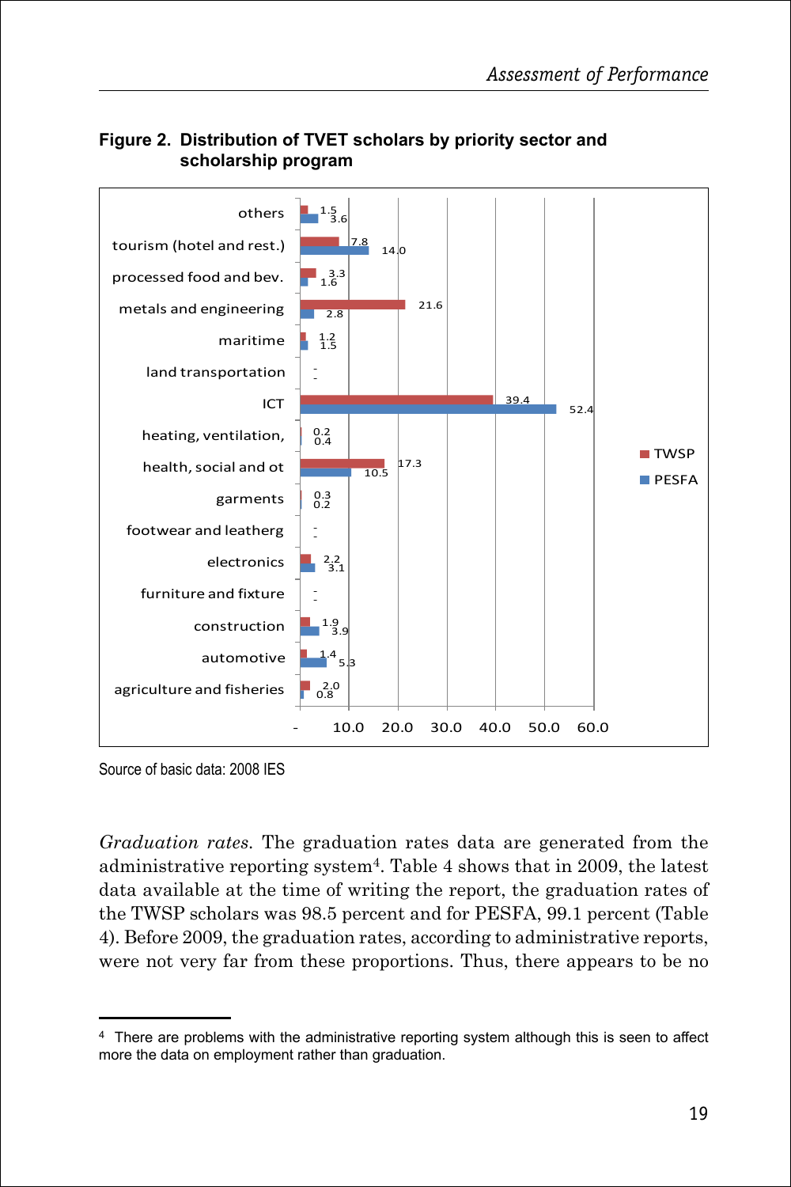**Figure 2. Distribution of TVET scholars by priority sector and scholarship program**

| Sector | TWSP | PESFA |
|---|---|---|
| others | 1.5 | 3.6 |
| tourism (hotel and rest.) | 7.8 | 14.0 |
| processed food and bev. | 3.3 | 1.6 |
| metals and engineering | 21.6 | 2.8 |
| maritime | 1.2 | 1.5 |
| land transportation | - | - |
| ICT | 39.4 | 52.4 |
| heating, ventilation, | 0.2 | 0.4 |
| health, social and ot | 17.3 | 10.5 |
| garments | 0.3 | 0.2 |
| footwear and leatherg | - | - |
| electronics | 2.2 | 3.1 |
| furniture and fixture | - | - |
| construction | 1.9 | 3.9 |
| automotive | 1.4 | 5.3 |
| agriculture and fisheries | 2.0 | 0.8 |

Source of basic data: 2008 IES

*Graduation rates.* The graduation rates data are generated from the administrative reporting system[4]. Table 4 shows that in 2009, the latest data available at the time of writing the report, the graduation rates of the TWSP scholars was 98.5 percent and for PESFA, 99.1 percent (Table 4). Before 2009, the graduation rates, according to administrative reports, were not very far from these proportions. Thus, there appears to be no

[4] There are problems with the administrative reporting system although this is seen to affect more the data on employment rather than graduation.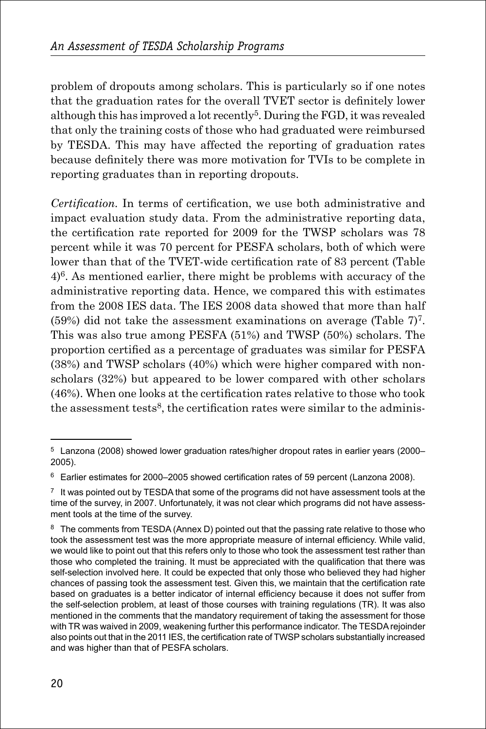problem of dropouts among scholars. This is particularly so if one notes that the graduation rates for the overall TVET sector is definitely lower although this has improved a lot recently[5]. During the FGD, it was revealed that only the training costs of those who had graduated were reimbursed by TESDA. This may have affected the reporting of graduation rates because definitely there was more motivation for TVIs to be complete in reporting graduates than in reporting dropouts.

*Certification.* In terms of certification, we use both administrative and impact evaluation study data. From the administrative reporting data, the certification rate reported for 2009 for the TWSP scholars was 78 percent while it was 70 percent for PESFA scholars, both of which were lower than that of the TVET-wide certification rate of 83 percent (Table 4)[6]. As mentioned earlier, there might be problems with accuracy of the administrative reporting data. Hence, we compared this with estimates from the 2008 IES data. The IES 2008 data showed that more than half (59%) did not take the assessment examinations on average (Table 7)[7]. This was also true among PESFA (51%) and TWSP (50%) scholars. The proportion certified as a percentage of graduates was similar for PESFA (38%) and TWSP scholars (40%) which were higher compared with non-scholars (32%) but appeared to be lower compared with other scholars (46%). When one looks at the certification rates relative to those who took the assessment tests[8], the certification rates were similar to the adminis-

---

[5] Lanzona (2008) showed lower graduation rates/higher dropout rates in earlier years (2000–2005).

[6] Earlier estimates for 2000–2005 showed certification rates of 59 percent (Lanzona 2008).

[7] It was pointed out by TESDA that some of the programs did not have assessment tools at the time of the survey, in 2007. Unfortunately, it was not clear which programs did not have assessment tools at the time of the survey.

[8] The comments from TESDA (Annex D) pointed out that the passing rate relative to those who took the assessment test was the more appropriate measure of internal efficiency. While valid, we would like to point out that this refers only to those who took the assessment test rather than those who completed the training. It must be appreciated with the qualification that there was self-selection involved here. It could be expected that only those who believed they had higher chances of passing took the assessment test. Given this, we maintain that the certification rate based on graduates is a better indicator of internal efficiency because it does not suffer from the self-selection problem, at least of those courses with training regulations (TR). It was also mentioned in the comments that the mandatory requirement of taking the assessment for those with TR was waived in 2009, weakening further this performance indicator. The TESDA rejoinder also points out that in the 2011 IES, the certification rate of TWSP scholars substantially increased and was higher than that of PESFA scholars.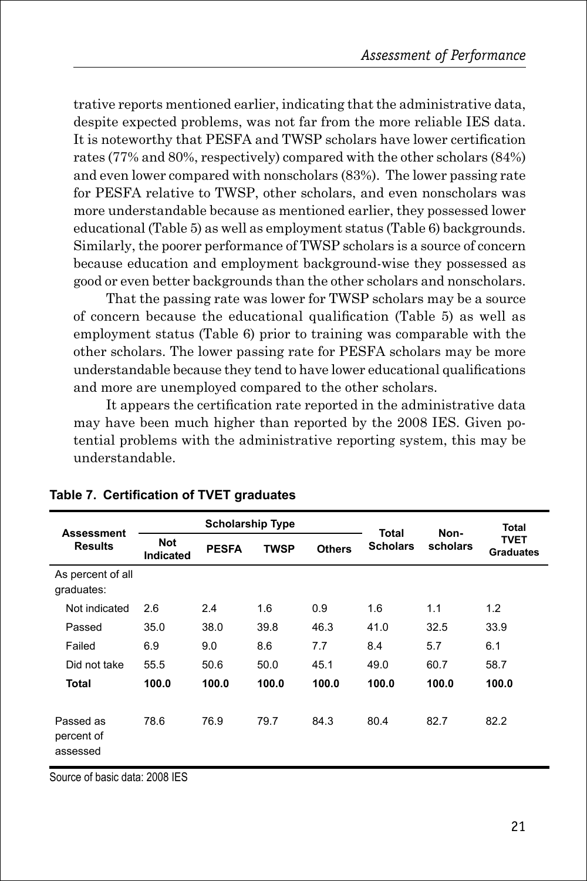trative reports mentioned earlier, indicating that the administrative data, despite expected problems, was not far from the more reliable IES data. It is noteworthy that PESFA and TWSP scholars have lower certification rates (77% and 80%, respectively) compared with the other scholars (84%) and even lower compared with nonscholars (83%). The lower passing rate for PESFA relative to TWSP, other scholars, and even nonscholars was more understandable because as mentioned earlier, they possessed lower educational (Table 5) as well as employment status (Table 6) backgrounds. Similarly, the poorer performance of TWSP scholars is a source of concern because education and employment background-wise they possessed as good or even better backgrounds than the other scholars and nonscholars.

That the passing rate was lower for TWSP scholars may be a source of concern because the educational qualification (Table 5) as well as employment status (Table 6) prior to training was comparable with the other scholars. The lower passing rate for PESFA scholars may be more understandable because they tend to have lower educational qualifications and more are unemployed compared to the other scholars.

It appears the certification rate reported in the administrative data may have been much higher than reported by the 2008 IES. Given potential problems with the administrative reporting system, this may be understandable.

**Table 7. Certification of TVET graduates**

| Assessment Results | Scholarship Type | | | | Total Scholars | Non-scholars | Total TVET Graduates |
|---|---|---|---|---|---|---|---|
| | Not Indicated | PESFA | TWSP | Others | | | |
| As percent of all graduates: | | | | | | | |
| Not indicated | 2.6 | 2.4 | 1.6 | 0.9 | 1.6 | 1.1 | 1.2 |
| Passed | 35.0 | 38.0 | 39.8 | 46.3 | 41.0 | 32.5 | 33.9 |
| Failed | 6.9 | 9.0 | 8.6 | 7.7 | 8.4 | 5.7 | 6.1 |
| Did not take | 55.5 | 50.6 | 50.0 | 45.1 | 49.0 | 60.7 | 58.7 |
| **Total** | **100.0** | **100.0** | **100.0** | **100.0** | **100.0** | **100.0** | **100.0** |
| Passed as percent of assessed | 78.6 | 76.9 | 79.7 | 84.3 | 80.4 | 82.7 | 82.2 |

Source of basic data: 2008 IES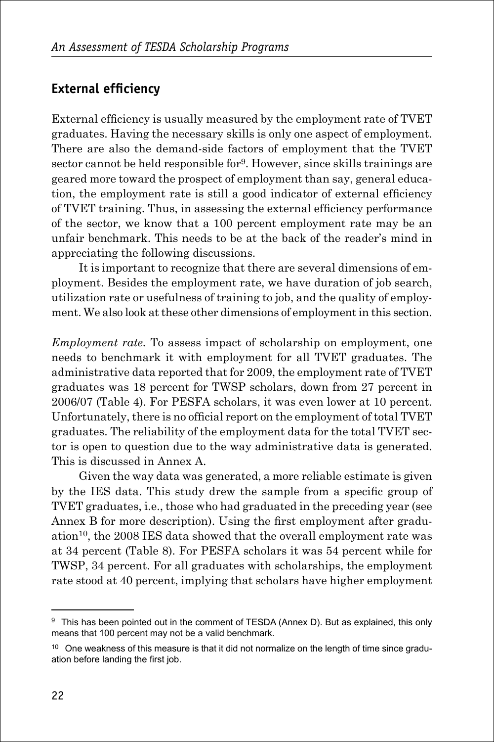## External efficiency

External efficiency is usually measured by the employment rate of TVET graduates. Having the necessary skills is only one aspect of employment. There are also the demand-side factors of employment that the TVET sector cannot be held responsible for[9]. However, since skills trainings are geared more toward the prospect of employment than say, general education, the employment rate is still a good indicator of external efficiency of TVET training. Thus, in assessing the external efficiency performance of the sector, we know that a 100 percent employment rate may be an unfair benchmark. This needs to be at the back of the reader's mind in appreciating the following discussions.

It is important to recognize that there are several dimensions of employment. Besides the employment rate, we have duration of job search, utilization rate or usefulness of training to job, and the quality of employment. We also look at these other dimensions of employment in this section.

*Employment rate.* To assess impact of scholarship on employment, one needs to benchmark it with employment for all TVET graduates. The administrative data reported that for 2009, the employment rate of TVET graduates was 18 percent for TWSP scholars, down from 27 percent in 2006/07 (Table 4). For PESFA scholars, it was even lower at 10 percent. Unfortunately, there is no official report on the employment of total TVET graduates. The reliability of the employment data for the total TVET sector is open to question due to the way administrative data is generated. This is discussed in Annex A.

Given the way data was generated, a more reliable estimate is given by the IES data. This study drew the sample from a specific group of TVET graduates, i.e., those who had graduated in the preceding year (see Annex B for more description). Using the first employment after graduation[10], the 2008 IES data showed that the overall employment rate was at 34 percent (Table 8). For PESFA scholars it was 54 percent while for TWSP, 34 percent. For all graduates with scholarships, the employment rate stood at 40 percent, implying that scholars have higher employment

---

[9] This has been pointed out in the comment of TESDA (Annex D). But as explained, this only means that 100 percent may not be a valid benchmark.

[10] One weakness of this measure is that it did not normalize on the length of time since graduation before landing the first job.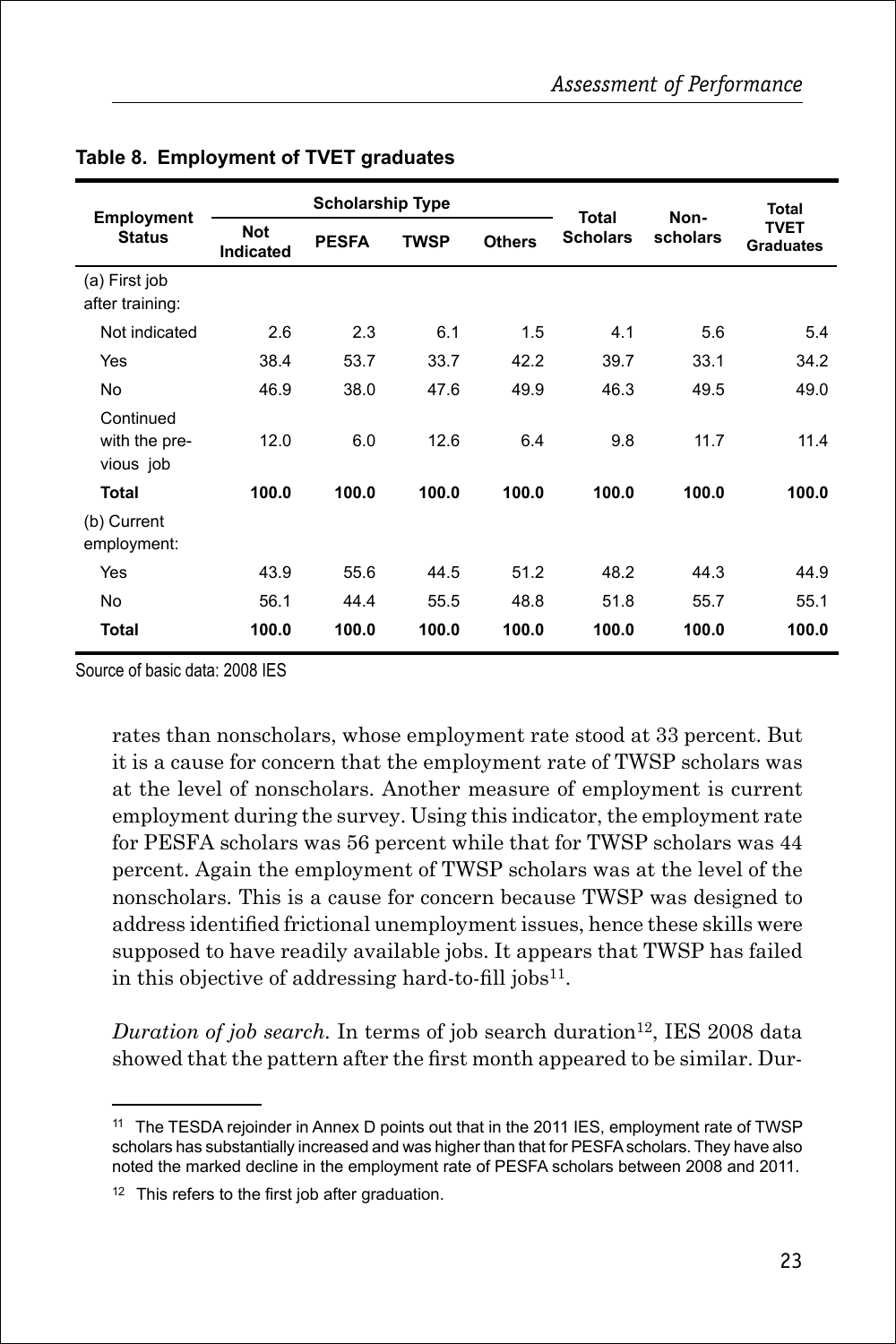**Table 8. Employment of TVET graduates**

| Employment Status | Scholarship Type | | | | Total Scholars | Non-scholars | Total TVET Graduates |
|---|---|---|---|---|---|---|---|
| | Not Indicated | PESFA | TWSP | Others | | | |
| (a) First job after training: | | | | | | | |
| Not indicated | 2.6 | 2.3 | 6.1 | 1.5 | 4.1 | 5.6 | 5.4 |
| Yes | 38.4 | 53.7 | 33.7 | 42.2 | 39.7 | 33.1 | 34.2 |
| No | 46.9 | 38.0 | 47.6 | 49.9 | 46.3 | 49.5 | 49.0 |
| Continued with the previous job | 12.0 | 6.0 | 12.6 | 6.4 | 9.8 | 11.7 | 11.4 |
| **Total** | **100.0** | **100.0** | **100.0** | **100.0** | **100.0** | **100.0** | **100.0** |
| (b) Current employment: | | | | | | | |
| Yes | 43.9 | 55.6 | 44.5 | 51.2 | 48.2 | 44.3 | 44.9 |
| No | 56.1 | 44.4 | 55.5 | 48.8 | 51.8 | 55.7 | 55.1 |
| **Total** | **100.0** | **100.0** | **100.0** | **100.0** | **100.0** | **100.0** | **100.0** |

Source of basic data: 2008 IES

rates than nonscholars, whose employment rate stood at 33 percent. But it is a cause for concern that the employment rate of TWSP scholars was at the level of nonscholars. Another measure of employment is current employment during the survey. Using this indicator, the employment rate for PESFA scholars was 56 percent while that for TWSP scholars was 44 percent. Again the employment of TWSP scholars was at the level of the nonscholars. This is a cause for concern because TWSP was designed to address identified frictional unemployment issues, hence these skills were supposed to have readily available jobs. It appears that TWSP has failed in this objective of addressing hard-to-fill jobs[11].

*Duration of job search.* In terms of job search duration[12], IES 2008 data showed that the pattern after the first month appeared to be similar. Dur-

[11] The TESDA rejoinder in Annex D points out that in the 2011 IES, employment rate of TWSP scholars has substantially increased and was higher than that for PESFA scholars. They have also noted the marked decline in the employment rate of PESFA scholars between 2008 and 2011.

[12] This refers to the first job after graduation.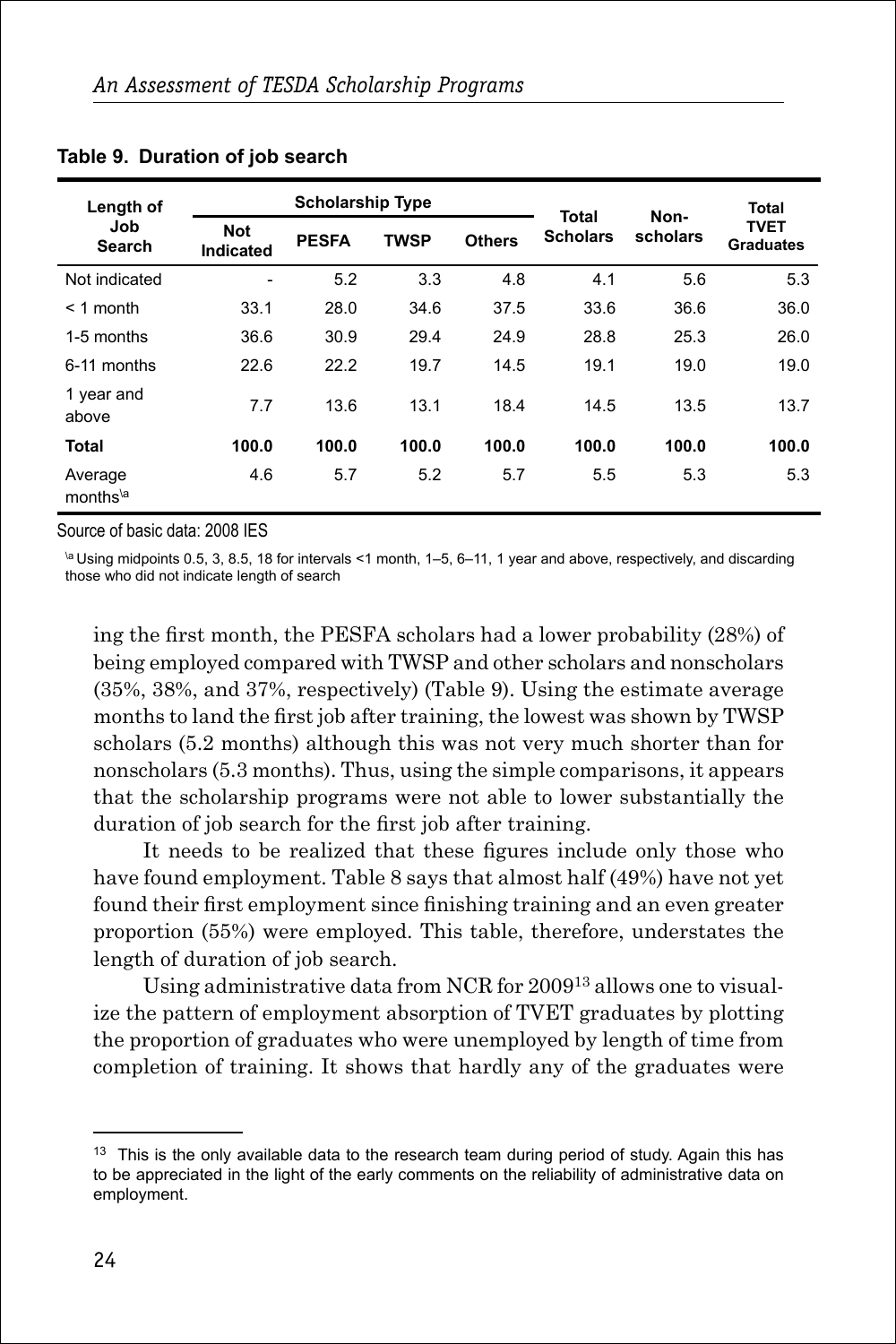**Table 9. Duration of job search**

| Length of Job Search | Scholarship Type | | | | Total Scholars | Non-scholars | Total TVET Graduates |
|---|---|---|---|---|---|---|---|
| | Not Indicated | PESFA | TWSP | Others | | | |
| Not indicated | - | 5.2 | 3.3 | 4.8 | 4.1 | 5.6 | 5.3 |
| < 1 month | 33.1 | 28.0 | 34.6 | 37.5 | 33.6 | 36.6 | 36.0 |
| 1-5 months | 36.6 | 30.9 | 29.4 | 24.9 | 28.8 | 25.3 | 26.0 |
| 6-11 months | 22.6 | 22.2 | 19.7 | 14.5 | 19.1 | 19.0 | 19.0 |
| 1 year and above | 7.7 | 13.6 | 13.1 | 18.4 | 14.5 | 13.5 | 13.7 |
| **Total** | **100.0** | **100.0** | **100.0** | **100.0** | **100.0** | **100.0** | **100.0** |
| Average months[a] | 4.6 | 5.7 | 5.2 | 5.7 | 5.5 | 5.3 | 5.3 |

Source of basic data: 2008 IES

[a] Using midpoints 0.5, 3, 8.5, 18 for intervals <1 month, 1–5, 6–11, 1 year and above, respectively, and discarding those who did not indicate length of search

ing the first month, the PESFA scholars had a lower probability (28%) of being employed compared with TWSP and other scholars and nonscholars (35%, 38%, and 37%, respectively) (Table 9). Using the estimate average months to land the first job after training, the lowest was shown by TWSP scholars (5.2 months) although this was not very much shorter than for nonscholars (5.3 months). Thus, using the simple comparisons, it appears that the scholarship programs were not able to lower substantially the duration of job search for the first job after training.

It needs to be realized that these figures include only those who have found employment. Table 8 says that almost half (49%) have not yet found their first employment since finishing training and an even greater proportion (55%) were employed. This table, therefore, understates the length of duration of job search.

Using administrative data from NCR for 2009[13] allows one to visualize the pattern of employment absorption of TVET graduates by plotting the proportion of graduates who were unemployed by length of time from completion of training. It shows that hardly any of the graduates were

[13] This is the only available data to the research team during period of study. Again this has to be appreciated in the light of the early comments on the reliability of administrative data on employment.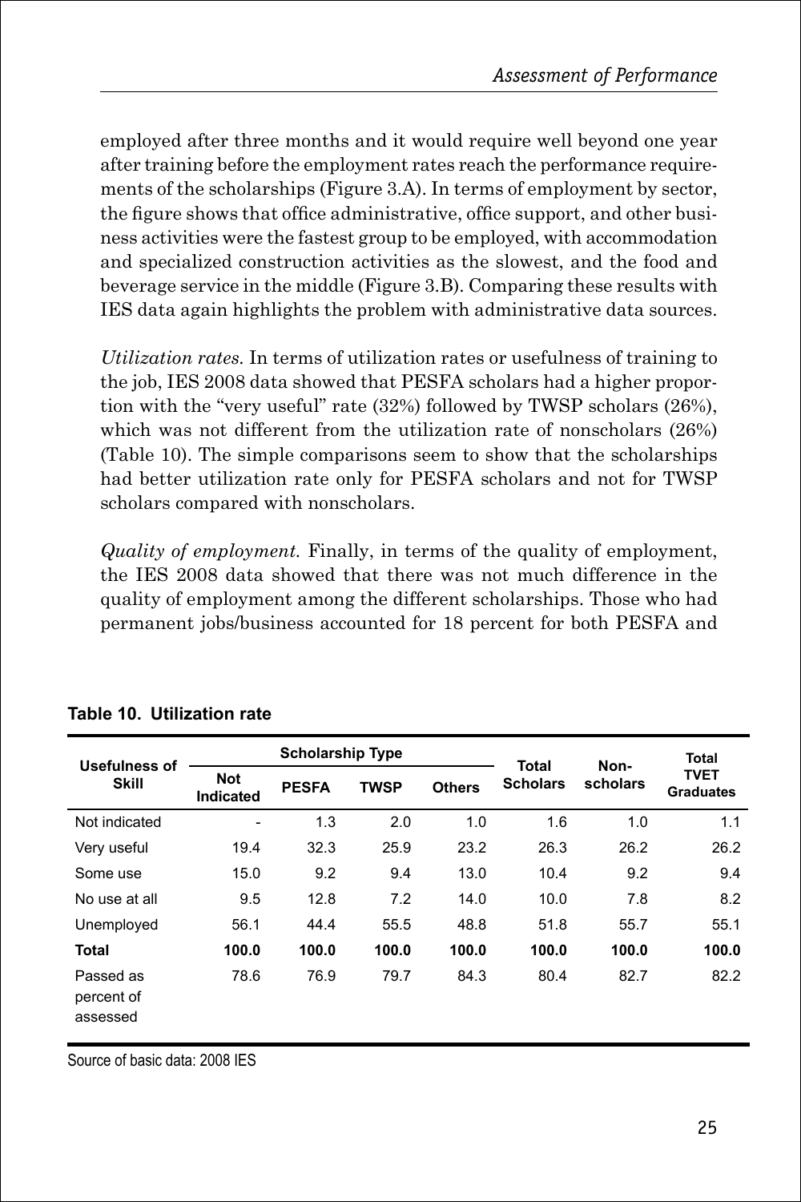employed after three months and it would require well beyond one year after training before the employment rates reach the performance requirements of the scholarships (Figure 3.A). In terms of employment by sector, the figure shows that office administrative, office support, and other business activities were the fastest group to be employed, with accommodation and specialized construction activities as the slowest, and the food and beverage service in the middle (Figure 3.B). Comparing these results with IES data again highlights the problem with administrative data sources.

*Utilization rates.* In terms of utilization rates or usefulness of training to the job, IES 2008 data showed that PESFA scholars had a higher proportion with the "very useful" rate (32%) followed by TWSP scholars (26%), which was not different from the utilization rate of nonscholars (26%) (Table 10). The simple comparisons seem to show that the scholarships had better utilization rate only for PESFA scholars and not for TWSP scholars compared with nonscholars.

*Quality of employment.* Finally, in terms of the quality of employment, the IES 2008 data showed that there was not much difference in the quality of employment among the different scholarships. Those who had permanent jobs/business accounted for 18 percent for both PESFA and

**Table 10. Utilization rate**

| Usefulness of Skill | Scholarship Type | | | | Total Scholars | Non-scholars | Total TVET Graduates |
|---|---|---|---|---|---|---|---|
| | Not Indicated | PESFA | TWSP | Others | | | |
| Not indicated | - | 1.3 | 2.0 | 1.0 | 1.6 | 1.0 | 1.1 |
| Very useful | 19.4 | 32.3 | 25.9 | 23.2 | 26.3 | 26.2 | 26.2 |
| Some use | 15.0 | 9.2 | 9.4 | 13.0 | 10.4 | 9.2 | 9.4 |
| No use at all | 9.5 | 12.8 | 7.2 | 14.0 | 10.0 | 7.8 | 8.2 |
| Unemployed | 56.1 | 44.4 | 55.5 | 48.8 | 51.8 | 55.7 | 55.1 |
| **Total** | **100.0** | **100.0** | **100.0** | **100.0** | **100.0** | **100.0** | **100.0** |
| Passed as percent of assessed | 78.6 | 76.9 | 79.7 | 84.3 | 80.4 | 82.7 | 82.2 |

Source of basic data: 2008 IES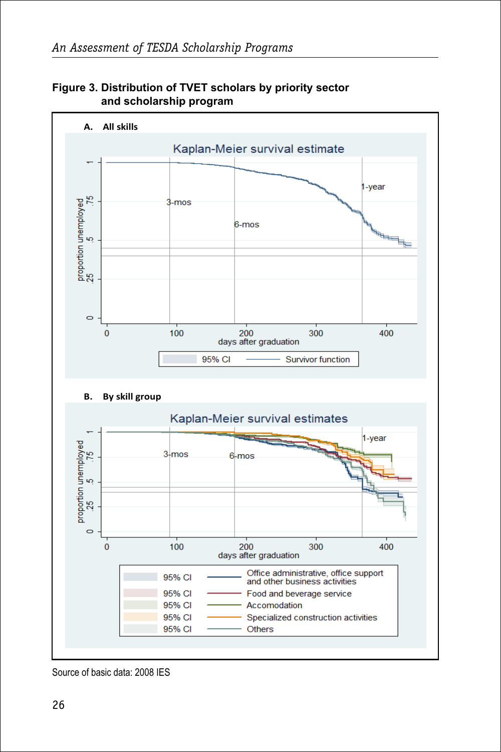**Figure 3. Distribution of TVET scholars by priority sector and scholarship program**

**A. All skills**

Kaplan-Meier survival estimate

proportion unemployed: 0, .25, .5, .75, 1

days after graduation: 0, 100, 200, 300, 400

3-mos, 6-mos, 1-year

95% CI — Survivor function

**B. By skill group**

Kaplan-Meier survival estimates

proportion unemployed: 0, .25, .5, .75, 1

days after graduation: 0, 100, 200, 300, 400

3-mos, 6-mos, 1-year

- 95% CI — Office administrative, office support and other business activities
- 95% CI — Food and beverage service
- 95% CI — Accomodation
- 95% CI — Specialized construction activities
- 95% CI — Others

Source of basic data: 2008 IES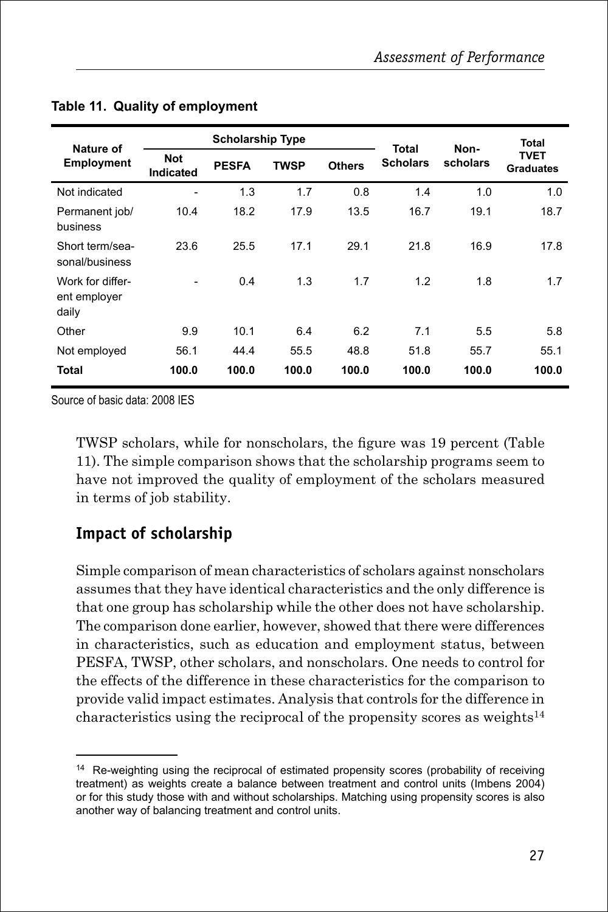**Table 11. Quality of employment**

| Nature of Employment | Scholarship Type | | | | Total Scholars | Non-scholars | Total TVET Graduates |
|---|---|---|---|---|---|---|---|
| | Not Indicated | PESFA | TWSP | Others | | | |
| Not indicated | - | 1.3 | 1.7 | 0.8 | 1.4 | 1.0 | 1.0 |
| Permanent job/ business | 10.4 | 18.2 | 17.9 | 13.5 | 16.7 | 19.1 | 18.7 |
| Short term/sea-sonal/business | 23.6 | 25.5 | 17.1 | 29.1 | 21.8 | 16.9 | 17.8 |
| Work for different employer daily | - | 0.4 | 1.3 | 1.7 | 1.2 | 1.8 | 1.7 |
| Other | 9.9 | 10.1 | 6.4 | 6.2 | 7.1 | 5.5 | 5.8 |
| Not employed | 56.1 | 44.4 | 55.5 | 48.8 | 51.8 | 55.7 | 55.1 |
| **Total** | **100.0** | **100.0** | **100.0** | **100.0** | **100.0** | **100.0** | **100.0** |

Source of basic data: 2008 IES

TWSP scholars, while for nonscholars, the figure was 19 percent (Table 11). The simple comparison shows that the scholarship programs seem to have not improved the quality of employment of the scholars measured in terms of job stability.

## Impact of scholarship

Simple comparison of mean characteristics of scholars against nonscholars assumes that they have identical characteristics and the only difference is that one group has scholarship while the other does not have scholarship. The comparison done earlier, however, showed that there were differences in characteristics, such as education and employment status, between PESFA, TWSP, other scholars, and nonscholars. One needs to control for the effects of the difference in these characteristics for the comparison to provide valid impact estimates. Analysis that controls for the difference in characteristics using the reciprocal of the propensity scores as weights[14]

[14] Re-weighting using the reciprocal of estimated propensity scores (probability of receiving treatment) as weights create a balance between treatment and control units (Imbens 2004) or for this study those with and without scholarships. Matching using propensity scores is also another way of balancing treatment and control units.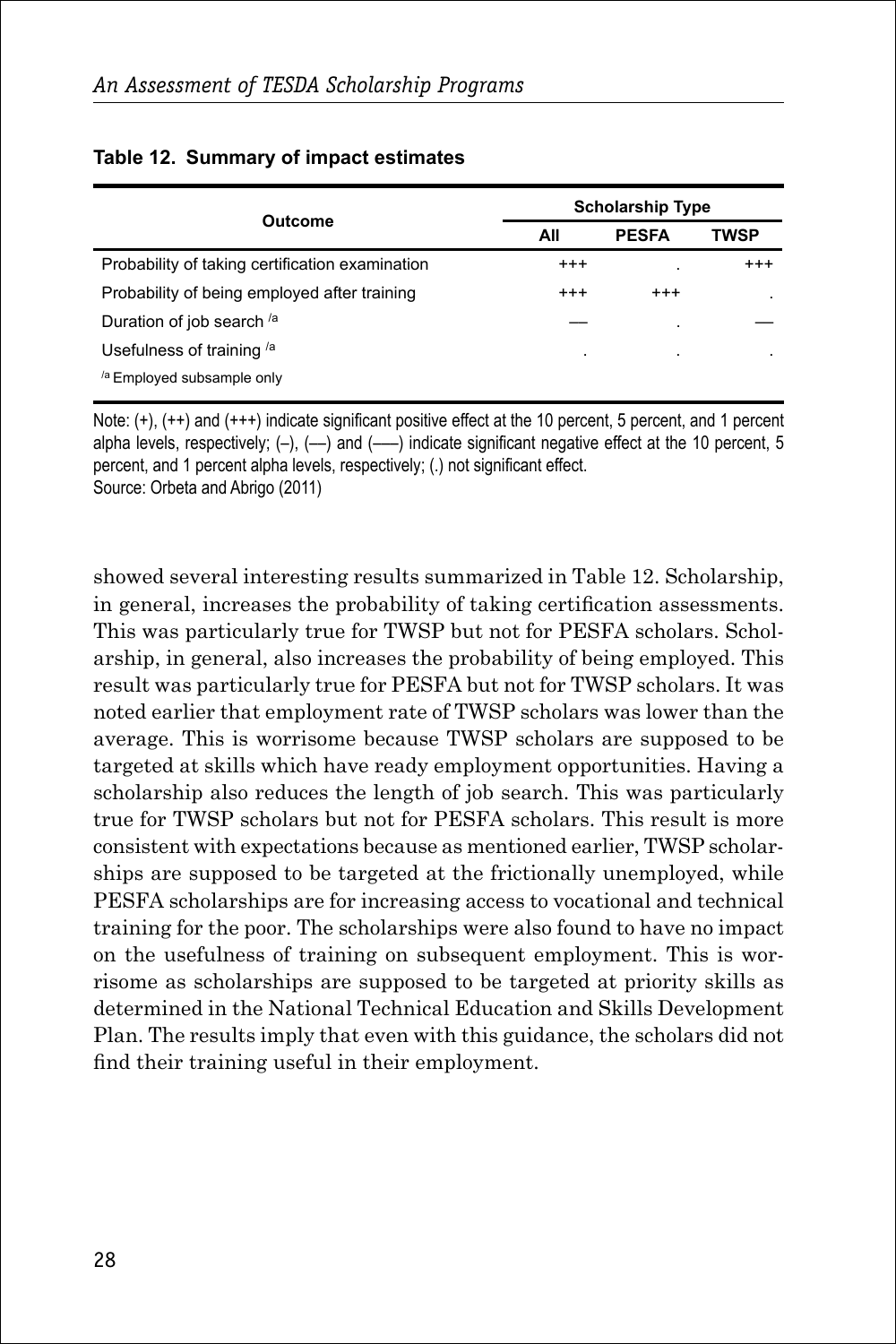**Table 12. Summary of impact estimates**

| Outcome | Scholarship Type | | |
|---|---|---|---|
| | All | PESFA | TWSP |
| Probability of taking certification examination | +++ | . | +++ |
| Probability of being employed after training | +++ | +++ | . |
| Duration of job search [/a] | — | . | — |
| Usefulness of training [/a] | . | . | . |
| [/a] Employed subsample only | | | |

Note: (+), (++) and (+++) indicate significant positive effect at the 10 percent, 5 percent, and 1 percent alpha levels, respectively; (–), (—) and (–—) indicate significant negative effect at the 10 percent, 5 percent, and 1 percent alpha levels, respectively; (.) not significant effect.
Source: Orbeta and Abrigo (2011)

showed several interesting results summarized in Table 12. Scholarship, in general, increases the probability of taking certification assessments. This was particularly true for TWSP but not for PESFA scholars. Scholarship, in general, also increases the probability of being employed. This result was particularly true for PESFA but not for TWSP scholars. It was noted earlier that employment rate of TWSP scholars was lower than the average. This is worrisome because TWSP scholars are supposed to be targeted at skills which have ready employment opportunities. Having a scholarship also reduces the length of job search. This was particularly true for TWSP scholars but not for PESFA scholars. This result is more consistent with expectations because as mentioned earlier, TWSP scholarships are supposed to be targeted at the frictionally unemployed, while PESFA scholarships are for increasing access to vocational and technical training for the poor. The scholarships were also found to have no impact on the usefulness of training on subsequent employment. This is worrisome as scholarships are supposed to be targeted at priority skills as determined in the National Technical Education and Skills Development Plan. The results imply that even with this guidance, the scholars did not find their training useful in their employment.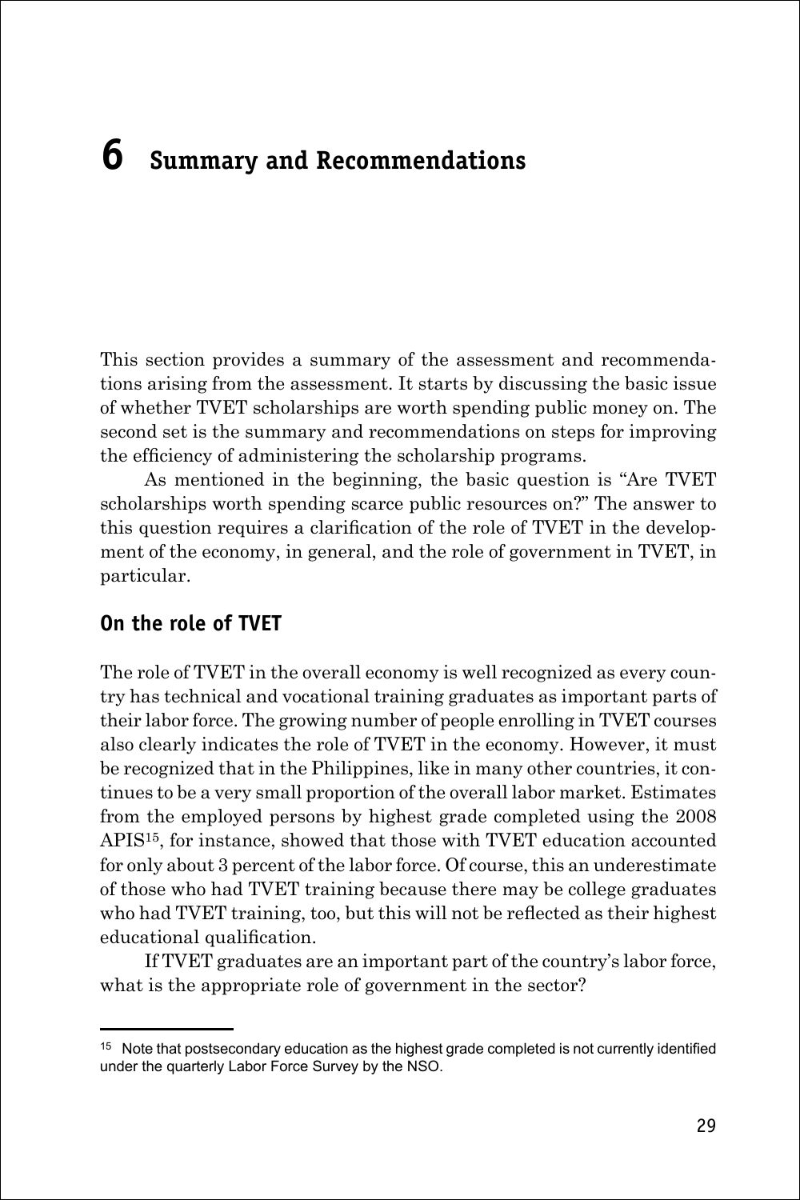# 6 Summary and Recommendations

This section provides a summary of the assessment and recommendations arising from the assessment. It starts by discussing the basic issue of whether TVET scholarships are worth spending public money on. The second set is the summary and recommendations on steps for improving the efficiency of administering the scholarship programs.

As mentioned in the beginning, the basic question is "Are TVET scholarships worth spending scarce public resources on?" The answer to this question requires a clarification of the role of TVET in the development of the economy, in general, and the role of government in TVET, in particular.

## On the role of TVET

The role of TVET in the overall economy is well recognized as every country has technical and vocational training graduates as important parts of their labor force. The growing number of people enrolling in TVET courses also clearly indicates the role of TVET in the economy. However, it must be recognized that in the Philippines, like in many other countries, it continues to be a very small proportion of the overall labor market. Estimates from the employed persons by highest grade completed using the 2008 APIS[15], for instance, showed that those with TVET education accounted for only about 3 percent of the labor force. Of course, this an underestimate of those who had TVET training because there may be college graduates who had TVET training, too, but this will not be reflected as their highest educational qualification.

If TVET graduates are an important part of the country's labor force, what is the appropriate role of government in the sector?

[15] Note that postsecondary education as the highest grade completed is not currently identified under the quarterly Labor Force Survey by the NSO.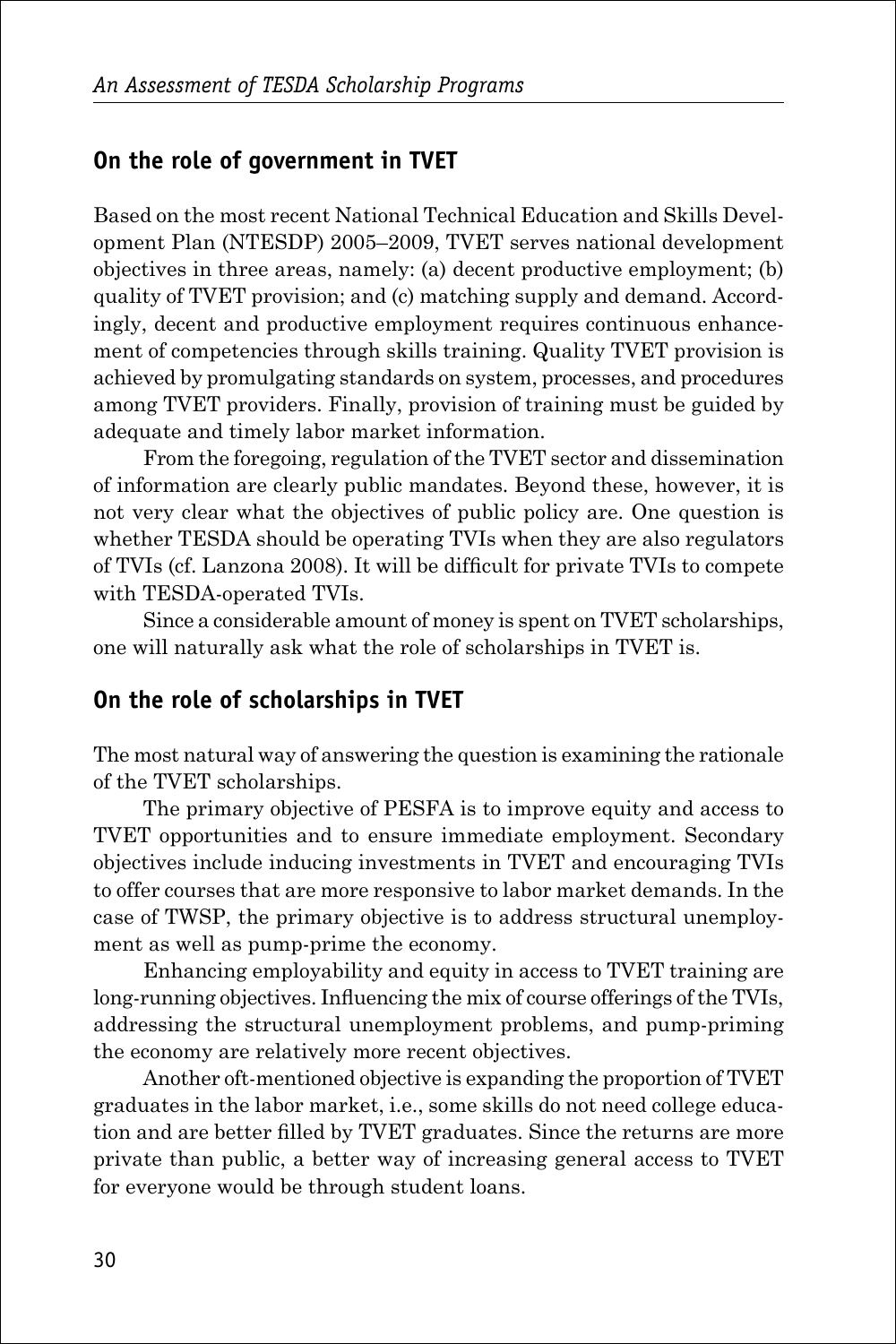## On the role of government in TVET

Based on the most recent National Technical Education and Skills Development Plan (NTESDP) 2005–2009, TVET serves national development objectives in three areas, namely: (a) decent productive employment; (b) quality of TVET provision; and (c) matching supply and demand. Accordingly, decent and productive employment requires continuous enhancement of competencies through skills training. Quality TVET provision is achieved by promulgating standards on system, processes, and procedures among TVET providers. Finally, provision of training must be guided by adequate and timely labor market information.

From the foregoing, regulation of the TVET sector and dissemination of information are clearly public mandates. Beyond these, however, it is not very clear what the objectives of public policy are. One question is whether TESDA should be operating TVIs when they are also regulators of TVIs (cf. Lanzona 2008). It will be difficult for private TVIs to compete with TESDA-operated TVIs.

Since a considerable amount of money is spent on TVET scholarships, one will naturally ask what the role of scholarships in TVET is.

## On the role of scholarships in TVET

The most natural way of answering the question is examining the rationale of the TVET scholarships.

The primary objective of PESFA is to improve equity and access to TVET opportunities and to ensure immediate employment. Secondary objectives include inducing investments in TVET and encouraging TVIs to offer courses that are more responsive to labor market demands. In the case of TWSP, the primary objective is to address structural unemployment as well as pump-prime the economy.

Enhancing employability and equity in access to TVET training are long-running objectives. Influencing the mix of course offerings of the TVIs, addressing the structural unemployment problems, and pump-priming the economy are relatively more recent objectives.

Another oft-mentioned objective is expanding the proportion of TVET graduates in the labor market, i.e., some skills do not need college education and are better filled by TVET graduates. Since the returns are more private than public, a better way of increasing general access to TVET for everyone would be through student loans.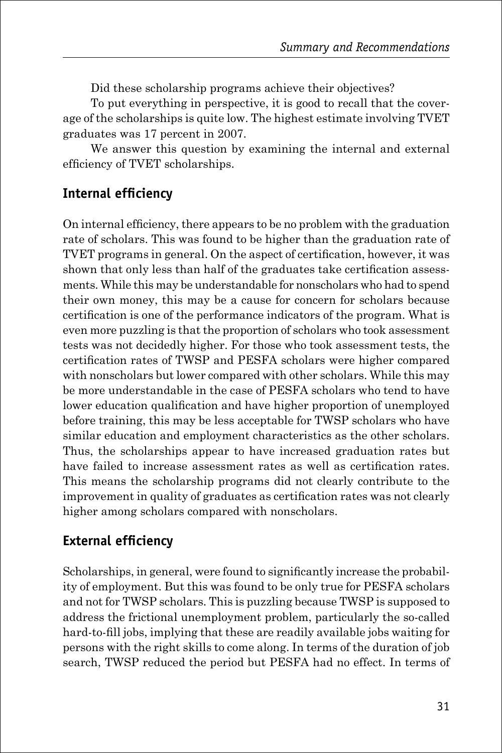Did these scholarship programs achieve their objectives?

To put everything in perspective, it is good to recall that the coverage of the scholarships is quite low. The highest estimate involving TVET graduates was 17 percent in 2007.

We answer this question by examining the internal and external efficiency of TVET scholarships.

## Internal efficiency

On internal efficiency, there appears to be no problem with the graduation rate of scholars. This was found to be higher than the graduation rate of TVET programs in general. On the aspect of certification, however, it was shown that only less than half of the graduates take certification assessments. While this may be understandable for nonscholars who had to spend their own money, this may be a cause for concern for scholars because certification is one of the performance indicators of the program. What is even more puzzling is that the proportion of scholars who took assessment tests was not decidedly higher. For those who took assessment tests, the certification rates of TWSP and PESFA scholars were higher compared with nonscholars but lower compared with other scholars. While this may be more understandable in the case of PESFA scholars who tend to have lower education qualification and have higher proportion of unemployed before training, this may be less acceptable for TWSP scholars who have similar education and employment characteristics as the other scholars. Thus, the scholarships appear to have increased graduation rates but have failed to increase assessment rates as well as certification rates. This means the scholarship programs did not clearly contribute to the improvement in quality of graduates as certification rates was not clearly higher among scholars compared with nonscholars.

## External efficiency

Scholarships, in general, were found to significantly increase the probability of employment. But this was found to be only true for PESFA scholars and not for TWSP scholars. This is puzzling because TWSP is supposed to address the frictional unemployment problem, particularly the so-called hard-to-fill jobs, implying that these are readily available jobs waiting for persons with the right skills to come along. In terms of the duration of job search, TWSP reduced the period but PESFA had no effect. In terms of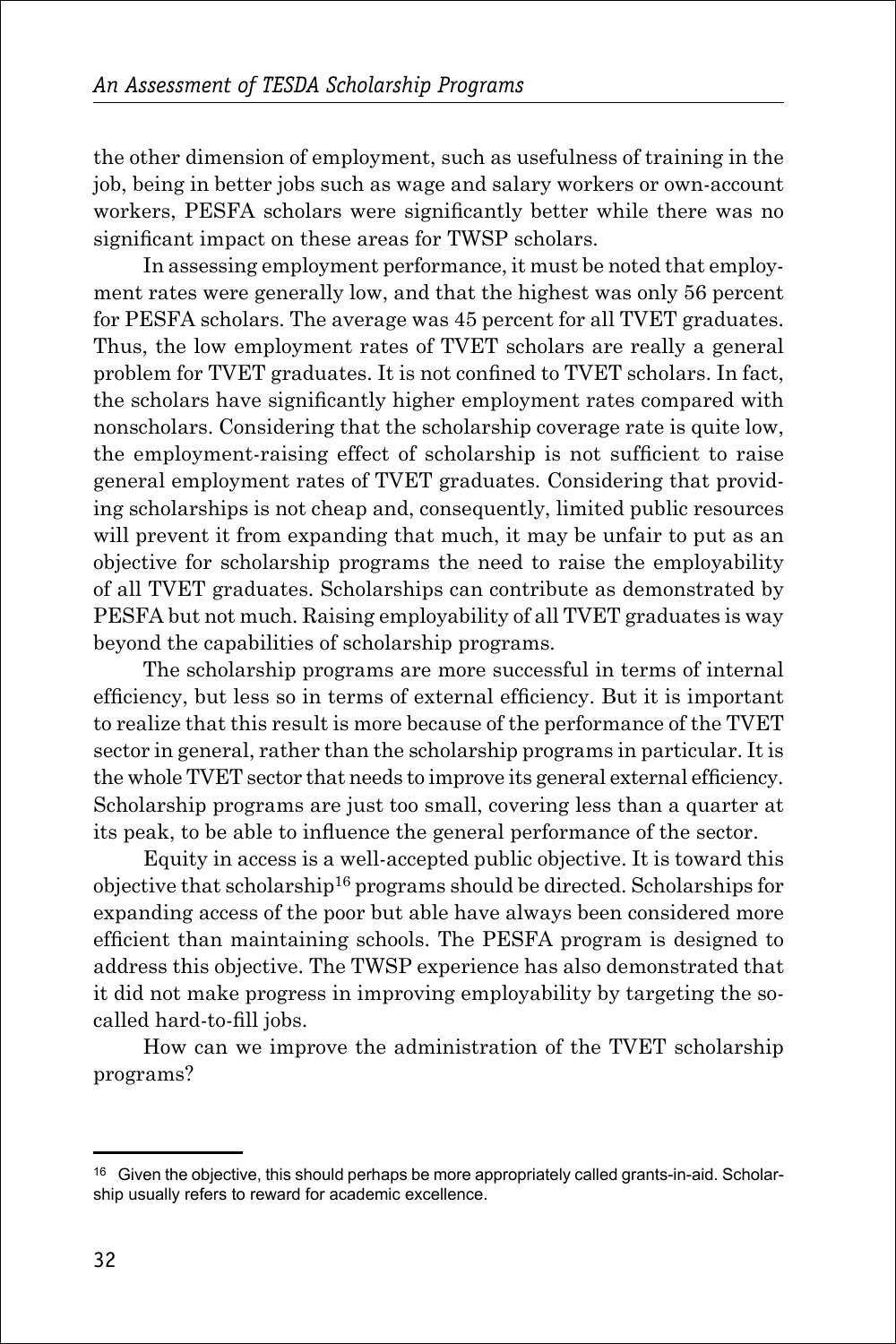the other dimension of employment, such as usefulness of training in the job, being in better jobs such as wage and salary workers or own-account workers, PESFA scholars were significantly better while there was no significant impact on these areas for TWSP scholars.

In assessing employment performance, it must be noted that employment rates were generally low, and that the highest was only 56 percent for PESFA scholars. The average was 45 percent for all TVET graduates. Thus, the low employment rates of TVET scholars are really a general problem for TVET graduates. It is not confined to TVET scholars. In fact, the scholars have significantly higher employment rates compared with nonscholars. Considering that the scholarship coverage rate is quite low, the employment-raising effect of scholarship is not sufficient to raise general employment rates of TVET graduates. Considering that providing scholarships is not cheap and, consequently, limited public resources will prevent it from expanding that much, it may be unfair to put as an objective for scholarship programs the need to raise the employability of all TVET graduates. Scholarships can contribute as demonstrated by PESFA but not much. Raising employability of all TVET graduates is way beyond the capabilities of scholarship programs.

The scholarship programs are more successful in terms of internal efficiency, but less so in terms of external efficiency. But it is important to realize that this result is more because of the performance of the TVET sector in general, rather than the scholarship programs in particular. It is the whole TVET sector that needs to improve its general external efficiency. Scholarship programs are just too small, covering less than a quarter at its peak, to be able to influence the general performance of the sector.

Equity in access is a well-accepted public objective. It is toward this objective that scholarship[16] programs should be directed. Scholarships for expanding access of the poor but able have always been considered more efficient than maintaining schools. The PESFA program is designed to address this objective. The TWSP experience has also demonstrated that it did not make progress in improving employability by targeting the so-called hard-to-fill jobs.

How can we improve the administration of the TVET scholarship programs?

---

[16] Given the objective, this should perhaps be more appropriately called grants-in-aid. Scholarship usually refers to reward for academic excellence.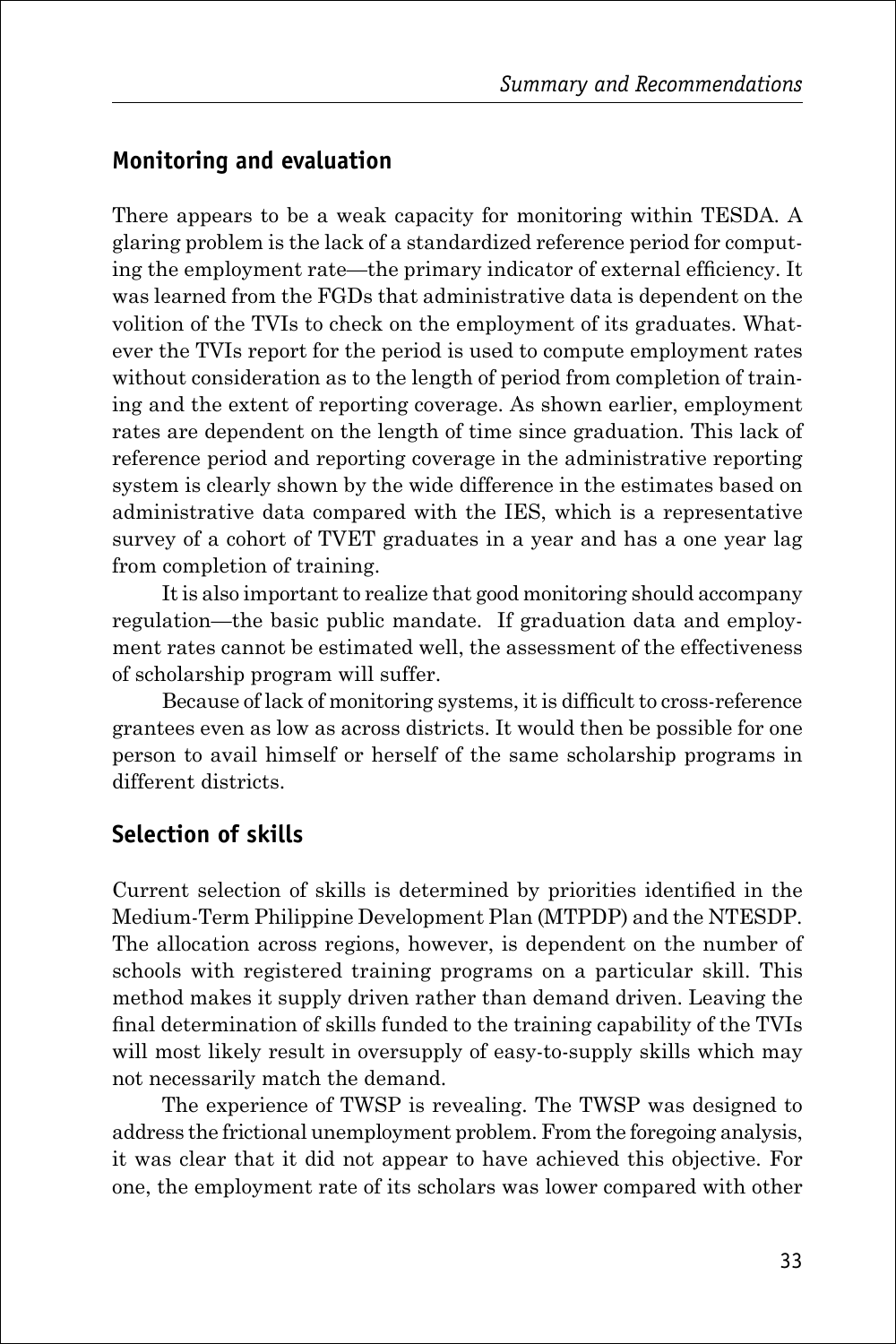## Monitoring and evaluation

There appears to be a weak capacity for monitoring within TESDA. A glaring problem is the lack of a standardized reference period for computing the employment rate—the primary indicator of external efficiency. It was learned from the FGDs that administrative data is dependent on the volition of the TVIs to check on the employment of its graduates. Whatever the TVIs report for the period is used to compute employment rates without consideration as to the length of period from completion of training and the extent of reporting coverage. As shown earlier, employment rates are dependent on the length of time since graduation. This lack of reference period and reporting coverage in the administrative reporting system is clearly shown by the wide difference in the estimates based on administrative data compared with the IES, which is a representative survey of a cohort of TVET graduates in a year and has a one year lag from completion of training.

It is also important to realize that good monitoring should accompany regulation—the basic public mandate. If graduation data and employment rates cannot be estimated well, the assessment of the effectiveness of scholarship program will suffer.

Because of lack of monitoring systems, it is difficult to cross-reference grantees even as low as across districts. It would then be possible for one person to avail himself or herself of the same scholarship programs in different districts.

## Selection of skills

Current selection of skills is determined by priorities identified in the Medium-Term Philippine Development Plan (MTPDP) and the NTESDP. The allocation across regions, however, is dependent on the number of schools with registered training programs on a particular skill. This method makes it supply driven rather than demand driven. Leaving the final determination of skills funded to the training capability of the TVIs will most likely result in oversupply of easy-to-supply skills which may not necessarily match the demand.

The experience of TWSP is revealing. The TWSP was designed to address the frictional unemployment problem. From the foregoing analysis, it was clear that it did not appear to have achieved this objective. For one, the employment rate of its scholars was lower compared with other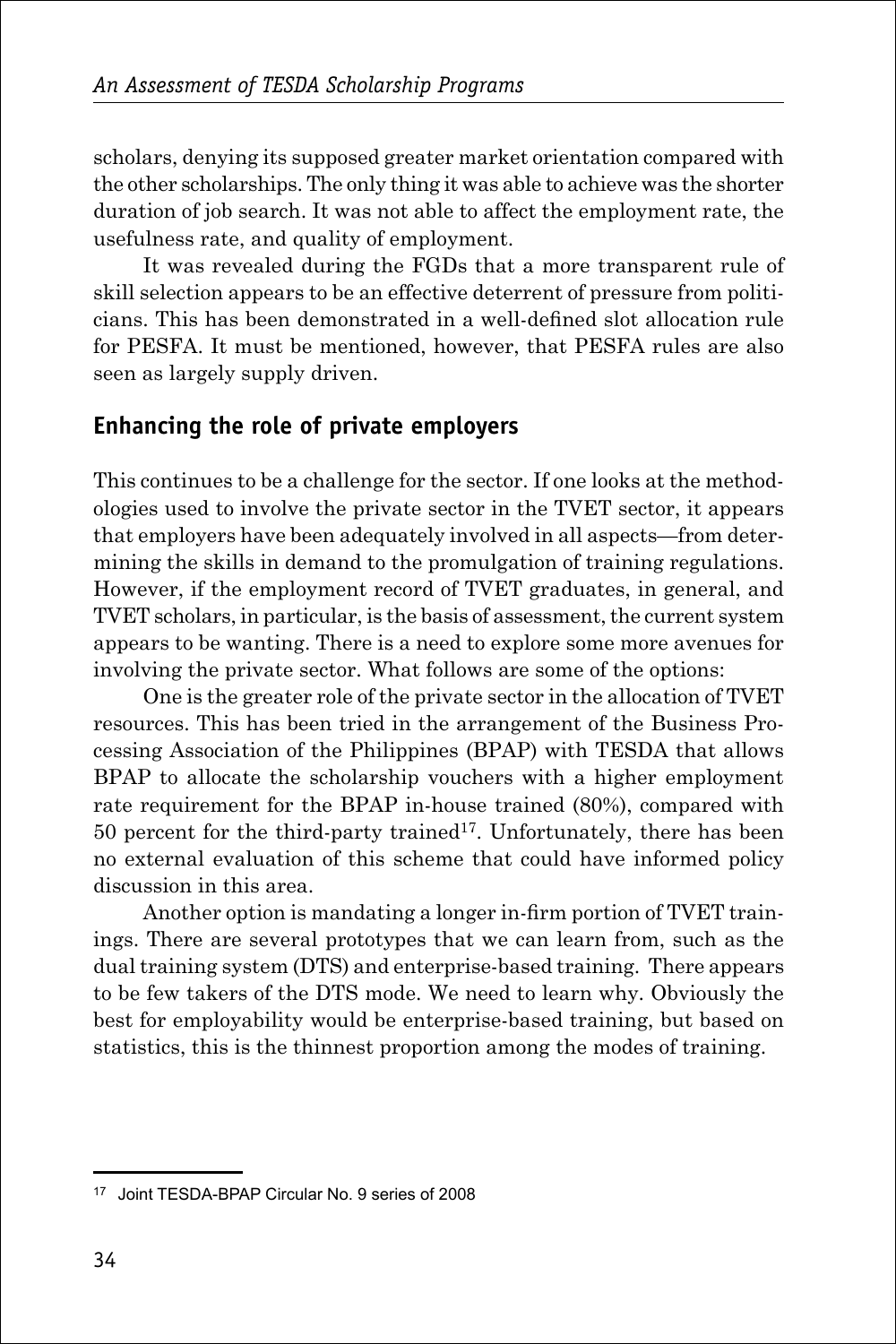scholars, denying its supposed greater market orientation compared with the other scholarships. The only thing it was able to achieve was the shorter duration of job search. It was not able to affect the employment rate, the usefulness rate, and quality of employment.

It was revealed during the FGDs that a more transparent rule of skill selection appears to be an effective deterrent of pressure from politicians. This has been demonstrated in a well-defined slot allocation rule for PESFA. It must be mentioned, however, that PESFA rules are also seen as largely supply driven.

## Enhancing the role of private employers

This continues to be a challenge for the sector. If one looks at the methodologies used to involve the private sector in the TVET sector, it appears that employers have been adequately involved in all aspects—from determining the skills in demand to the promulgation of training regulations. However, if the employment record of TVET graduates, in general, and TVET scholars, in particular, is the basis of assessment, the current system appears to be wanting. There is a need to explore some more avenues for involving the private sector. What follows are some of the options:

One is the greater role of the private sector in the allocation of TVET resources. This has been tried in the arrangement of the Business Processing Association of the Philippines (BPAP) with TESDA that allows BPAP to allocate the scholarship vouchers with a higher employment rate requirement for the BPAP in-house trained (80%), compared with 50 percent for the third-party trained[17]. Unfortunately, there has been no external evaluation of this scheme that could have informed policy discussion in this area.

Another option is mandating a longer in-firm portion of TVET trainings. There are several prototypes that we can learn from, such as the dual training system (DTS) and enterprise-based training. There appears to be few takers of the DTS mode. We need to learn why. Obviously the best for employability would be enterprise-based training, but based on statistics, this is the thinnest proportion among the modes of training.

[17] Joint TESDA-BPAP Circular No. 9 series of 2008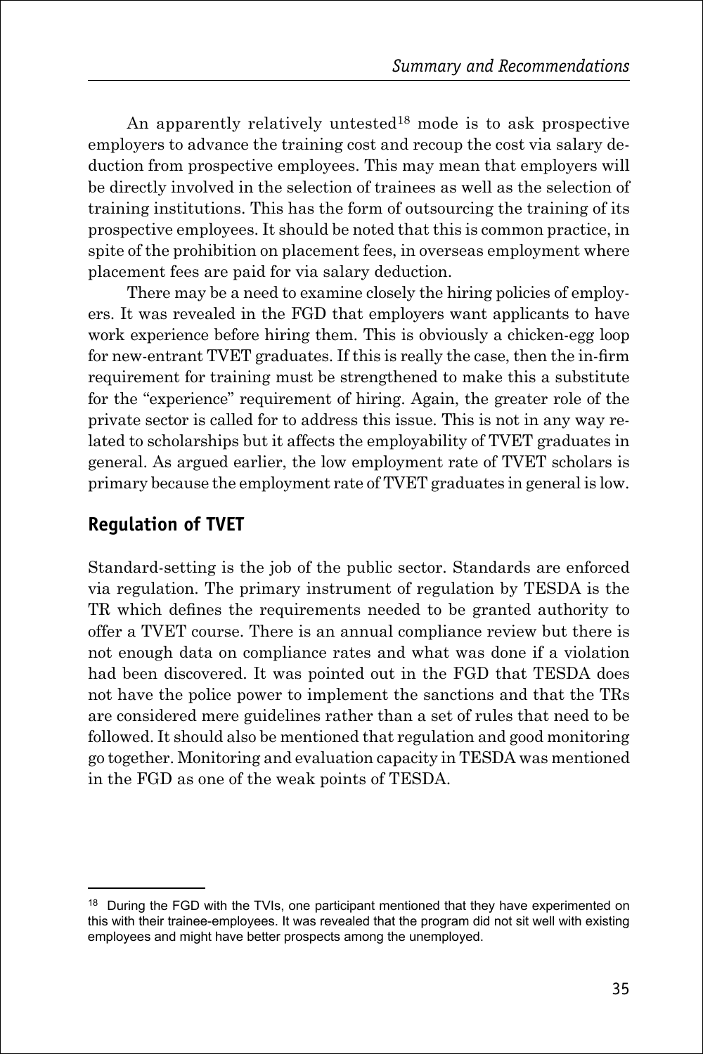An apparently relatively untested[18] mode is to ask prospective employers to advance the training cost and recoup the cost via salary deduction from prospective employees. This may mean that employers will be directly involved in the selection of trainees as well as the selection of training institutions. This has the form of outsourcing the training of its prospective employees. It should be noted that this is common practice, in spite of the prohibition on placement fees, in overseas employment where placement fees are paid for via salary deduction.

There may be a need to examine closely the hiring policies of employers. It was revealed in the FGD that employers want applicants to have work experience before hiring them. This is obviously a chicken-egg loop for new-entrant TVET graduates. If this is really the case, then the in-firm requirement for training must be strengthened to make this a substitute for the "experience" requirement of hiring. Again, the greater role of the private sector is called for to address this issue. This is not in any way related to scholarships but it affects the employability of TVET graduates in general. As argued earlier, the low employment rate of TVET scholars is primary because the employment rate of TVET graduates in general is low.

## Regulation of TVET

Standard-setting is the job of the public sector. Standards are enforced via regulation. The primary instrument of regulation by TESDA is the TR which defines the requirements needed to be granted authority to offer a TVET course. There is an annual compliance review but there is not enough data on compliance rates and what was done if a violation had been discovered. It was pointed out in the FGD that TESDA does not have the police power to implement the sanctions and that the TRs are considered mere guidelines rather than a set of rules that need to be followed. It should also be mentioned that regulation and good monitoring go together. Monitoring and evaluation capacity in TESDA was mentioned in the FGD as one of the weak points of TESDA.

---

[18] During the FGD with the TVIs, one participant mentioned that they have experimented on this with their trainee-employees. It was revealed that the program did not sit well with existing employees and might have better prospects among the unemployed.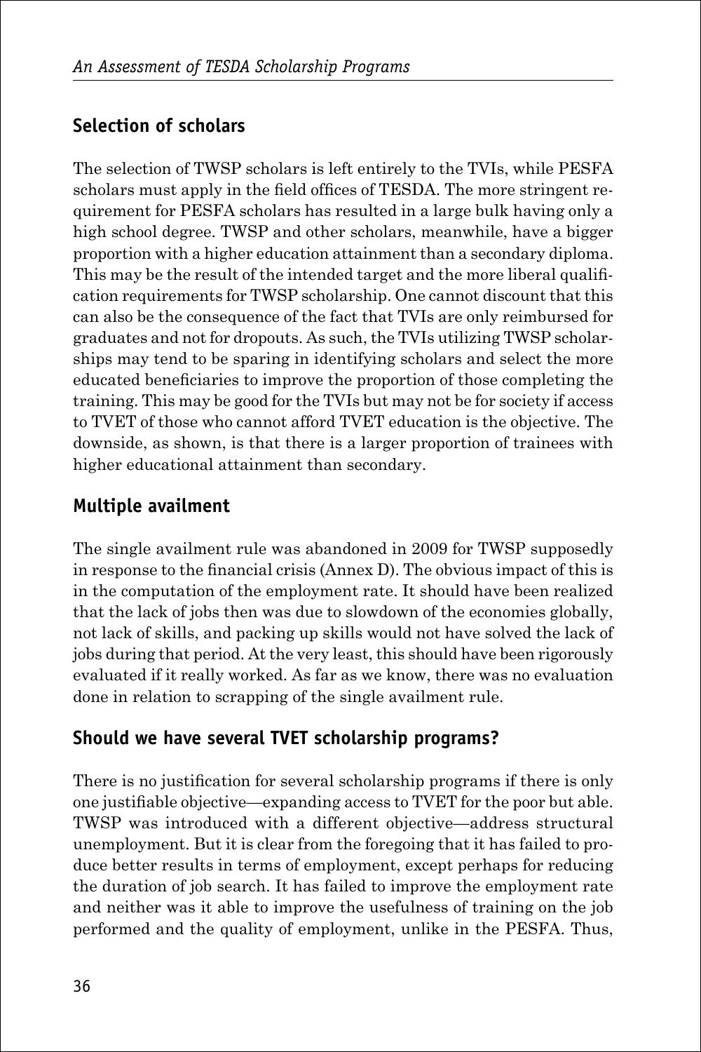## Selection of scholars

The selection of TWSP scholars is left entirely to the TVIs, while PESFA scholars must apply in the field offices of TESDA. The more stringent requirement for PESFA scholars has resulted in a large bulk having only a high school degree. TWSP and other scholars, meanwhile, have a bigger proportion with a higher education attainment than a secondary diploma. This may be the result of the intended target and the more liberal qualification requirements for TWSP scholarship. One cannot discount that this can also be the consequence of the fact that TVIs are only reimbursed for graduates and not for dropouts. As such, the TVIs utilizing TWSP scholarships may tend to be sparing in identifying scholars and select the more educated beneficiaries to improve the proportion of those completing the training. This may be good for the TVIs but may not be for society if access to TVET of those who cannot afford TVET education is the objective. The downside, as shown, is that there is a larger proportion of trainees with higher educational attainment than secondary.

## Multiple availment

The single availment rule was abandoned in 2009 for TWSP supposedly in response to the financial crisis (Annex D). The obvious impact of this is in the computation of the employment rate. It should have been realized that the lack of jobs then was due to slowdown of the economies globally, not lack of skills, and packing up skills would not have solved the lack of jobs during that period. At the very least, this should have been rigorously evaluated if it really worked. As far as we know, there was no evaluation done in relation to scrapping of the single availment rule.

## Should we have several TVET scholarship programs?

There is no justification for several scholarship programs if there is only one justifiable objective—expanding access to TVET for the poor but able. TWSP was introduced with a different objective—address structural unemployment. But it is clear from the foregoing that it has failed to produce better results in terms of employment, except perhaps for reducing the duration of job search. It has failed to improve the employment rate and neither was it able to improve the usefulness of training on the job performed and the quality of employment, unlike in the PESFA. Thus,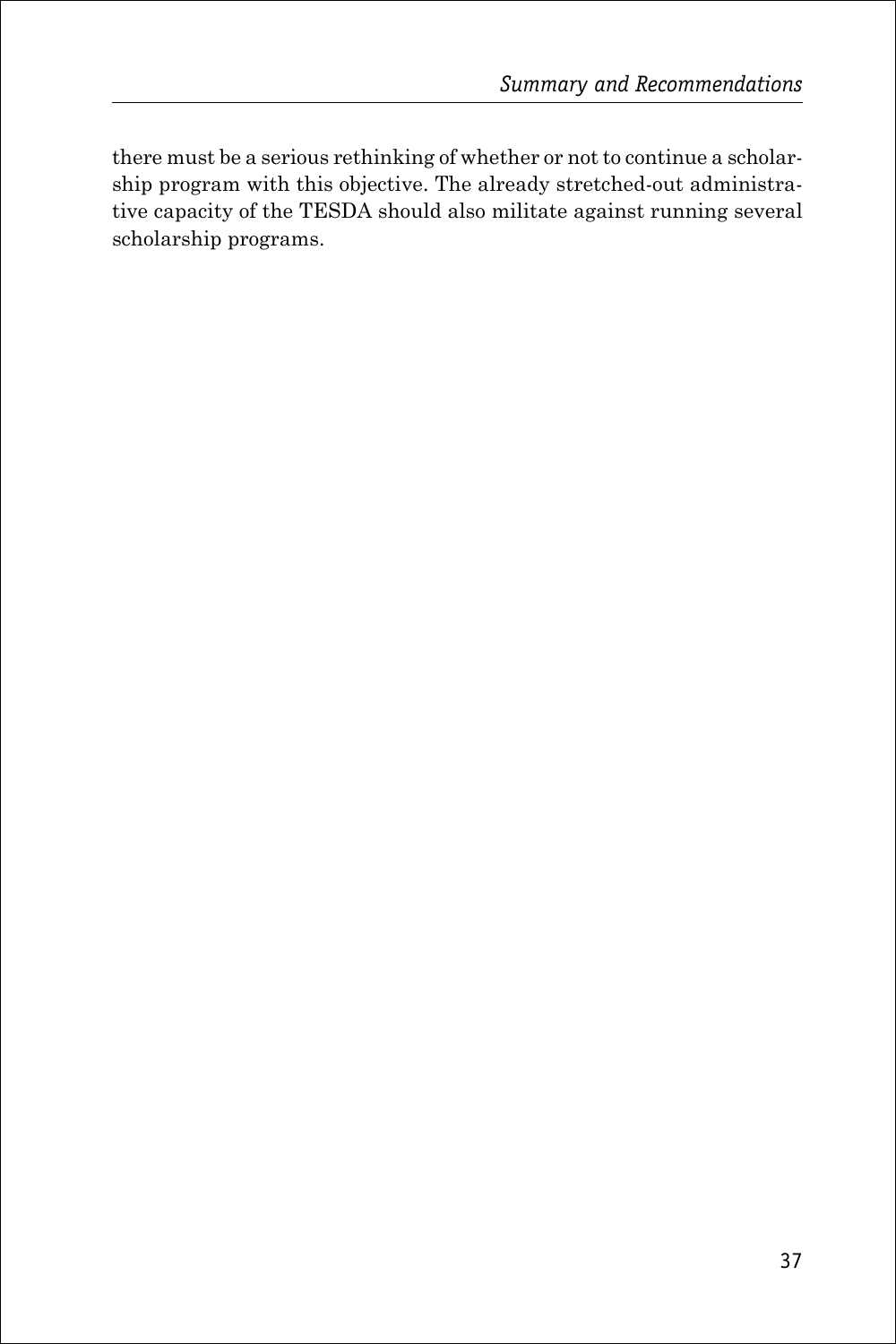there must be a serious rethinking of whether or not to continue a scholarship program with this objective. The already stretched-out administrative capacity of the TESDA should also militate against running several scholarship programs.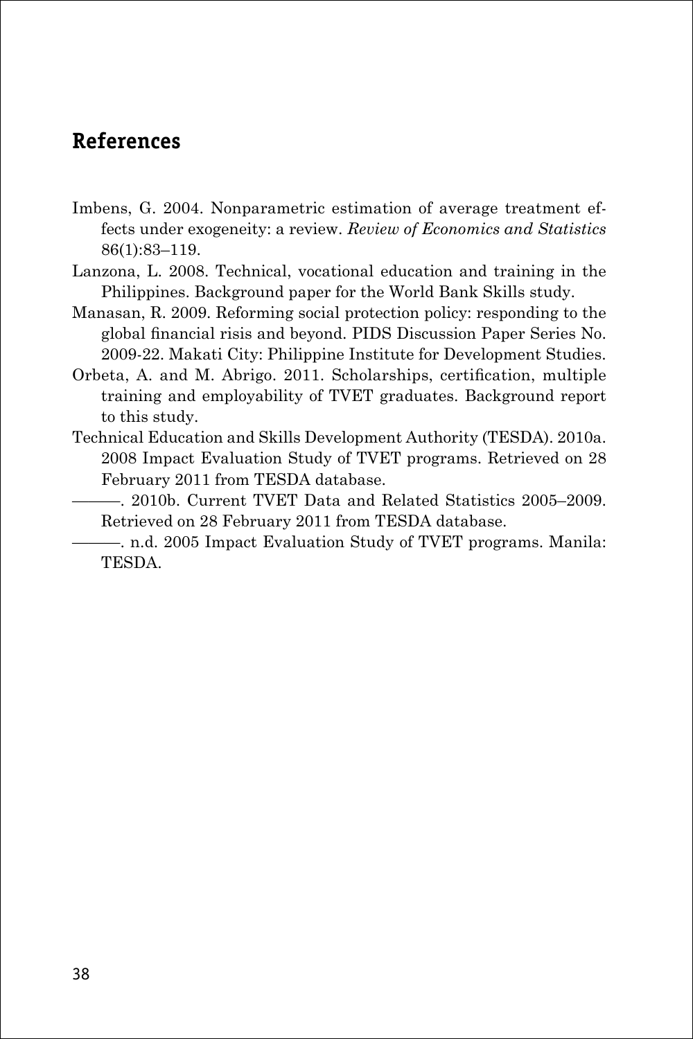## References

Imbens, G. 2004. Nonparametric estimation of average treatment effects under exogeneity: a review. *Review of Economics and Statistics* 86(1):83–119.

Lanzona, L. 2008. Technical, vocational education and training in the Philippines. Background paper for the World Bank Skills study.

Manasan, R. 2009. Reforming social protection policy: responding to the global financial risis and beyond. PIDS Discussion Paper Series No. 2009-22. Makati City: Philippine Institute for Development Studies.

Orbeta, A. and M. Abrigo. 2011. Scholarships, certification, multiple training and employability of TVET graduates. Background report to this study.

Technical Education and Skills Development Authority (TESDA). 2010a. 2008 Impact Evaluation Study of TVET programs. Retrieved on 28 February 2011 from TESDA database.

———. 2010b. Current TVET Data and Related Statistics 2005–2009. Retrieved on 28 February 2011 from TESDA database.

———. n.d. 2005 Impact Evaluation Study of TVET programs. Manila: TESDA.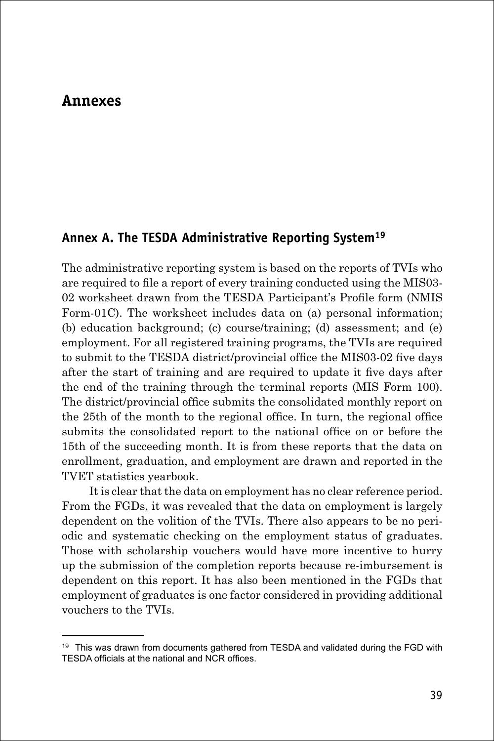# Annexes

## Annex A. The TESDA Administrative Reporting System[19]

The administrative reporting system is based on the reports of TVIs who are required to file a report of every training conducted using the MIS03-02 worksheet drawn from the TESDA Participant's Profile form (NMIS Form-01C). The worksheet includes data on (a) personal information; (b) education background; (c) course/training; (d) assessment; and (e) employment. For all registered training programs, the TVIs are required to submit to the TESDA district/provincial office the MIS03-02 five days after the start of training and are required to update it five days after the end of the training through the terminal reports (MIS Form 100). The district/provincial office submits the consolidated monthly report on the 25th of the month to the regional office. In turn, the regional office submits the consolidated report to the national office on or before the 15th of the succeeding month. It is from these reports that the data on enrollment, graduation, and employment are drawn and reported in the TVET statistics yearbook.

It is clear that the data on employment has no clear reference period. From the FGDs, it was revealed that the data on employment is largely dependent on the volition of the TVIs. There also appears to be no periodic and systematic checking on the employment status of graduates. Those with scholarship vouchers would have more incentive to hurry up the submission of the completion reports because re-imbursement is dependent on this report. It has also been mentioned in the FGDs that employment of graduates is one factor considered in providing additional vouchers to the TVIs.

---

[19] This was drawn from documents gathered from TESDA and validated during the FGD with TESDA officials at the national and NCR offices.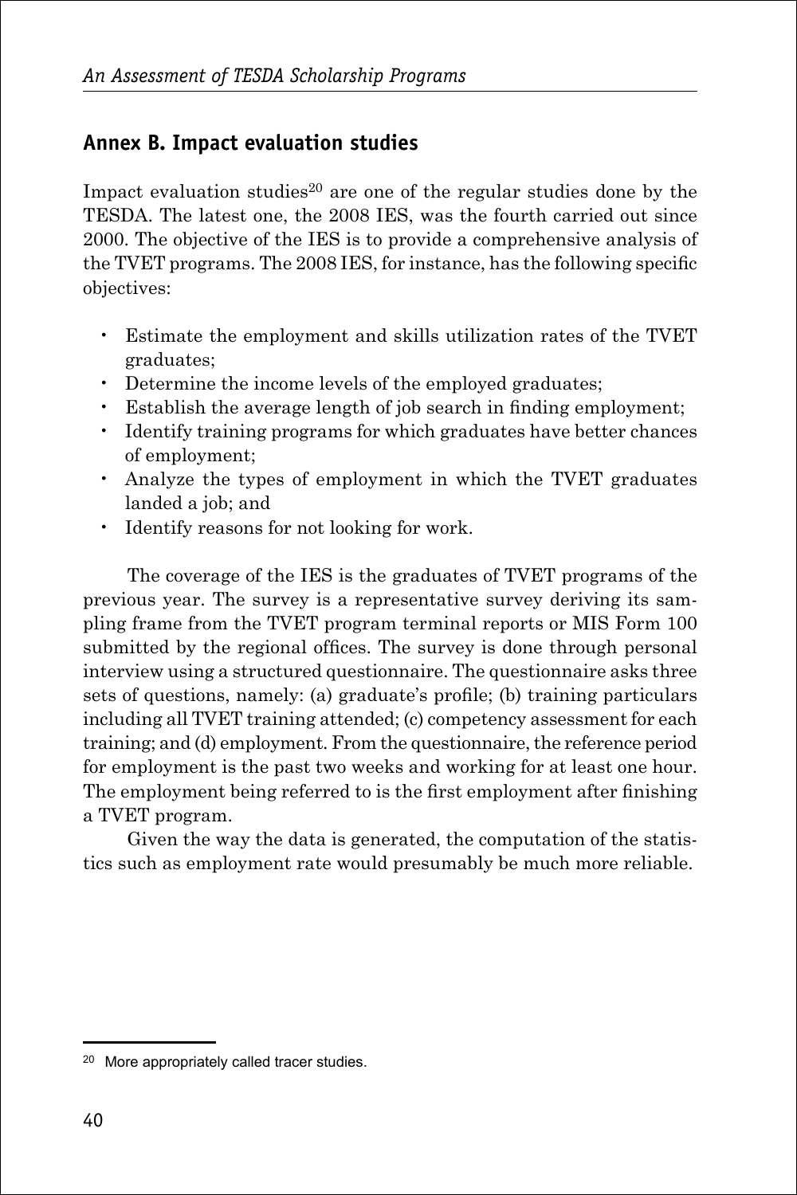## Annex B. Impact evaluation studies

Impact evaluation studies[20] are one of the regular studies done by the TESDA. The latest one, the 2008 IES, was the fourth carried out since 2000. The objective of the IES is to provide a comprehensive analysis of the TVET programs. The 2008 IES, for instance, has the following specific objectives:

- Estimate the employment and skills utilization rates of the TVET graduates;
- Determine the income levels of the employed graduates;
- Establish the average length of job search in finding employment;
- Identify training programs for which graduates have better chances of employment;
- Analyze the types of employment in which the TVET graduates landed a job; and
- Identify reasons for not looking for work.

The coverage of the IES is the graduates of TVET programs of the previous year. The survey is a representative survey deriving its sampling frame from the TVET program terminal reports or MIS Form 100 submitted by the regional offices. The survey is done through personal interview using a structured questionnaire. The questionnaire asks three sets of questions, namely: (a) graduate's profile; (b) training particulars including all TVET training attended; (c) competency assessment for each training; and (d) employment. From the questionnaire, the reference period for employment is the past two weeks and working for at least one hour. The employment being referred to is the first employment after finishing a TVET program.

Given the way the data is generated, the computation of the statistics such as employment rate would presumably be much more reliable.

[20] More appropriately called tracer studies.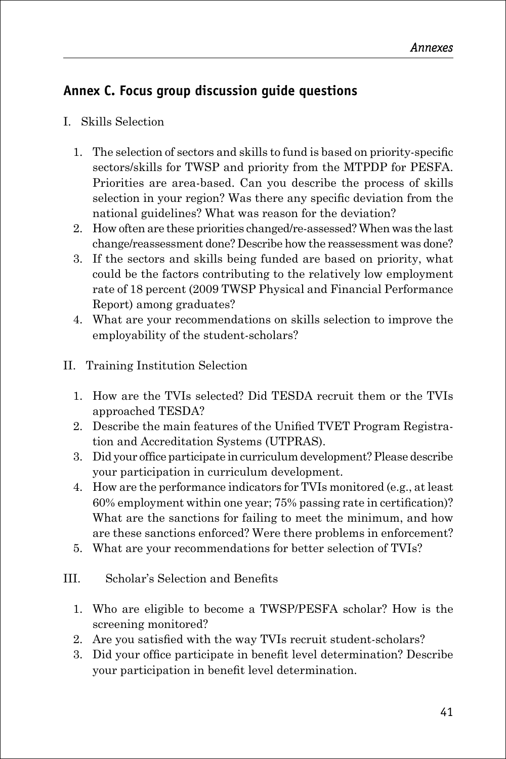## Annex C. Focus group discussion guide questions

I. Skills Selection

1. The selection of sectors and skills to fund is based on priority-specific sectors/skills for TWSP and priority from the MTPDP for PESFA. Priorities are area-based. Can you describe the process of skills selection in your region? Was there any specific deviation from the national guidelines? What was reason for the deviation?
2. How often are these priorities changed/re-assessed? When was the last change/reassessment done? Describe how the reassessment was done?
3. If the sectors and skills being funded are based on priority, what could be the factors contributing to the relatively low employment rate of 18 percent (2009 TWSP Physical and Financial Performance Report) among graduates?
4. What are your recommendations on skills selection to improve the employability of the student-scholars?

II. Training Institution Selection

1. How are the TVIs selected? Did TESDA recruit them or the TVIs approached TESDA?
2. Describe the main features of the Unified TVET Program Registration and Accreditation Systems (UTPRAS).
3. Did your office participate in curriculum development? Please describe your participation in curriculum development.
4. How are the performance indicators for TVIs monitored (e.g., at least 60% employment within one year; 75% passing rate in certification)? What are the sanctions for failing to meet the minimum, and how are these sanctions enforced? Were there problems in enforcement?
5. What are your recommendations for better selection of TVIs?

III. Scholar's Selection and Benefits

1. Who are eligible to become a TWSP/PESFA scholar? How is the screening monitored?
2. Are you satisfied with the way TVIs recruit student-scholars?
3. Did your office participate in benefit level determination? Describe your participation in benefit level determination.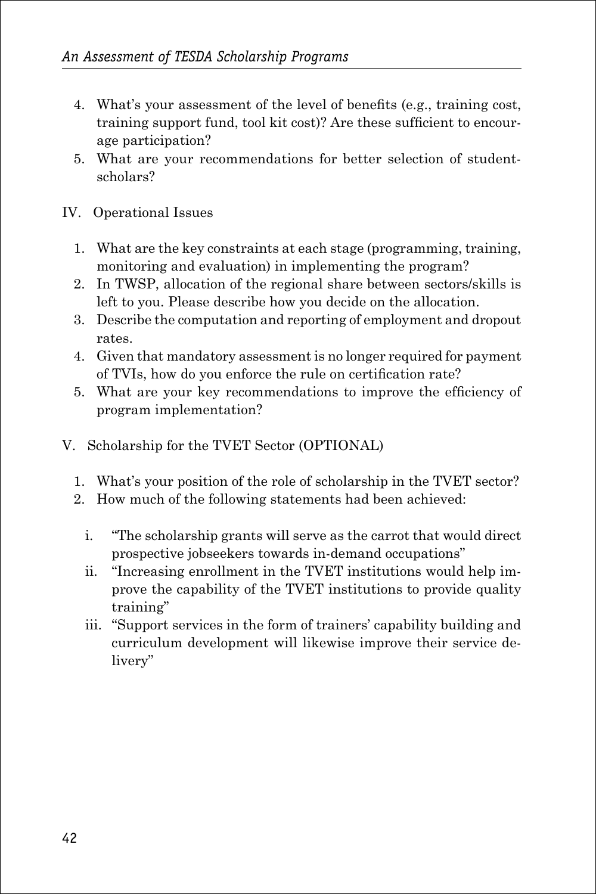4. What's your assessment of the level of benefits (e.g., training cost, training support fund, tool kit cost)? Are these sufficient to encourage participation?
5. What are your recommendations for better selection of student-scholars?

IV. Operational Issues

1. What are the key constraints at each stage (programming, training, monitoring and evaluation) in implementing the program?
2. In TWSP, allocation of the regional share between sectors/skills is left to you. Please describe how you decide on the allocation.
3. Describe the computation and reporting of employment and dropout rates.
4. Given that mandatory assessment is no longer required for payment of TVIs, how do you enforce the rule on certification rate?
5. What are your key recommendations to improve the efficiency of program implementation?

V. Scholarship for the TVET Sector (OPTIONAL)

1. What's your position of the role of scholarship in the TVET sector?
2. How much of the following statements had been achieved:

    i. "The scholarship grants will serve as the carrot that would direct prospective jobseekers towards in-demand occupations"
    ii. "Increasing enrollment in the TVET institutions would help improve the capability of the TVET institutions to provide quality training"
    iii. "Support services in the form of trainers' capability building and curriculum development will likewise improve their service delivery"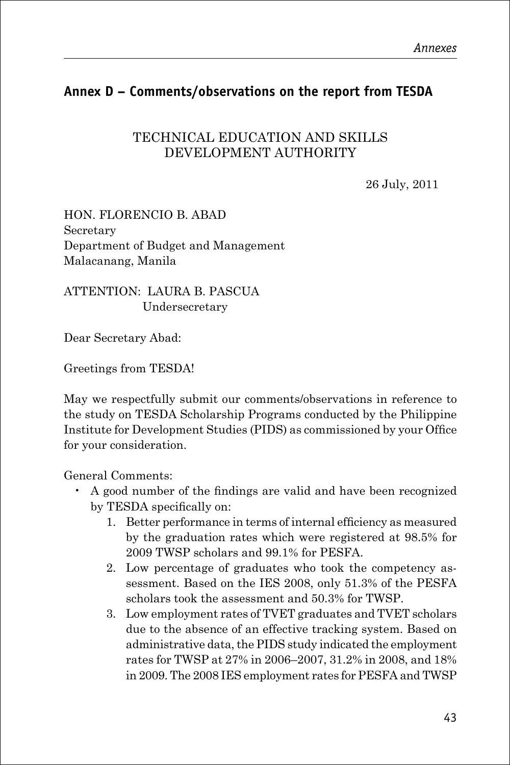## Annex D – Comments/observations on the report from TESDA

TECHNICAL EDUCATION AND SKILLS DEVELOPMENT AUTHORITY

26 July, 2011

HON. FLORENCIO B. ABAD
Secretary
Department of Budget and Management
Malacanang, Manila

ATTENTION: LAURA B. PASCUA
Undersecretary

Dear Secretary Abad:

Greetings from TESDA!

May we respectfully submit our comments/observations in reference to the study on TESDA Scholarship Programs conducted by the Philippine Institute for Development Studies (PIDS) as commissioned by your Office for your consideration.

General Comments:

- A good number of the findings are valid and have been recognized by TESDA specifically on:
    1. Better performance in terms of internal efficiency as measured by the graduation rates which were registered at 98.5% for 2009 TWSP scholars and 99.1% for PESFA.
    2. Low percentage of graduates who took the competency assessment. Based on the IES 2008, only 51.3% of the PESFA scholars took the assessment and 50.3% for TWSP.
    3. Low employment rates of TVET graduates and TVET scholars due to the absence of an effective tracking system. Based on administrative data, the PIDS study indicated the employment rates for TWSP at 27% in 2006–2007, 31.2% in 2008, and 18% in 2009. The 2008 IES employment rates for PESFA and TWSP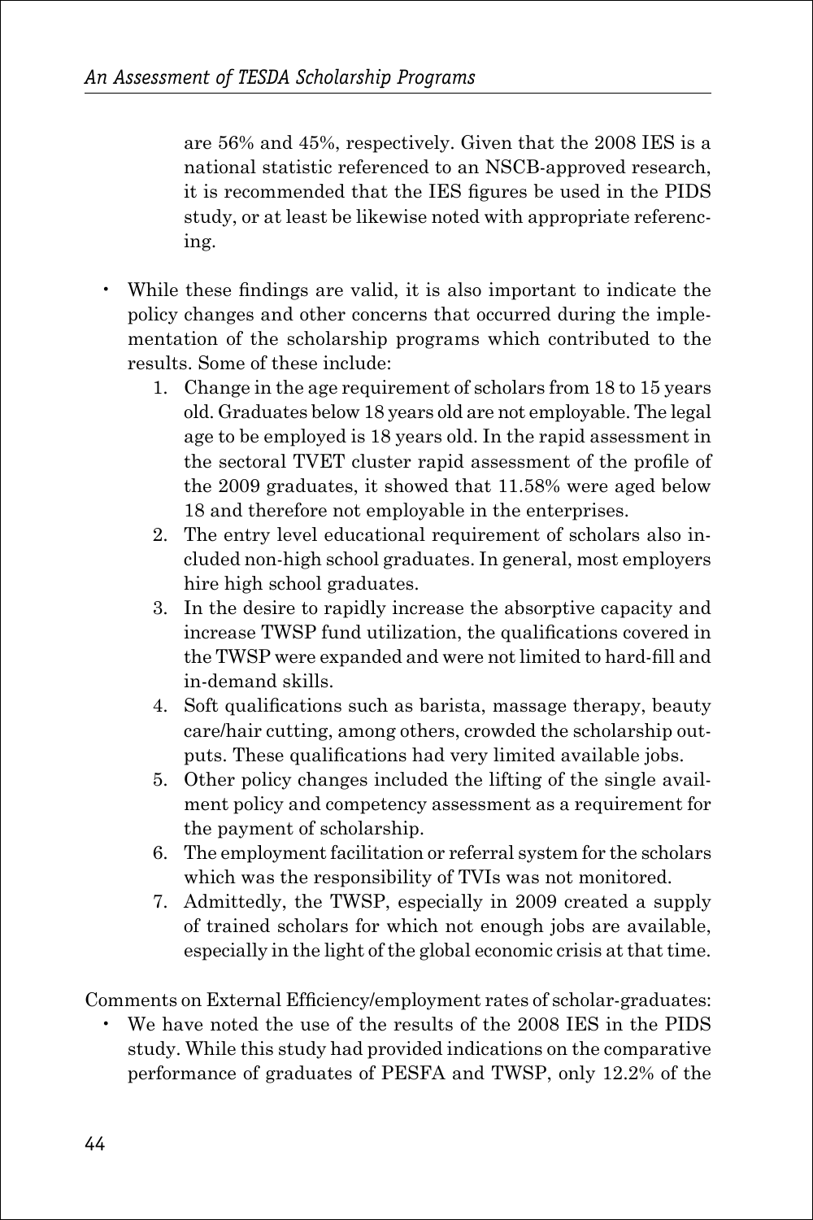are 56% and 45%, respectively. Given that the 2008 IES is a national statistic referenced to an NSCB-approved research, it is recommended that the IES figures be used in the PIDS study, or at least be likewise noted with appropriate referencing.

- While these findings are valid, it is also important to indicate the policy changes and other concerns that occurred during the implementation of the scholarship programs which contributed to the results. Some of these include:
  1. Change in the age requirement of scholars from 18 to 15 years old. Graduates below 18 years old are not employable. The legal age to be employed is 18 years old. In the rapid assessment in the sectoral TVET cluster rapid assessment of the profile of the 2009 graduates, it showed that 11.58% were aged below 18 and therefore not employable in the enterprises.
  2. The entry level educational requirement of scholars also included non-high school graduates. In general, most employers hire high school graduates.
  3. In the desire to rapidly increase the absorptive capacity and increase TWSP fund utilization, the qualifications covered in the TWSP were expanded and were not limited to hard-fill and in-demand skills.
  4. Soft qualifications such as barista, massage therapy, beauty care/hair cutting, among others, crowded the scholarship outputs. These qualifications had very limited available jobs.
  5. Other policy changes included the lifting of the single availment policy and competency assessment as a requirement for the payment of scholarship.
  6. The employment facilitation or referral system for the scholars which was the responsibility of TVIs was not monitored.
  7. Admittedly, the TWSP, especially in 2009 created a supply of trained scholars for which not enough jobs are available, especially in the light of the global economic crisis at that time.

Comments on External Efficiency/employment rates of scholar-graduates:

- We have noted the use of the results of the 2008 IES in the PIDS study. While this study had provided indications on the comparative performance of graduates of PESFA and TWSP, only 12.2% of the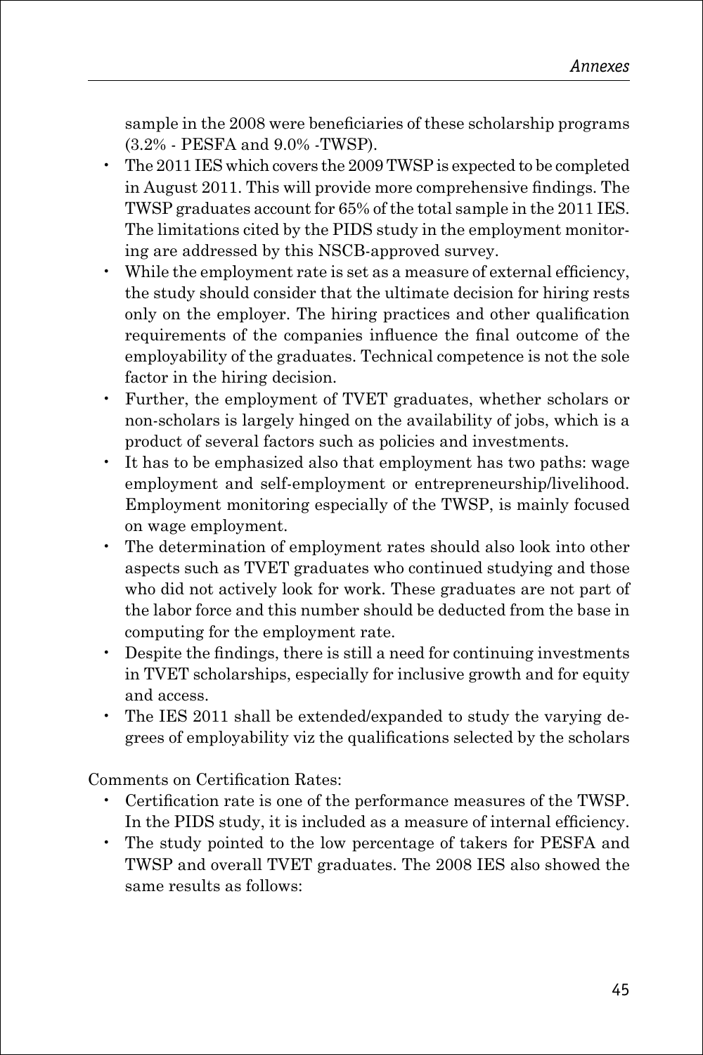sample in the 2008 were beneficiaries of these scholarship programs (3.2% - PESFA and 9.0% -TWSP).

- The 2011 IES which covers the 2009 TWSP is expected to be completed in August 2011. This will provide more comprehensive findings. The TWSP graduates account for 65% of the total sample in the 2011 IES. The limitations cited by the PIDS study in the employment monitoring are addressed by this NSCB-approved survey.
- While the employment rate is set as a measure of external efficiency, the study should consider that the ultimate decision for hiring rests only on the employer. The hiring practices and other qualification requirements of the companies influence the final outcome of the employability of the graduates. Technical competence is not the sole factor in the hiring decision.
- Further, the employment of TVET graduates, whether scholars or non-scholars is largely hinged on the availability of jobs, which is a product of several factors such as policies and investments.
- It has to be emphasized also that employment has two paths: wage employment and self-employment or entrepreneurship/livelihood. Employment monitoring especially of the TWSP, is mainly focused on wage employment.
- The determination of employment rates should also look into other aspects such as TVET graduates who continued studying and those who did not actively look for work. These graduates are not part of the labor force and this number should be deducted from the base in computing for the employment rate.
- Despite the findings, there is still a need for continuing investments in TVET scholarships, especially for inclusive growth and for equity and access.
- The IES 2011 shall be extended/expanded to study the varying degrees of employability viz the qualifications selected by the scholars

Comments on Certification Rates:

- Certification rate is one of the performance measures of the TWSP. In the PIDS study, it is included as a measure of internal efficiency.
- The study pointed to the low percentage of takers for PESFA and TWSP and overall TVET graduates. The 2008 IES also showed the same results as follows: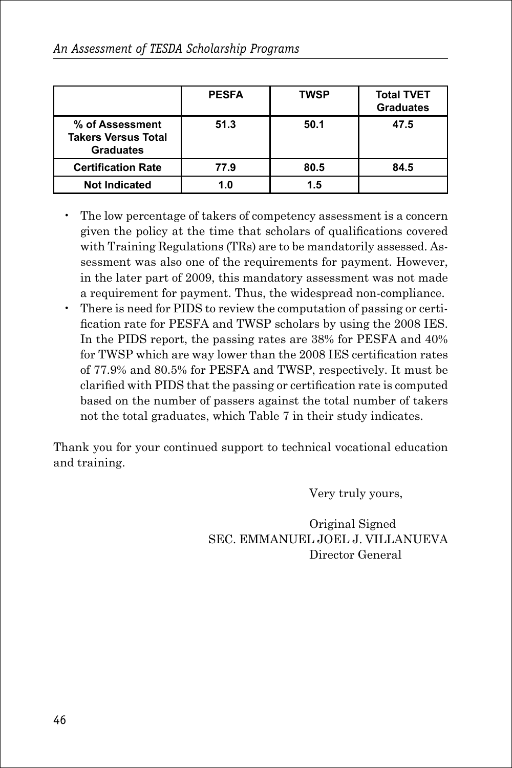|  | PESFA | TWSP | Total TVET Graduates |
|---|---|---|---|
| % of Assessment Takers Versus Total Graduates | 51.3 | 50.1 | 47.5 |
| Certification Rate | 77.9 | 80.5 | 84.5 |
| Not Indicated | 1.0 | 1.5 |  |

- The low percentage of takers of competency assessment is a concern given the policy at the time that scholars of qualifications covered with Training Regulations (TRs) are to be mandatorily assessed. Assessment was also one of the requirements for payment. However, in the later part of 2009, this mandatory assessment was not made a requirement for payment. Thus, the widespread non-compliance.
- There is need for PIDS to review the computation of passing or certification rate for PESFA and TWSP scholars by using the 2008 IES. In the PIDS report, the passing rates are 38% for PESFA and 40% for TWSP which are way lower than the 2008 IES certification rates of 77.9% and 80.5% for PESFA and TWSP, respectively. It must be clarified with PIDS that the passing or certification rate is computed based on the number of passers against the total number of takers not the total graduates, which Table 7 in their study indicates.

Thank you for your continued support to technical vocational education and training.

Very truly yours,

Original Signed
SEC. EMMANUEL JOEL J. VILLANUEVA
Director General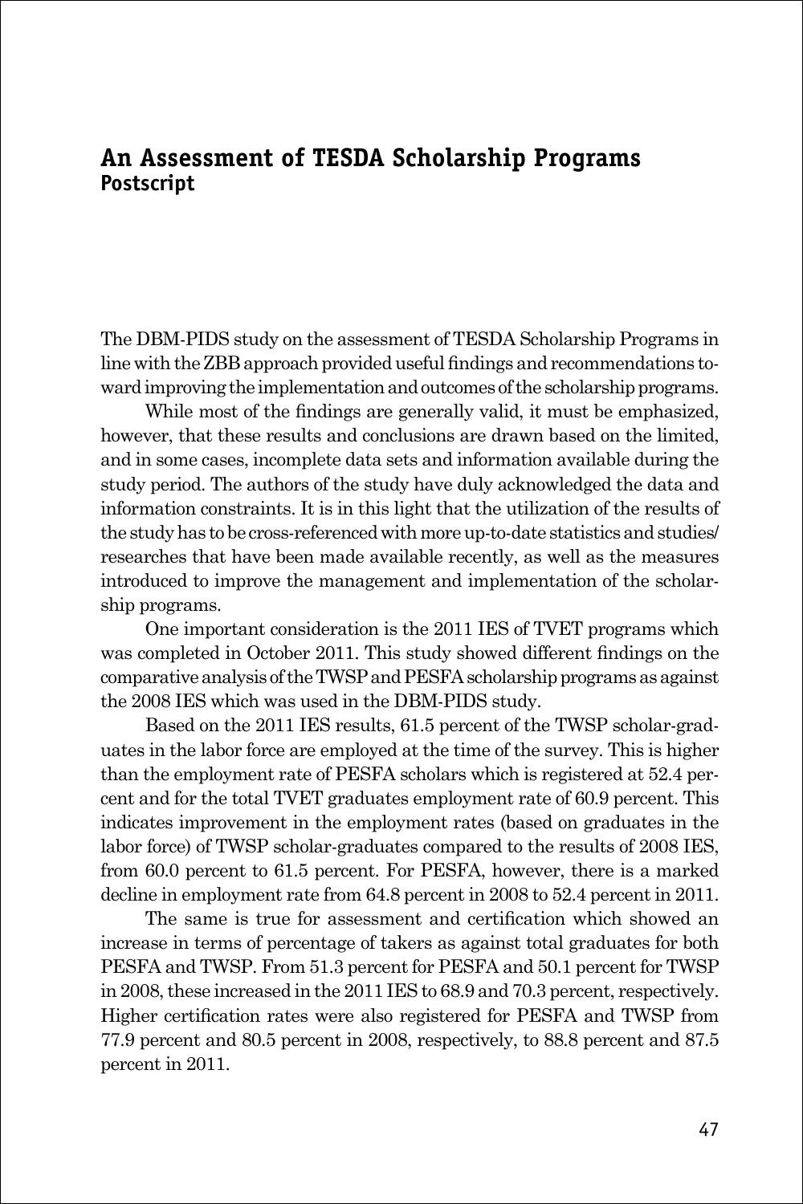## An Assessment of TESDA Scholarship Programs
### Postscript

The DBM-PIDS study on the assessment of TESDA Scholarship Programs in line with the ZBB approach provided useful findings and recommendations toward improving the implementation and outcomes of the scholarship programs.

While most of the findings are generally valid, it must be emphasized, however, that these results and conclusions are drawn based on the limited, and in some cases, incomplete data sets and information available during the study period. The authors of the study have duly acknowledged the data and information constraints. It is in this light that the utilization of the results of the study has to be cross-referenced with more up-to-date statistics and studies/researches that have been made available recently, as well as the measures introduced to improve the management and implementation of the scholarship programs.

One important consideration is the 2011 IES of TVET programs which was completed in October 2011. This study showed different findings on the comparative analysis of the TWSP and PESFA scholarship programs as against the 2008 IES which was used in the DBM-PIDS study.

Based on the 2011 IES results, 61.5 percent of the TWSP scholar-graduates in the labor force are employed at the time of the survey. This is higher than the employment rate of PESFA scholars which is registered at 52.4 percent and for the total TVET graduates employment rate of 60.9 percent. This indicates improvement in the employment rates (based on graduates in the labor force) of TWSP scholar-graduates compared to the results of 2008 IES, from 60.0 percent to 61.5 percent. For PESFA, however, there is a marked decline in employment rate from 64.8 percent in 2008 to 52.4 percent in 2011.

The same is true for assessment and certification which showed an increase in terms of percentage of takers as against total graduates for both PESFA and TWSP. From 51.3 percent for PESFA and 50.1 percent for TWSP in 2008, these increased in the 2011 IES to 68.9 and 70.3 percent, respectively. Higher certification rates were also registered for PESFA and TWSP from 77.9 percent and 80.5 percent in 2008, respectively, to 88.8 percent and 87.5 percent in 2011.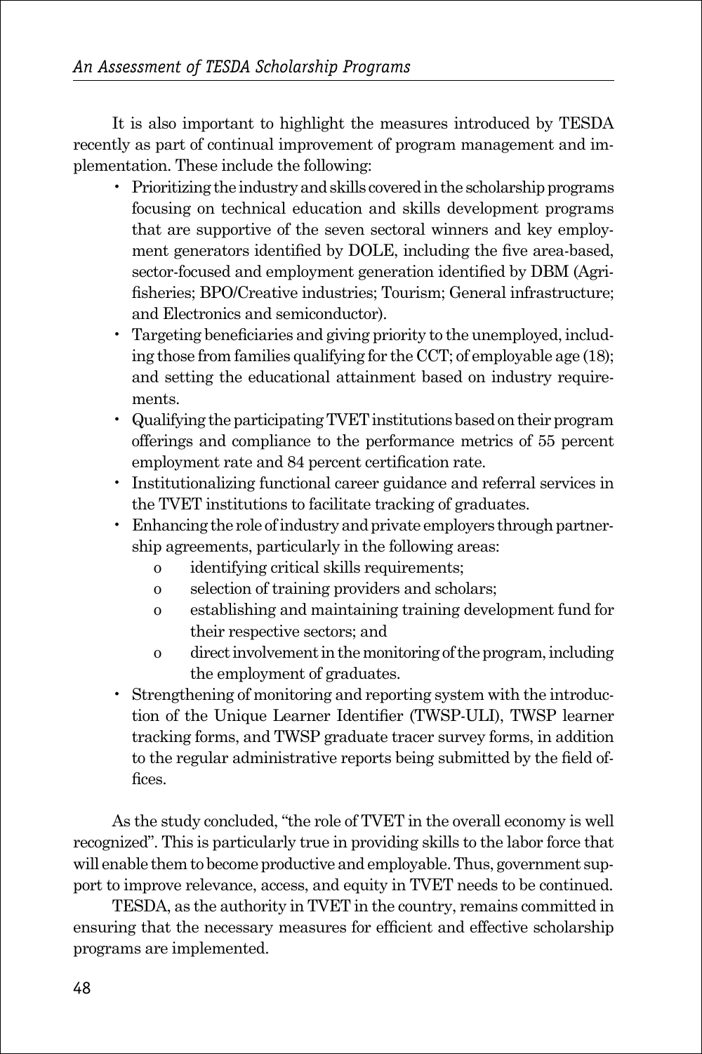It is also important to highlight the measures introduced by TESDA recently as part of continual improvement of program management and implementation. These include the following:

- Prioritizing the industry and skills covered in the scholarship programs focusing on technical education and skills development programs that are supportive of the seven sectoral winners and key employment generators identified by DOLE, including the five area-based, sector-focused and employment generation identified by DBM (Agri-fisheries; BPO/Creative industries; Tourism; General infrastructure; and Electronics and semiconductor).
- Targeting beneficiaries and giving priority to the unemployed, including those from families qualifying for the CCT; of employable age (18); and setting the educational attainment based on industry requirements.
- Qualifying the participating TVET institutions based on their program offerings and compliance to the performance metrics of 55 percent employment rate and 84 percent certification rate.
- Institutionalizing functional career guidance and referral services in the TVET institutions to facilitate tracking of graduates.
- Enhancing the role of industry and private employers through partnership agreements, particularly in the following areas:
  - identifying critical skills requirements;
  - selection of training providers and scholars;
  - establishing and maintaining training development fund for their respective sectors; and
  - direct involvement in the monitoring of the program, including the employment of graduates.
- Strengthening of monitoring and reporting system with the introduction of the Unique Learner Identifier (TWSP-ULI), TWSP learner tracking forms, and TWSP graduate tracer survey forms, in addition to the regular administrative reports being submitted by the field offices.

As the study concluded, "the role of TVET in the overall economy is well recognized". This is particularly true in providing skills to the labor force that will enable them to become productive and employable. Thus, government support to improve relevance, access, and equity in TVET needs to be continued.

TESDA, as the authority in TVET in the country, remains committed in ensuring that the necessary measures for efficient and effective scholarship programs are implemented.